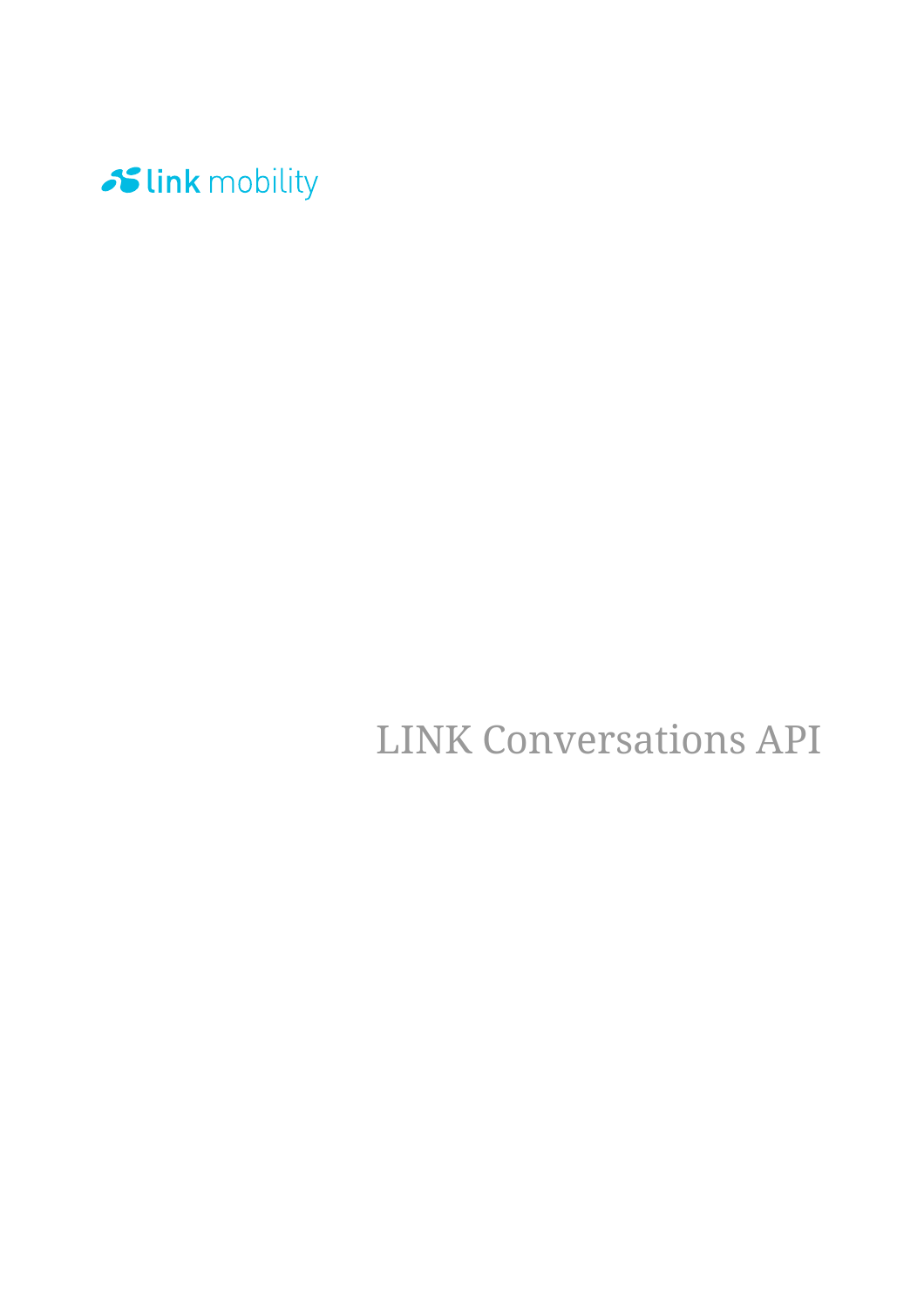link mobility

# LINK Conversations API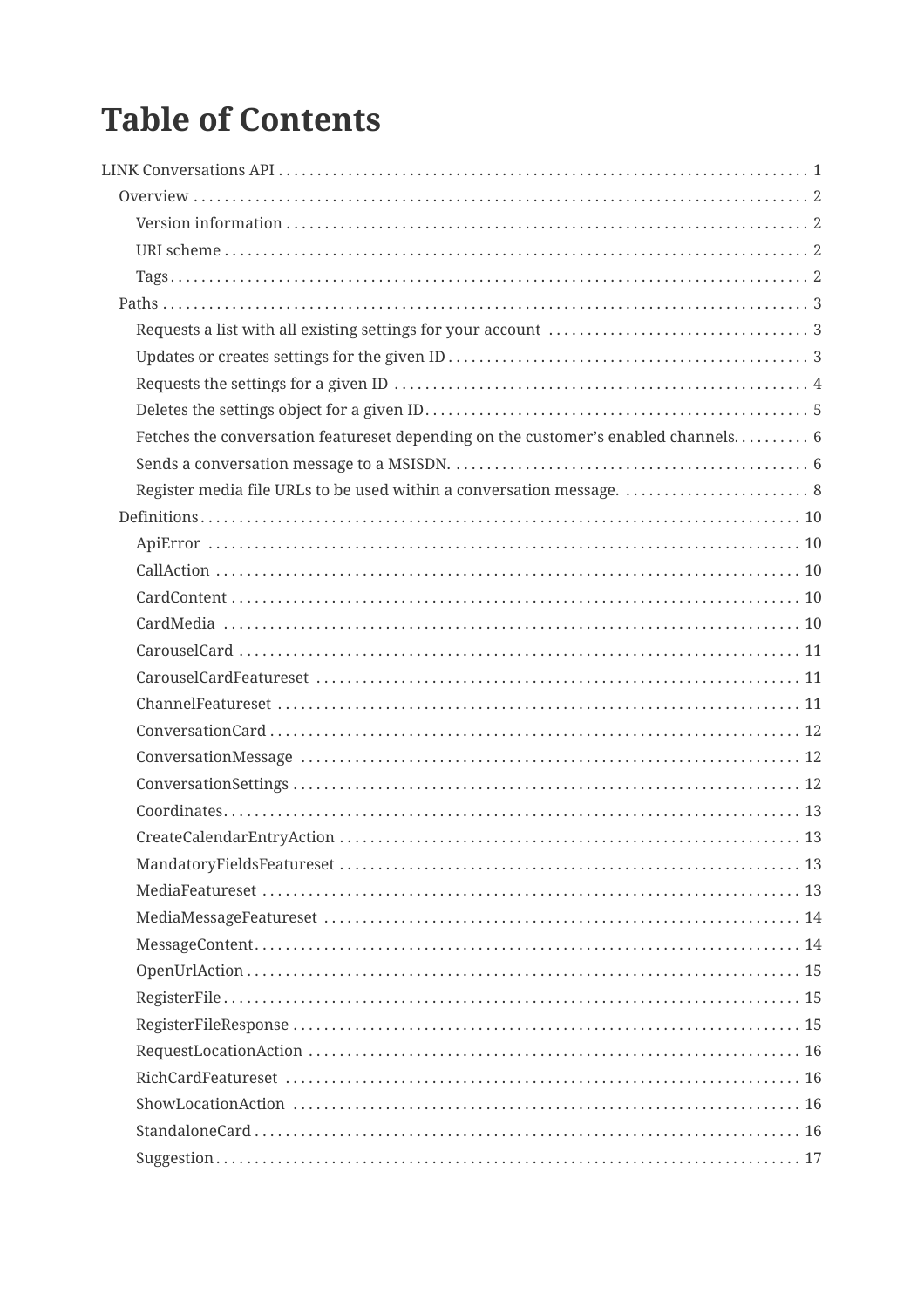# Table of Contents

- LINK Conversations API . . . . . . . . . . 1
  - Overview . . . . . . . . . . 2
    - Version information . . . . . . . . . . 2
    - URI scheme . . . . . . . . . . 2
    - Tags . . . . . . . . . . 2
  - Paths . . . . . . . . . . 3
    - Requests a list with all existing settings for your account . . . . . . . . . . 3
    - Updates or creates settings for the given ID . . . . . . . . . . 3
    - Requests the settings for a given ID . . . . . . . . . . 4
    - Deletes the settings object for a given ID . . . . . . . . . . 5
    - Fetches the conversation featureset depending on the customer's enabled channels. . . . . . . . . . . 6
    - Sends a conversation message to a MSISDN. . . . . . . . . . . 6
    - Register media file URLs to be used within a conversation message. . . . . . . . . . . 8
  - Definitions . . . . . . . . . . 10
    - ApiError . . . . . . . . . . 10
    - CallAction . . . . . . . . . . 10
    - CardContent . . . . . . . . . . 10
    - CardMedia . . . . . . . . . . 10
    - CarouselCard . . . . . . . . . . 11
    - CarouselCardFeatureset . . . . . . . . . . 11
    - ChannelFeatureset . . . . . . . . . . 11
    - ConversationCard . . . . . . . . . . 12
    - ConversationMessage . . . . . . . . . . 12
    - ConversationSettings . . . . . . . . . . 12
    - Coordinates . . . . . . . . . . 13
    - CreateCalendarEntryAction . . . . . . . . . . 13
    - MandatoryFieldsFeatureset . . . . . . . . . . 13
    - MediaFeatureset . . . . . . . . . . 13
    - MediaMessageFeatureset . . . . . . . . . . 14
    - MessageContent . . . . . . . . . . 14
    - OpenUrlAction . . . . . . . . . . 15
    - RegisterFile . . . . . . . . . . 15
    - RegisterFileResponse . . . . . . . . . . 15
    - RequestLocationAction . . . . . . . . . . 16
    - RichCardFeatureset . . . . . . . . . . 16
    - ShowLocationAction . . . . . . . . . . 16
    - StandaloneCard . . . . . . . . . . 16
    - Suggestion . . . . . . . . . . 17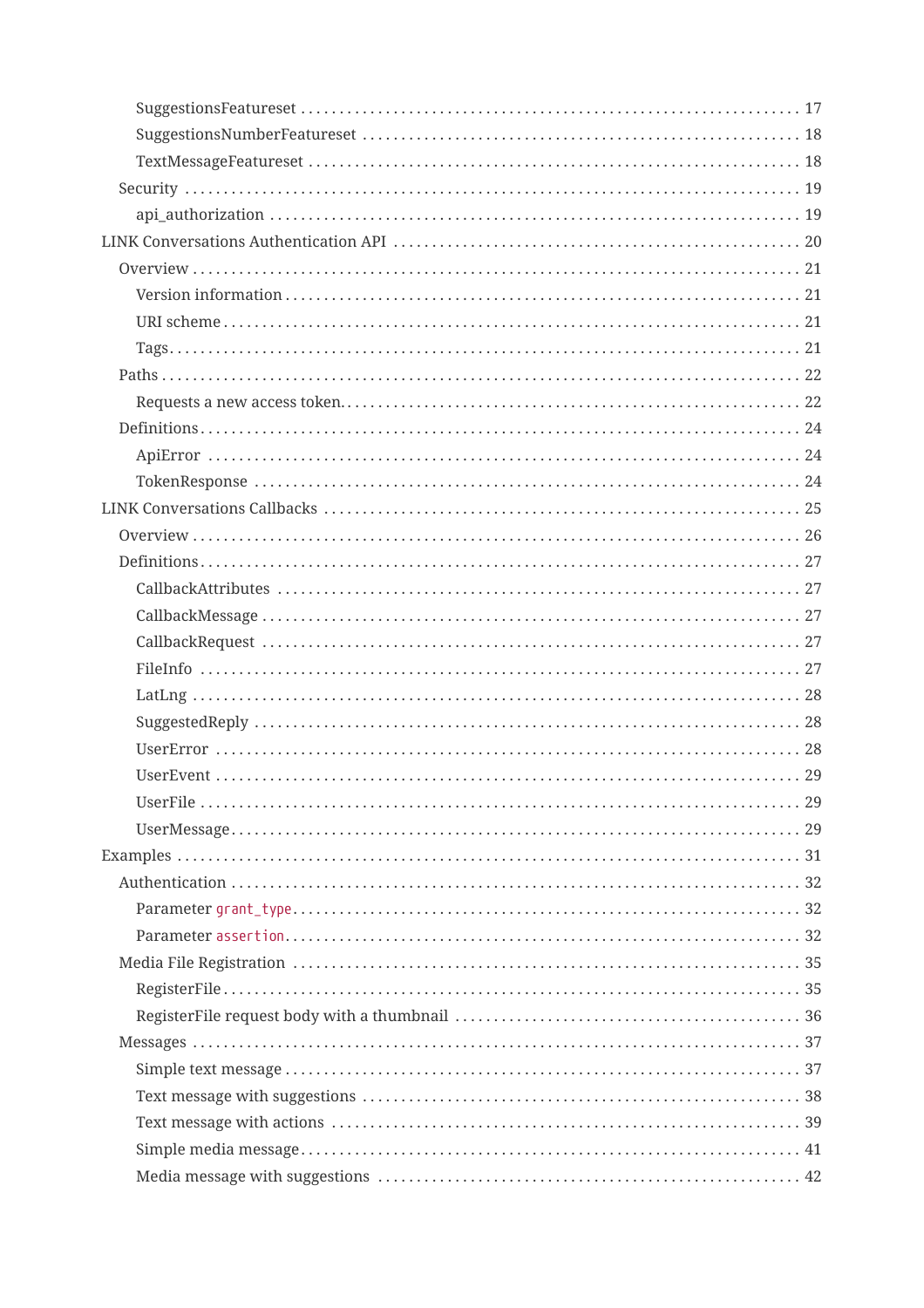- SuggestionsFeatureset ... 17
- SuggestionsNumberFeatureset ... 18
- TextMessageFeatureset ... 18
- Security ... 19
  - api_authorization ... 19
- LINK Conversations Authentication API ... 20
  - Overview ... 21
    - Version information ... 21
    - URI scheme ... 21
    - Tags ... 21
  - Paths ... 22
    - Requests a new access token ... 22
  - Definitions ... 24
    - ApiError ... 24
    - TokenResponse ... 24
- LINK Conversations Callbacks ... 25
  - Overview ... 26
  - Definitions ... 27
    - CallbackAttributes ... 27
    - CallbackMessage ... 27
    - CallbackRequest ... 27
    - FileInfo ... 27
    - LatLng ... 28
    - SuggestedReply ... 28
    - UserError ... 28
    - UserEvent ... 29
    - UserFile ... 29
    - UserMessage ... 29
- Examples ... 31
  - Authentication ... 32
    - Parameter `grant_type` ... 32
    - Parameter `assertion` ... 32
  - Media File Registration ... 35
    - RegisterFile ... 35
    - RegisterFile request body with a thumbnail ... 36
  - Messages ... 37
    - Simple text message ... 37
    - Text message with suggestions ... 38
    - Text message with actions ... 39
    - Simple media message ... 41
    - Media message with suggestions ... 42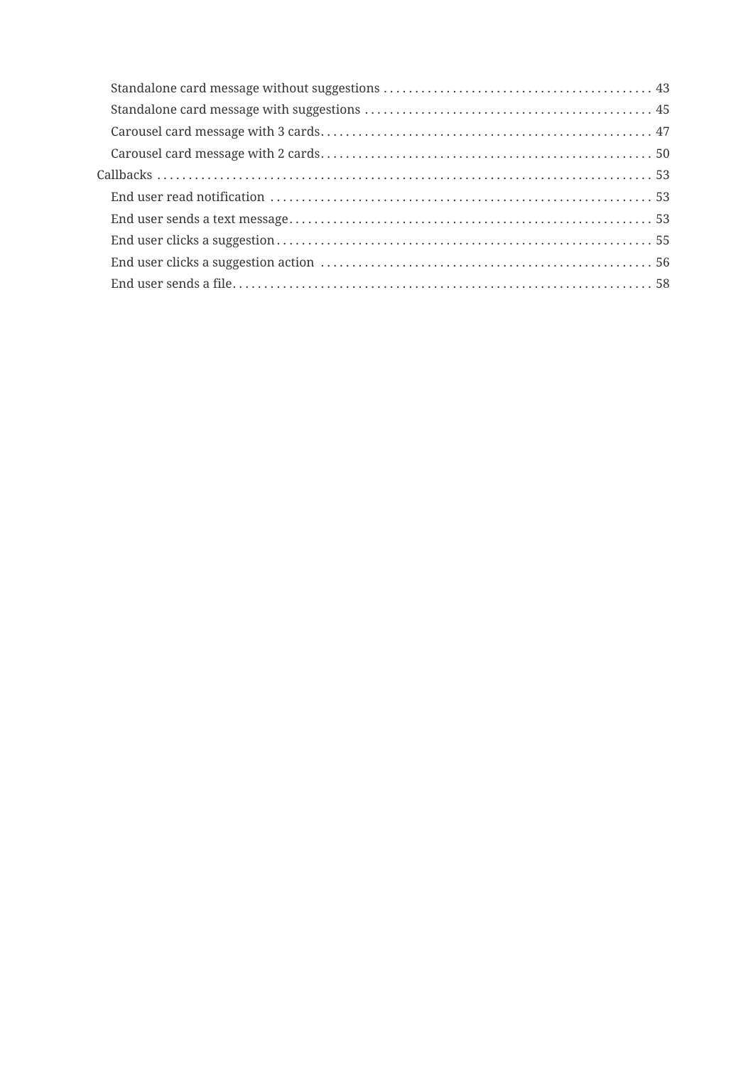- Standalone card message without suggestions . . . . . . . . . . . . . . . . . . . . . . . . . . . . . . . . . . . . . . . . . . 43
- Standalone card message with suggestions . . . . . . . . . . . . . . . . . . . . . . . . . . . . . . . . . . . . . . . . . . . . . 45
- Carousel card message with 3 cards. . . . . . . . . . . . . . . . . . . . . . . . . . . . . . . . . . . . . . . . . . . . . . . . . . . . 47
- Carousel card message with 2 cards. . . . . . . . . . . . . . . . . . . . . . . . . . . . . . . . . . . . . . . . . . . . . . . . . . . . 50

Callbacks . . . . . . . . . . . . . . . . . . . . . . . . . . . . . . . . . . . . . . . . . . . . . . . . . . . . . . . . . . . . . . . . . . . . . . . . . . 53

- End user read notification . . . . . . . . . . . . . . . . . . . . . . . . . . . . . . . . . . . . . . . . . . . . . . . . . . . . . . . . . . . 53
- End user sends a text message. . . . . . . . . . . . . . . . . . . . . . . . . . . . . . . . . . . . . . . . . . . . . . . . . . . . . . . . . 53
- End user clicks a suggestion . . . . . . . . . . . . . . . . . . . . . . . . . . . . . . . . . . . . . . . . . . . . . . . . . . . . . . . . . . . 55
- End user clicks a suggestion action . . . . . . . . . . . . . . . . . . . . . . . . . . . . . . . . . . . . . . . . . . . . . . . . . . . . 56
- End user sends a file. . . . . . . . . . . . . . . . . . . . . . . . . . . . . . . . . . . . . . . . . . . . . . . . . . . . . . . . . . . . . . . . . . 58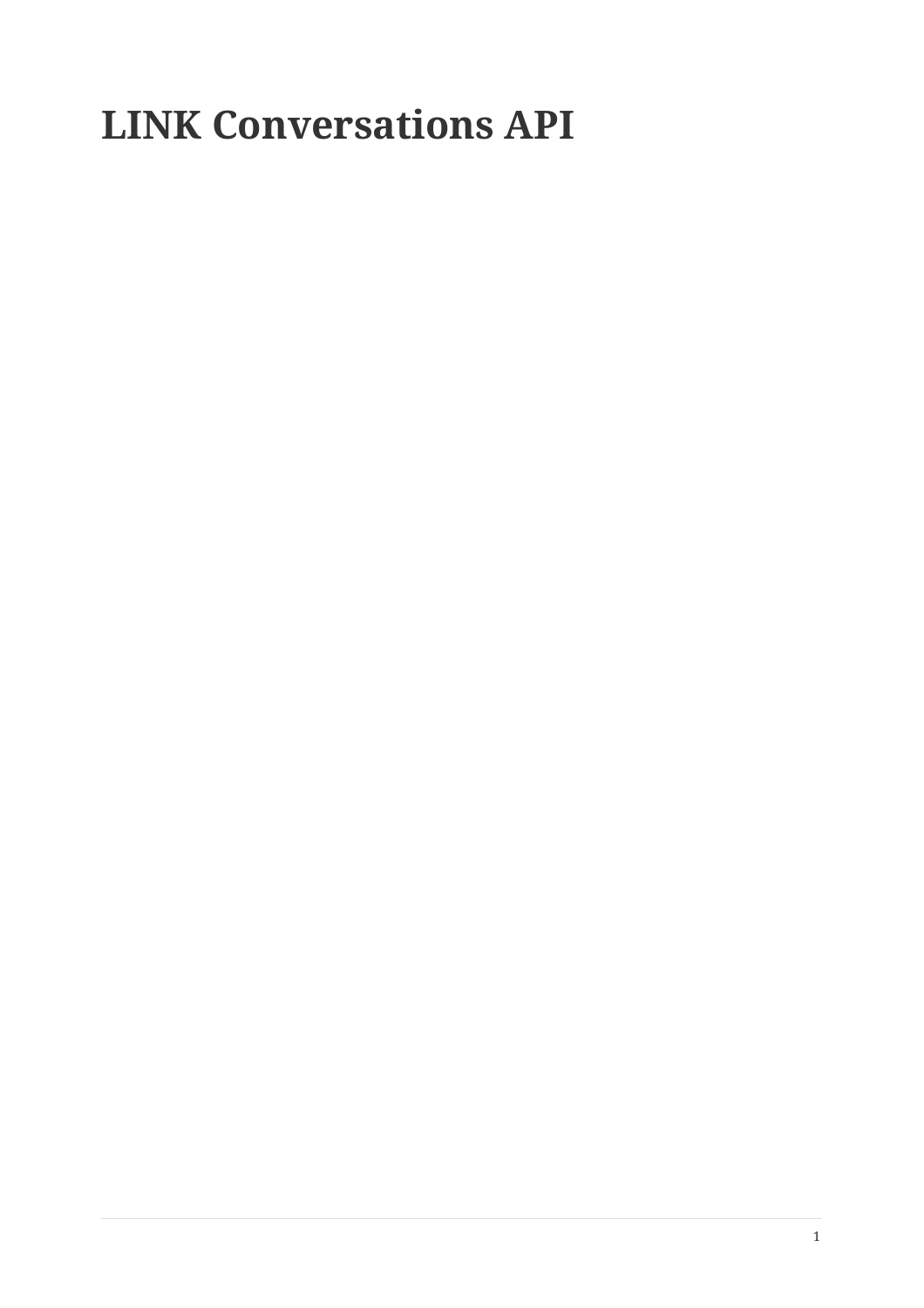# LINK Conversations API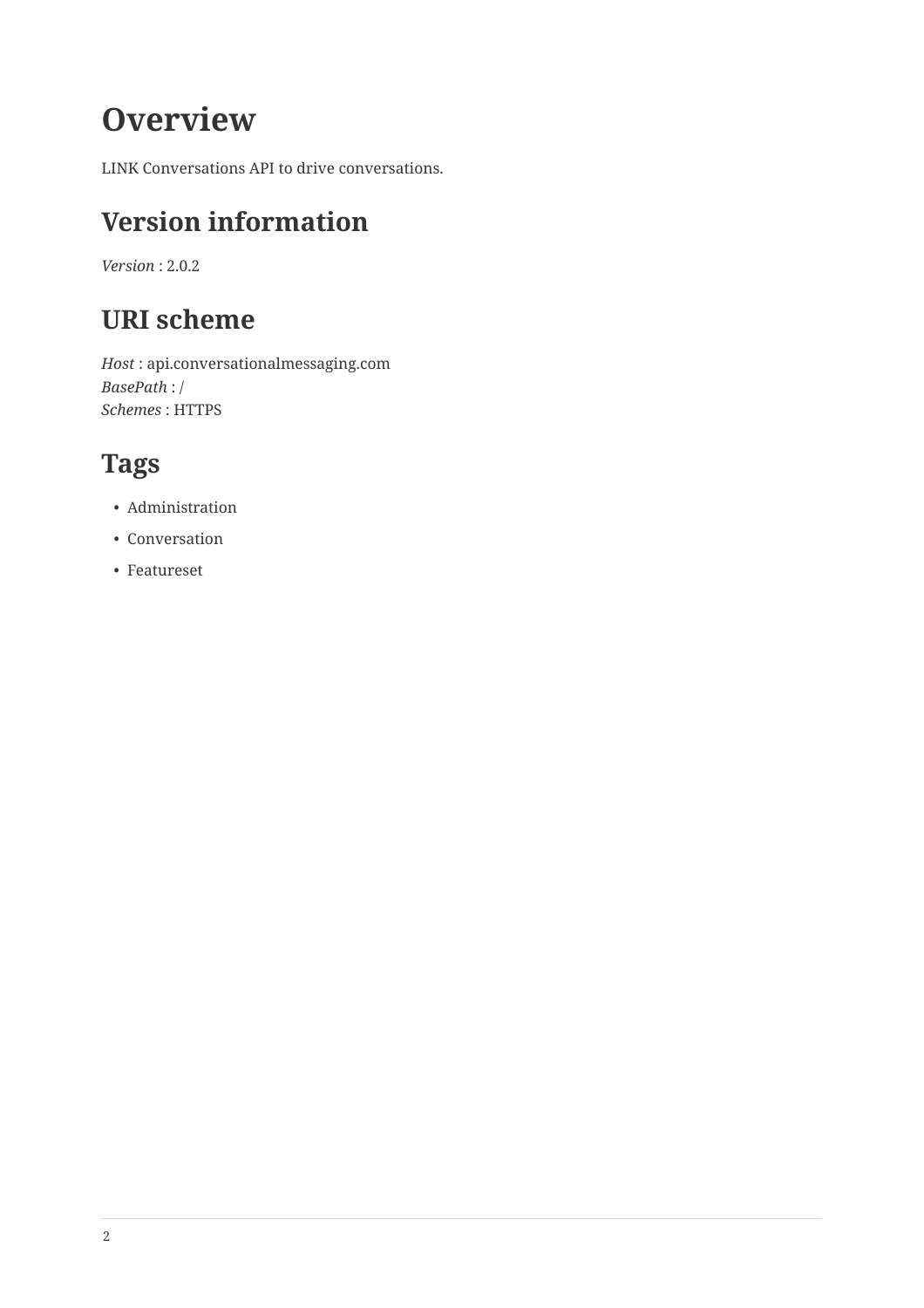# Overview

LINK Conversations API to drive conversations.

## Version information

*Version* : 2.0.2

## URI scheme

*Host* : api.conversationalmessaging.com
*BasePath* : /
*Schemes* : HTTPS

## Tags

- Administration
- Conversation
- Featureset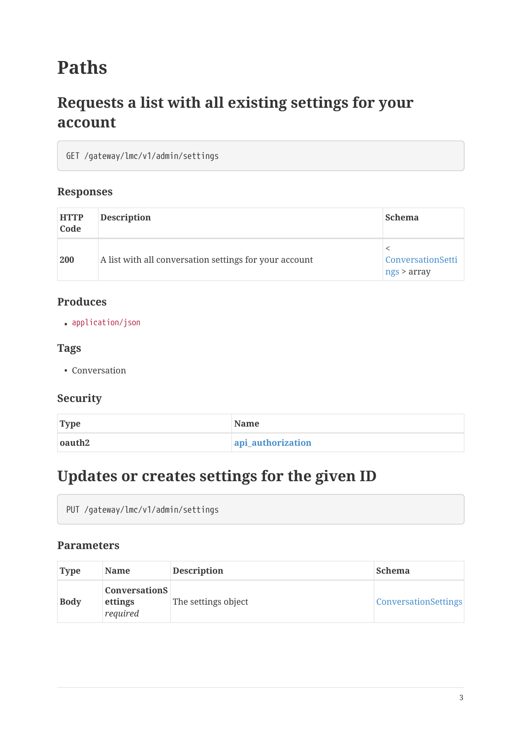# Paths

## Requests a list with all existing settings for your account

```
GET /gateway/lmc/v1/admin/settings
```

### Responses

| HTTP Code | Description | Schema |
| --- | --- | --- |
| **200** | A list with all conversation settings for your account | < ConversationSettings > array |

### Produces

- `application/json`

### Tags

- Conversation

### Security

| Type | Name |
| --- | --- |
| **oauth2** | **api_authorization** |

## Updates or creates settings for the given ID

```
PUT /gateway/lmc/v1/admin/settings
```

### Parameters

| Type | Name | Description | Schema |
| --- | --- | --- | --- |
| **Body** | **ConversationSettings** *required* | The settings object | ConversationSettings |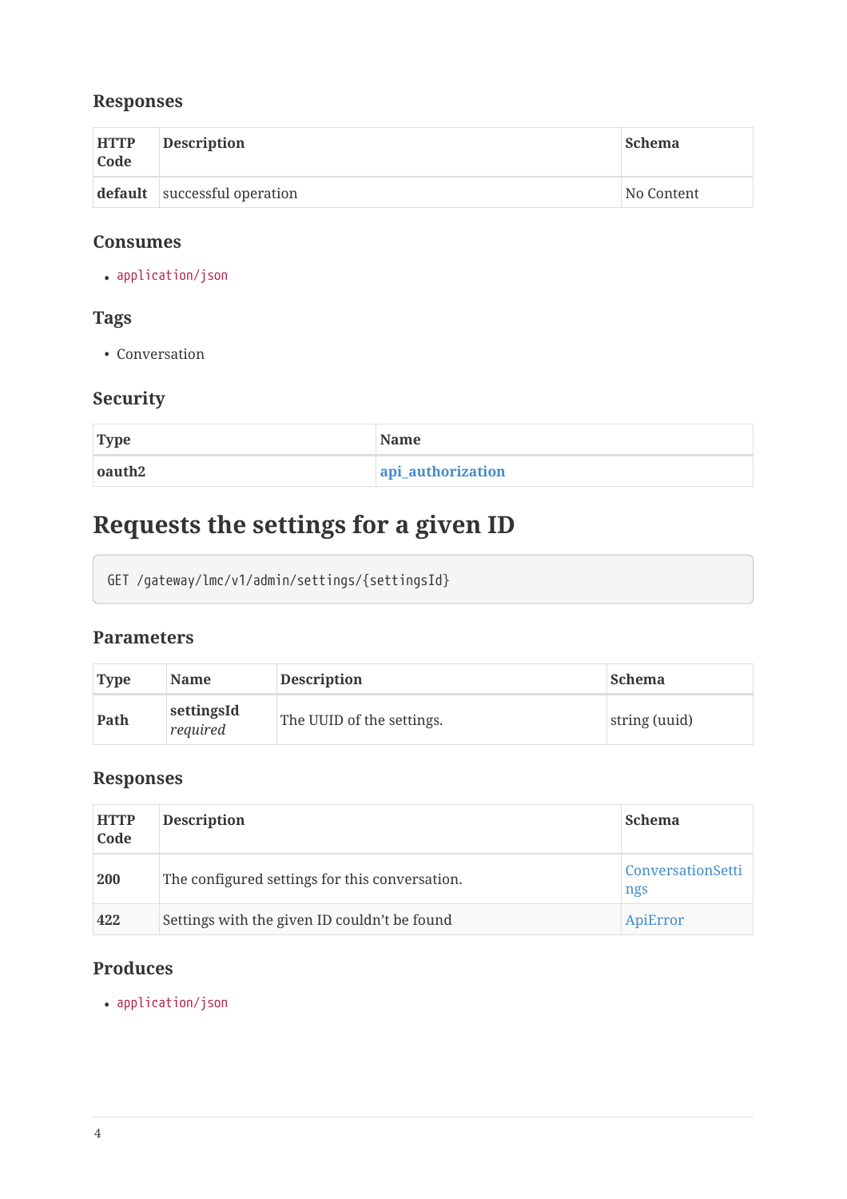#### Responses

| HTTP Code | Description | Schema |
| --- | --- | --- |
| **default** | successful operation | No Content |

#### Consumes

- `application/json`

#### Tags

- Conversation

#### Security

| Type | Name |
| --- | --- |
| **oauth2** | **api_authorization** |

### Requests the settings for a given ID

```
GET /gateway/lmc/v1/admin/settings/{settingsId}
```

#### Parameters

| Type | Name | Description | Schema |
| --- | --- | --- | --- |
| **Path** | **settingsId** *required* | The UUID of the settings. | string (uuid) |

#### Responses

| HTTP Code | Description | Schema |
| --- | --- | --- |
| **200** | The configured settings for this conversation. | ConversationSettings |
| **422** | Settings with the given ID couldn't be found | ApiError |

#### Produces

- `application/json`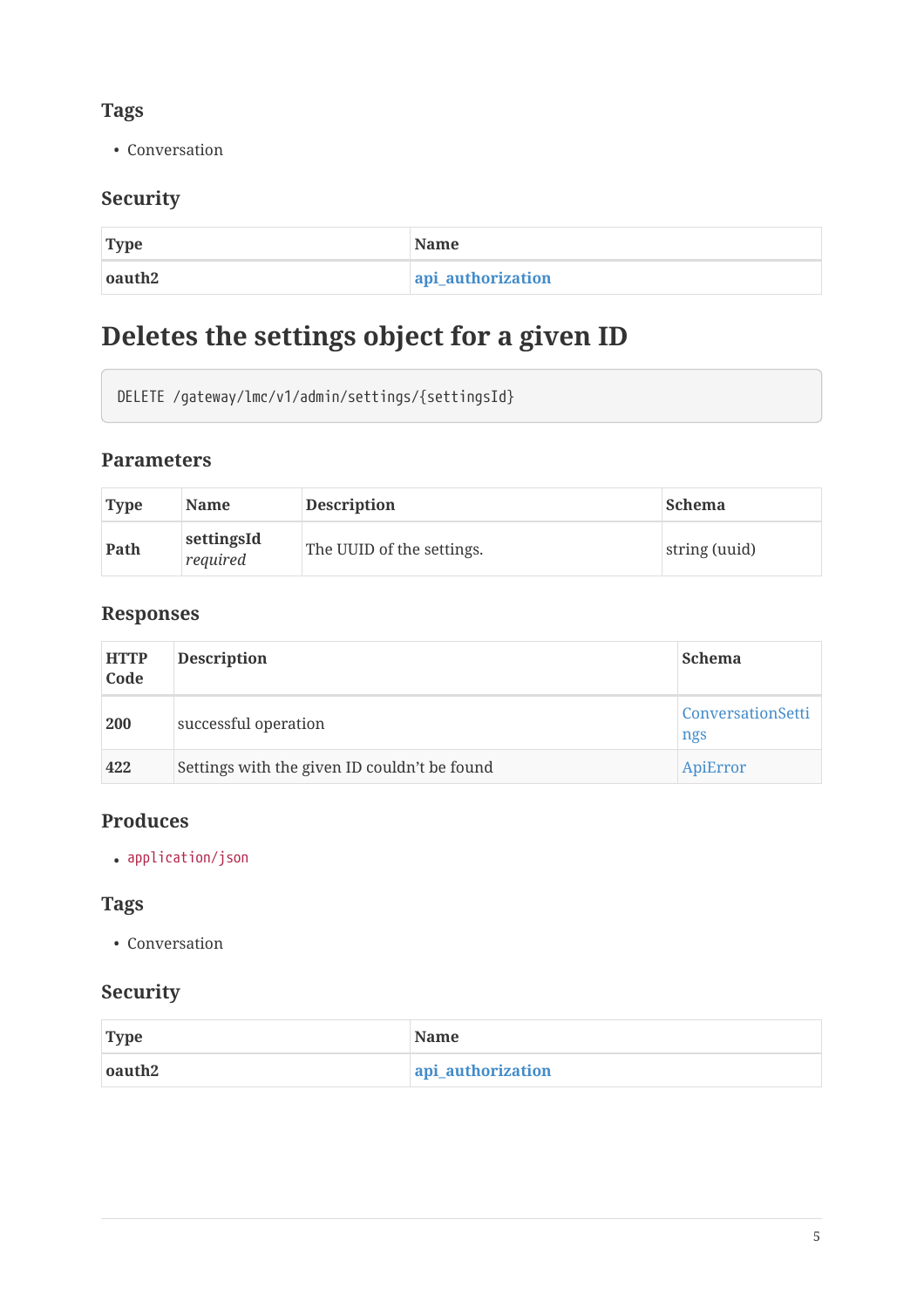#### Tags

- Conversation

#### Security

| Type | Name |
| --- | --- |
| **oauth2** | **api_authorization** |

### Deletes the settings object for a given ID

```
DELETE /gateway/lmc/v1/admin/settings/{settingsId}
```

#### Parameters

| Type | Name | Description | Schema |
| --- | --- | --- | --- |
| **Path** | **settingsId** *required* | The UUID of the settings. | string (uuid) |

#### Responses

| HTTP Code | Description | Schema |
| --- | --- | --- |
| **200** | successful operation | ConversationSettings |
| **422** | Settings with the given ID couldn't be found | ApiError |

#### Produces

- `application/json`

#### Tags

- Conversation

#### Security

| Type | Name |
| --- | --- |
| **oauth2** | **api_authorization** |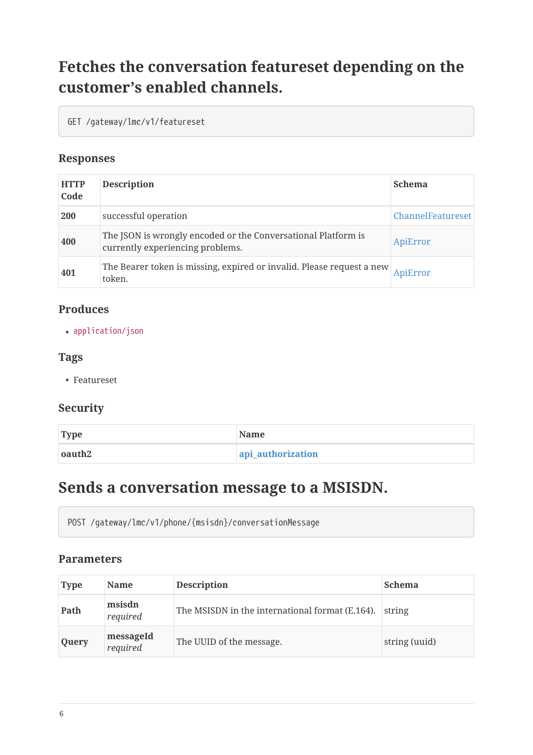## Fetches the conversation featureset depending on the customer’s enabled channels.

```
GET /gateway/lmc/v1/featureset
```

### Responses

| HTTP Code | Description | Schema |
| --- | --- | --- |
| **200** | successful operation | ChannelFeatureset |
| **400** | The JSON is wrongly encoded or the Conversational Platform is currently experiencing problems. | ApiError |
| **401** | The Bearer token is missing, expired or invalid. Please request a new token. | ApiError |

### Produces

- `application/json`

### Tags

- Featureset

### Security

| Type | Name |
| --- | --- |
| **oauth2** | **api_authorization** |

## Sends a conversation message to a MSISDN.

```
POST /gateway/lmc/v1/phone/{msisdn}/conversationMessage
```

### Parameters

| Type | Name | Description | Schema |
| --- | --- | --- | --- |
| **Path** | **msisdn** *required* | The MSISDN in the international format (E.164). | string |
| **Query** | **messageId** *required* | The UUID of the message. | string (uuid) |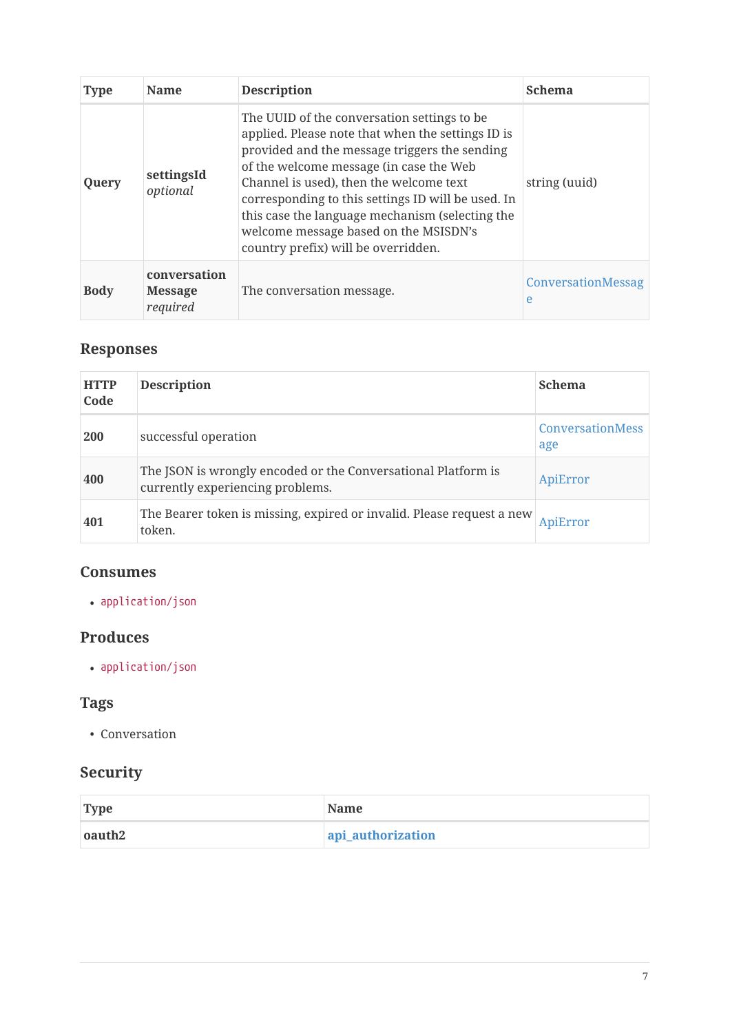| Type | Name | Description | Schema |
| --- | --- | --- | --- |
| **Query** | **settingsId** *optional* | The UUID of the conversation settings to be applied. Please note that when the settings ID is provided and the message triggers the sending of the welcome message (in case the Web Channel is used), then the welcome text corresponding to this settings ID will be used. In this case the language mechanism (selecting the welcome message based on the MSISDN's country prefix) will be overridden. | string (uuid) |
| **Body** | **conversation Message** *required* | The conversation message. | ConversationMessage |

### Responses

| HTTP Code | Description | Schema |
| --- | --- | --- |
| **200** | successful operation | ConversationMessage |
| **400** | The JSON is wrongly encoded or the Conversational Platform is currently experiencing problems. | ApiError |
| **401** | The Bearer token is missing, expired or invalid. Please request a new token. | ApiError |

### Consumes

- `application/json`

### Produces

- `application/json`

### Tags

- Conversation

### Security

| Type | Name |
| --- | --- |
| **oauth2** | **api_authorization** |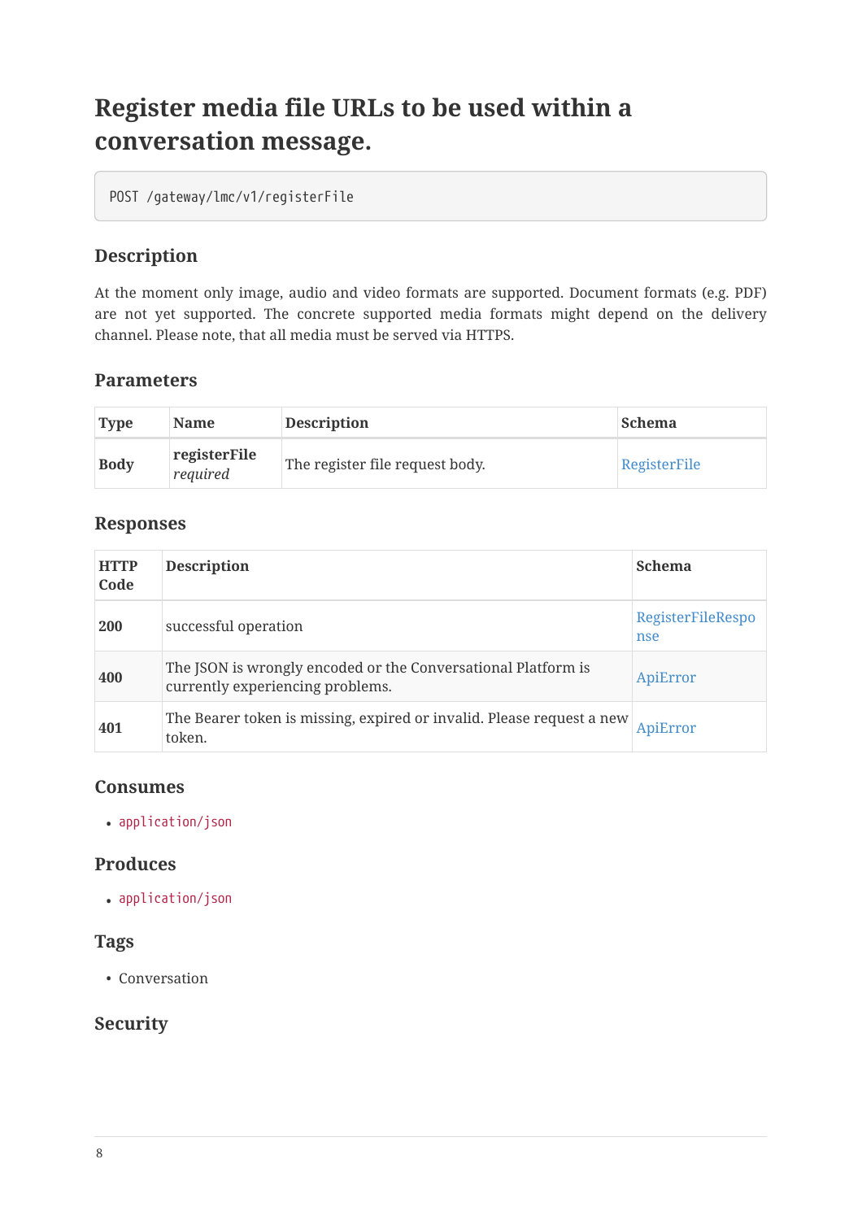## Register media file URLs to be used within a conversation message.

```
POST /gateway/lmc/v1/registerFile
```

### Description

At the moment only image, audio and video formats are supported. Document formats (e.g. PDF) are not yet supported. The concrete supported media formats might depend on the delivery channel. Please note, that all media must be served via HTTPS.

### Parameters

| Type | Name | Description | Schema |
|---|---|---|---|
| **Body** | **registerFile** *required* | The register file request body. | RegisterFile |

### Responses

| HTTP Code | Description | Schema |
|---|---|---|
| **200** | successful operation | RegisterFileResponse |
| **400** | The JSON is wrongly encoded or the Conversational Platform is currently experiencing problems. | ApiError |
| **401** | The Bearer token is missing, expired or invalid. Please request a new token. | ApiError |

### Consumes

- `application/json`

### Produces

- `application/json`

### Tags

- Conversation

### Security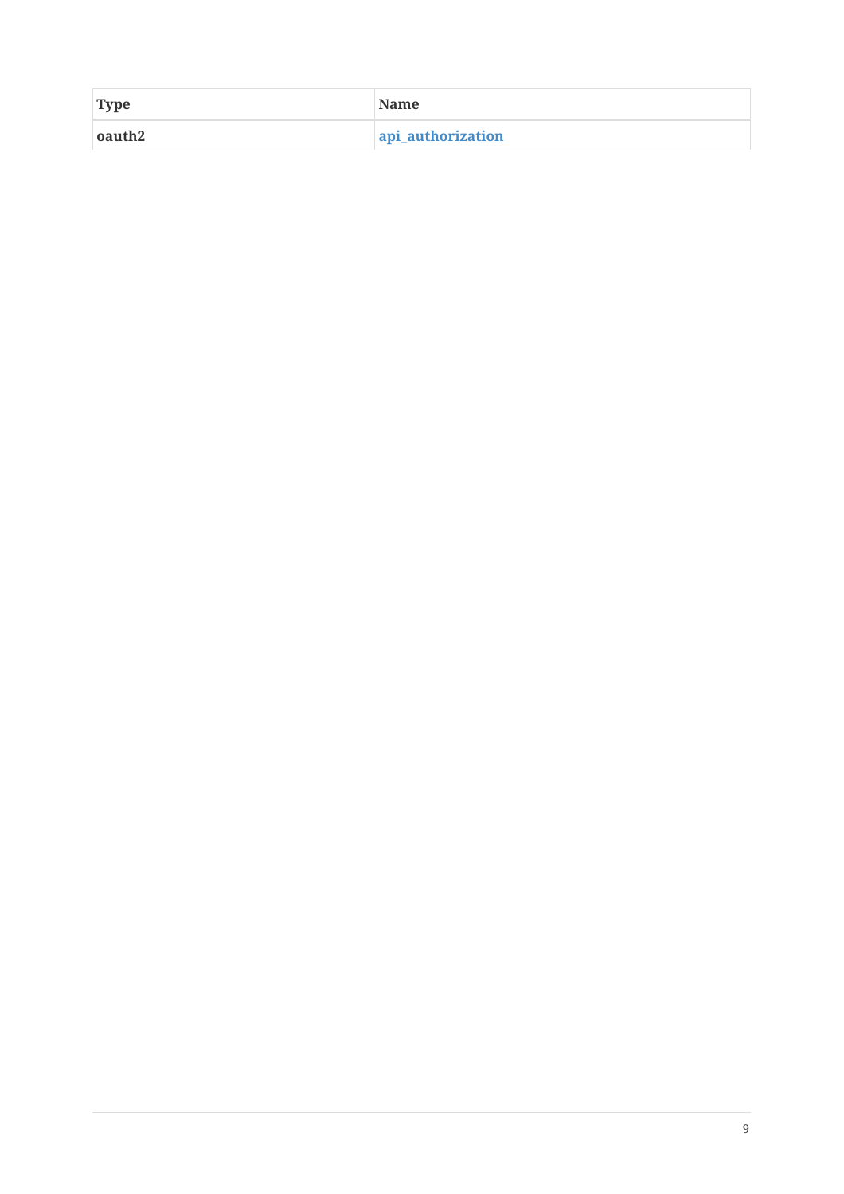| Type | Name |
| --- | --- |
| **oauth2** | **api_authorization** |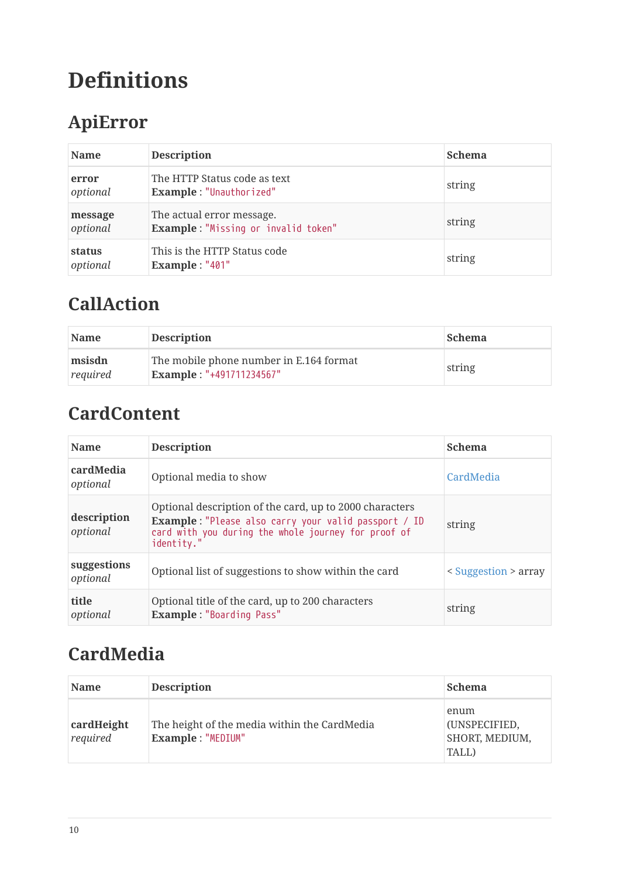# Definitions

## ApiError

| Name | Description | Schema |
|---|---|---|
| **error** *optional* | The HTTP Status code as text **Example** : `"Unauthorized"` | string |
| **message** *optional* | The actual error message. **Example** : `"Missing or invalid token"` | string |
| **status** *optional* | This is the HTTP Status code **Example** : `"401"` | string |

## CallAction

| Name | Description | Schema |
|---|---|---|
| **msisdn** *required* | The mobile phone number in E.164 format **Example** : `"+491711234567"` | string |

## CardContent

| Name | Description | Schema |
|---|---|---|
| **cardMedia** *optional* | Optional media to show | CardMedia |
| **description** *optional* | Optional description of the card, up to 2000 characters **Example** : `"Please also carry your valid passport / ID card with you during the whole journey for proof of identity."` | string |
| **suggestions** *optional* | Optional list of suggestions to show within the card | < Suggestion > array |
| **title** *optional* | Optional title of the card, up to 200 characters **Example** : `"Boarding Pass"` | string |

## CardMedia

| Name | Description | Schema |
|---|---|---|
| **cardHeight** *required* | The height of the media within the CardMedia **Example** : `"MEDIUM"` | enum (UNSPECIFIED, SHORT, MEDIUM, TALL) |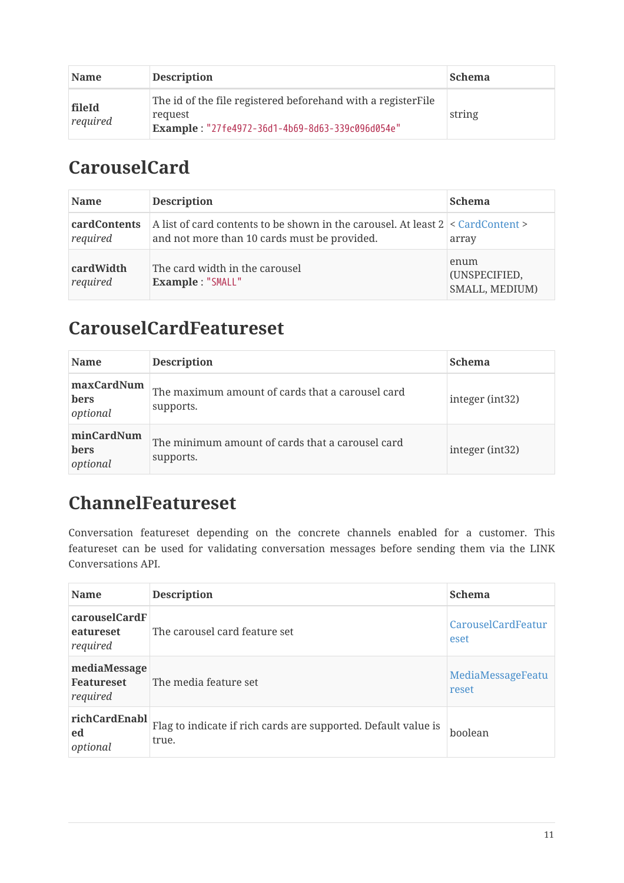| Name | Description | Schema |
| --- | --- | --- |
| **fileId** *required* | The id of the file registered beforehand with a registerFile request **Example** : `"27fe4972-36d1-4b69-8d63-339c096d054e"` | string |

## CarouselCard

| Name | Description | Schema |
| --- | --- | --- |
| **cardContents** *required* | A list of card contents to be shown in the carousel. At least 2 and not more than 10 cards must be provided. | < CardContent > array |
| **cardWidth** *required* | The card width in the carousel **Example** : `"SMALL"` | enum (UNSPECIFIED, SMALL, MEDIUM) |

## CarouselCardFeatureset

| Name | Description | Schema |
| --- | --- | --- |
| **maxCardNumbers** *optional* | The maximum amount of cards that a carousel card supports. | integer (int32) |
| **minCardNumbers** *optional* | The minimum amount of cards that a carousel card supports. | integer (int32) |

## ChannelFeatureset

Conversation featureset depending on the concrete channels enabled for a customer. This featureset can be used for validating conversation messages before sending them via the LINK Conversations API.

| Name | Description | Schema |
| --- | --- | --- |
| **carouselCardFeatureset** *required* | The carousel card feature set | CarouselCardFeatureset |
| **mediaMessageFeatureset** *required* | The media feature set | MediaMessageFeatureset |
| **richCardEnabled** *optional* | Flag to indicate if rich cards are supported. Default value is true. | boolean |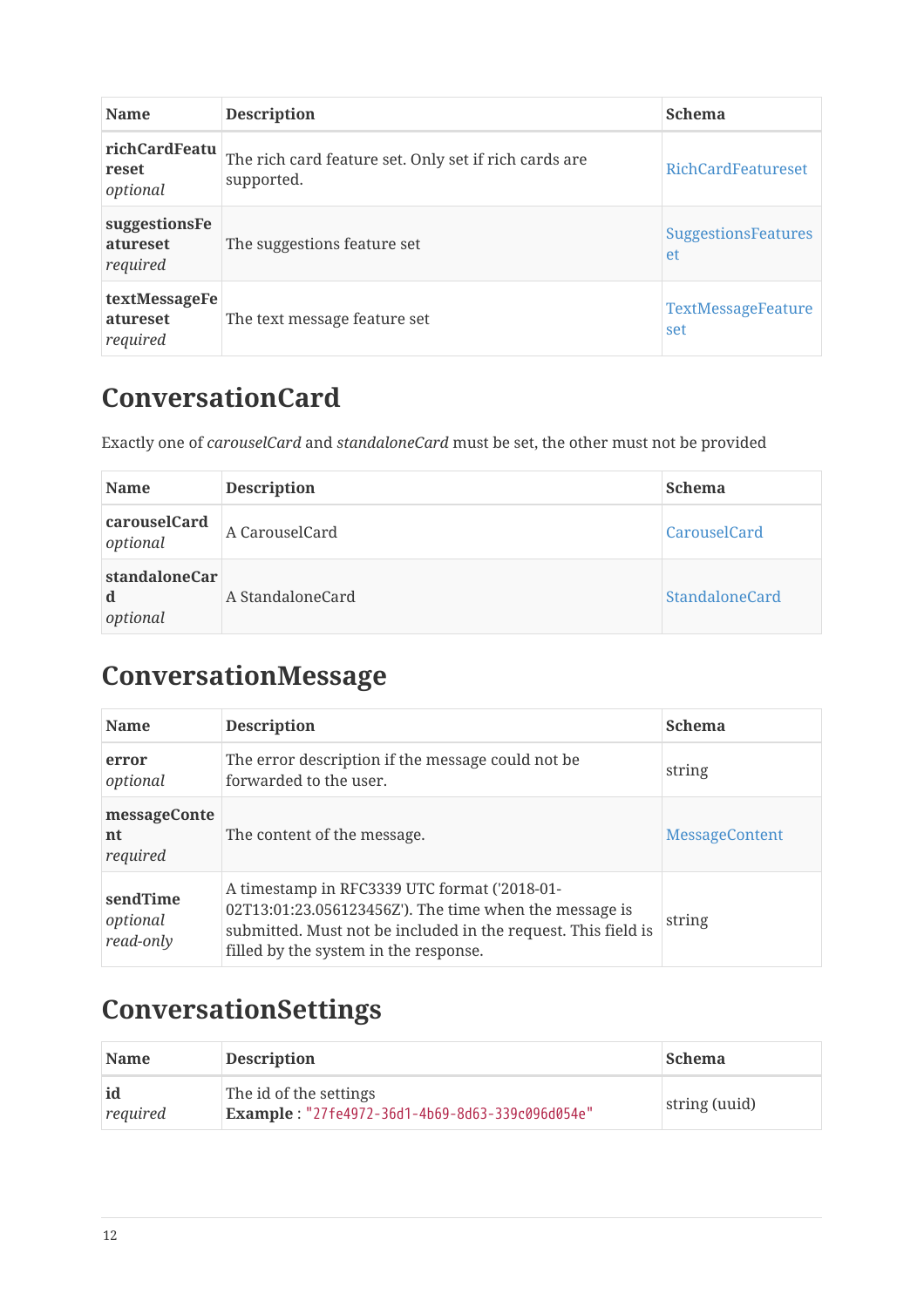| Name | Description | Schema |
| --- | --- | --- |
| **richCardFeatureset** *optional* | The rich card feature set. Only set if rich cards are supported. | RichCardFeatureset |
| **suggestionsFeatureset** *required* | The suggestions feature set | SuggestionsFeatureset |
| **textMessageFeatureset** *required* | The text message feature set | TextMessageFeatureset |

## ConversationCard

Exactly one of *carouselCard* and *standaloneCard* must be set, the other must not be provided

| Name | Description | Schema |
| --- | --- | --- |
| **carouselCard** *optional* | A CarouselCard | CarouselCard |
| **standaloneCard** *optional* | A StandaloneCard | StandaloneCard |

## ConversationMessage

| Name | Description | Schema |
| --- | --- | --- |
| **error** *optional* | The error description if the message could not be forwarded to the user. | string |
| **messageContent** *required* | The content of the message. | MessageContent |
| **sendTime** *optional* *read-only* | A timestamp in RFC3339 UTC format ('2018-01-02T13:01:23.056123456Z'). The time when the message is submitted. Must not be included in the request. This field is filled by the system in the response. | string |

## ConversationSettings

| Name | Description | Schema |
| --- | --- | --- |
| **id** *required* | The id of the settings **Example** : `"27fe4972-36d1-4b69-8d63-339c096d054e"` | string (uuid) |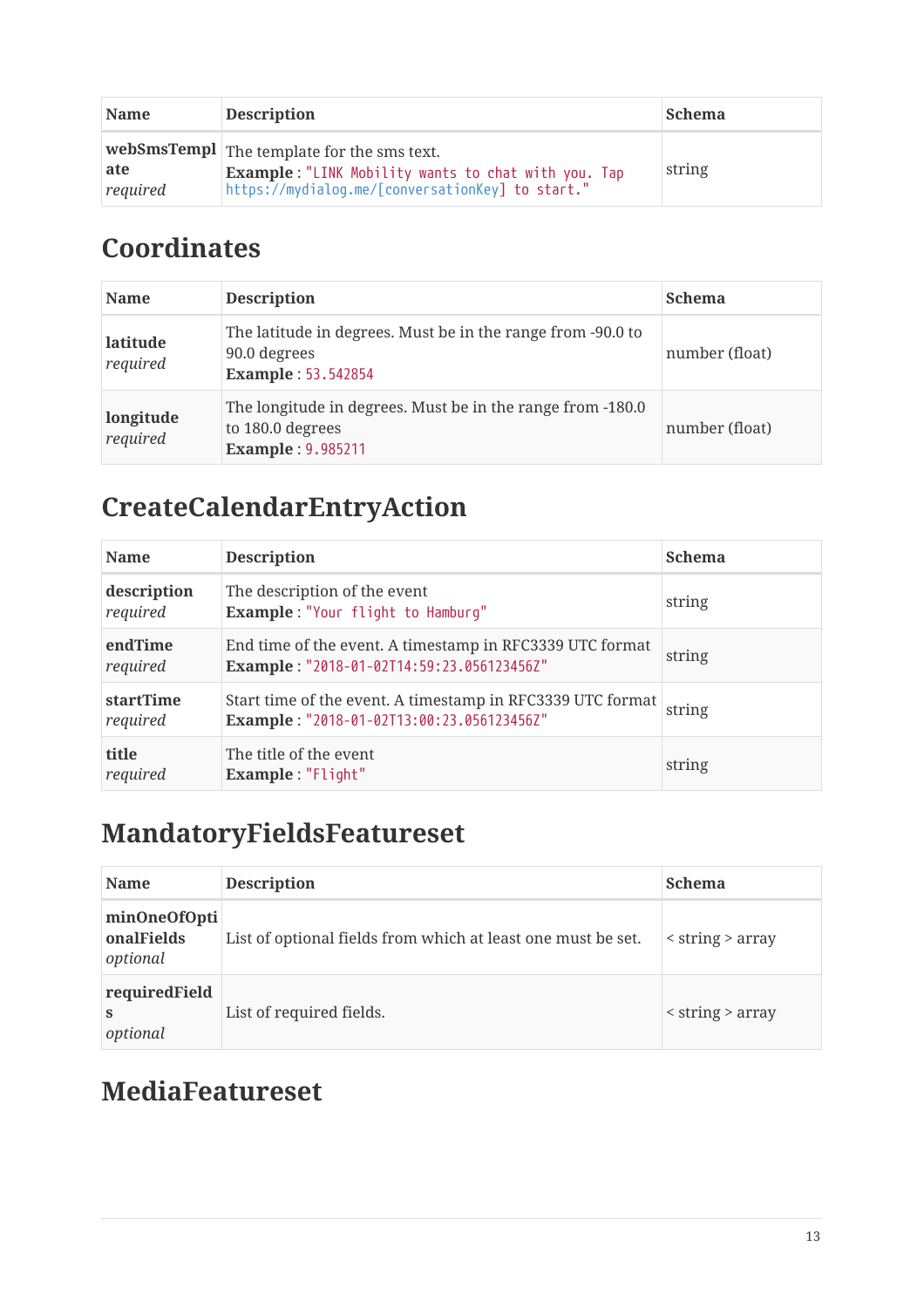| Name | Description | Schema |
|---|---|---|
| **webSmsTemplate**<br>*required* | The template for the sms text.<br>**Example** : "LINK Mobility wants to chat with you. Tap https://mydialog.me/[conversationKey] to start." | string |

## Coordinates

| Name | Description | Schema |
|---|---|---|
| **latitude**<br>*required* | The latitude in degrees. Must be in the range from -90.0 to 90.0 degrees<br>**Example** : 53.542854 | number (float) |
| **longitude**<br>*required* | The longitude in degrees. Must be in the range from -180.0 to 180.0 degrees<br>**Example** : 9.985211 | number (float) |

## CreateCalendarEntryAction

| Name | Description | Schema |
|---|---|---|
| **description**<br>*required* | The description of the event<br>**Example** : "Your flight to Hamburg" | string |
| **endTime**<br>*required* | End time of the event. A timestamp in RFC3339 UTC format<br>**Example** : "2018-01-02T14:59:23.056123456Z" | string |
| **startTime**<br>*required* | Start time of the event. A timestamp in RFC3339 UTC format<br>**Example** : "2018-01-02T13:00:23.056123456Z" | string |
| **title**<br>*required* | The title of the event<br>**Example** : "Flight" | string |

## MandatoryFieldsFeatureset

| Name | Description | Schema |
|---|---|---|
| **minOneOfOptionalFields**<br>*optional* | List of optional fields from which at least one must be set. | < string > array |
| **requiredFields**<br>*optional* | List of required fields. | < string > array |

## MediaFeatureset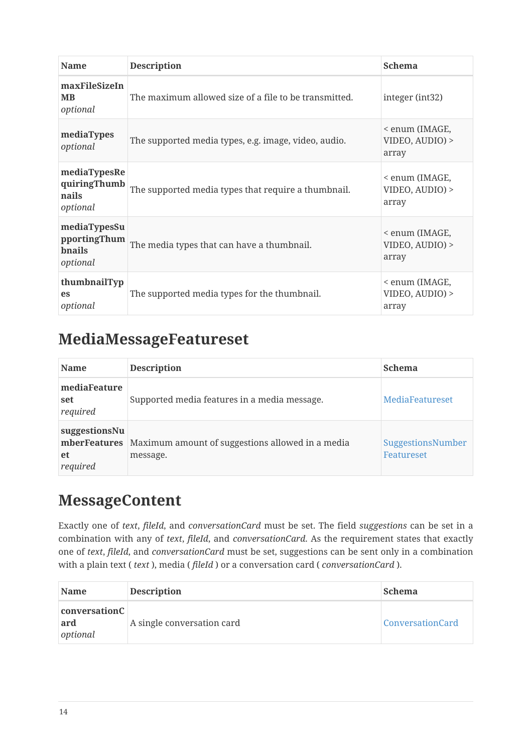| Name | Description | Schema |
|---|---|---|
| **maxFileSizeInMB** *optional* | The maximum allowed size of a file to be transmitted. | integer (int32) |
| **mediaTypes** *optional* | The supported media types, e.g. image, video, audio. | < enum (IMAGE, VIDEO, AUDIO) > array |
| **mediaTypesRequiringThumbnails** *optional* | The supported media types that require a thumbnail. | < enum (IMAGE, VIDEO, AUDIO) > array |
| **mediaTypesSupportingThumbnails** *optional* | The media types that can have a thumbnail. | < enum (IMAGE, VIDEO, AUDIO) > array |
| **thumbnailTypes** *optional* | The supported media types for the thumbnail. | < enum (IMAGE, VIDEO, AUDIO) > array |

## MediaMessageFeatureset

| Name | Description | Schema |
|---|---|---|
| **mediaFeatureset** *required* | Supported media features in a media message. | MediaFeatureset |
| **suggestionsNumberFeatureset** *required* | Maximum amount of suggestions allowed in a media message. | SuggestionsNumberFeatureset |

## MessageContent

Exactly one of *text*, *fileId*, and *conversationCard* must be set. The field *suggestions* can be set in a combination with any of *text*, *fileId*, and *conversationCard*. As the requirement states that exactly one of *text*, *fileId*, and *conversationCard* must be set, suggestions can be sent only in a combination with a plain text ( *text* ), media ( *fileId* ) or a conversation card ( *conversationCard* ).

| Name | Description | Schema |
|---|---|---|
| **conversationCard** *optional* | A single conversation card | ConversationCard |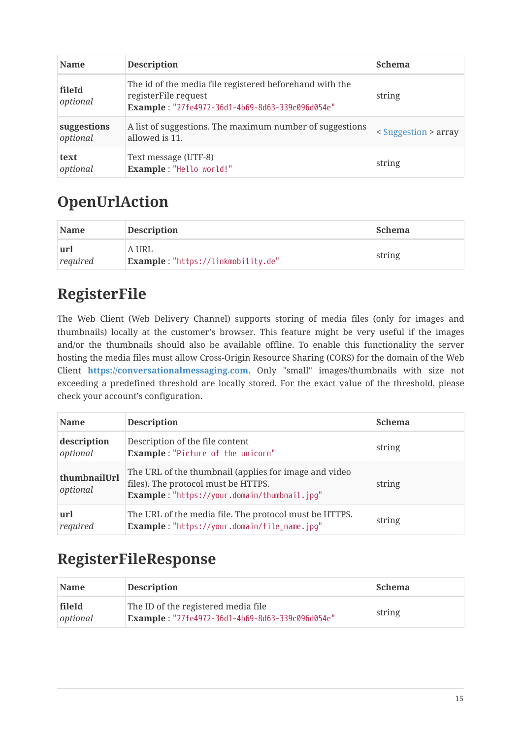| Name | Description | Schema |
| --- | --- | --- |
| **fileId** *optional* | The id of the media file registered beforehand with the registerFile request **Example** : `"27fe4972-36d1-4b69-8d63-339c096d054e"` | string |
| **suggestions** *optional* | A list of suggestions. The maximum number of suggestions allowed is 11. | < Suggestion > array |
| **text** *optional* | Text message (UTF-8) **Example** : `"Hello world!"` | string |

## OpenUrlAction

| Name | Description | Schema |
| --- | --- | --- |
| **url** *required* | A URL **Example** : `"https://linkmobility.de"` | string |

## RegisterFile

The Web Client (Web Delivery Channel) supports storing of media files (only for images and thumbnails) locally at the customer's browser. This feature might be very useful if the images and/or the thumbnails should also be available offline. To enable this functionality the server hosting the media files must allow Cross-Origin Resource Sharing (CORS) for the domain of the Web Client **https://conversationalmessaging.com**. Only "small" images/thumbnails with size not exceeding a predefined threshold are locally stored. For the exact value of the threshold, please check your account's configuration.

| Name | Description | Schema |
| --- | --- | --- |
| **description** *optional* | Description of the file content **Example** : `"Picture of the unicorn"` | string |
| **thumbnailUrl** *optional* | The URL of the thumbnail (applies for image and video files). The protocol must be HTTPS. **Example** : `"https://your.domain/thumbnail.jpg"` | string |
| **url** *required* | The URL of the media file. The protocol must be HTTPS. **Example** : `"https://your.domain/file_name.jpg"` | string |

## RegisterFileResponse

| Name | Description | Schema |
| --- | --- | --- |
| **fileId** *optional* | The ID of the registered media file **Example** : `"27fe4972-36d1-4b69-8d63-339c096d054e"` | string |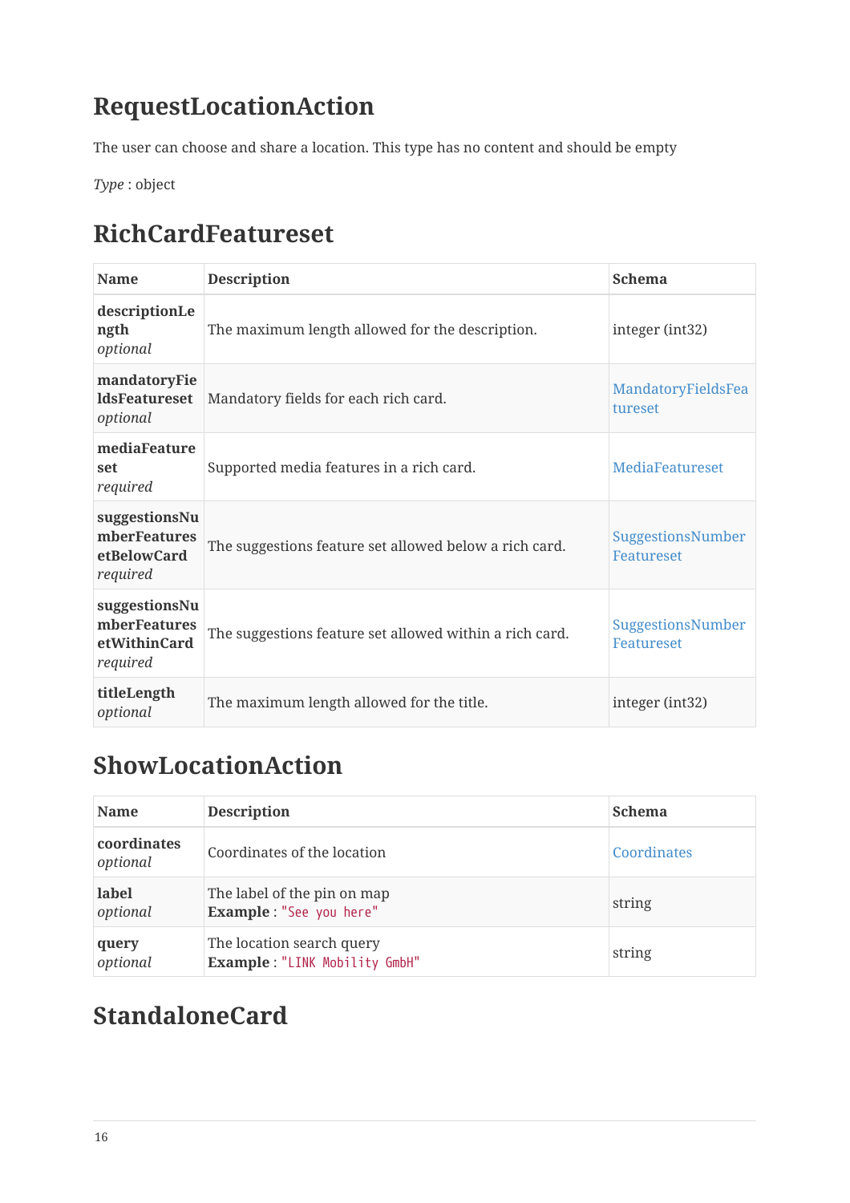## RequestLocationAction

The user can choose and share a location. This type has no content and should be empty

*Type* : object

## RichCardFeatureset

| Name | Description | Schema |
|---|---|---|
| **descriptionLength** *optional* | The maximum length allowed for the description. | integer (int32) |
| **mandatoryFieldsFeatureset** *optional* | Mandatory fields for each rich card. | MandatoryFieldsFeatureset |
| **mediaFeatureset** *required* | Supported media features in a rich card. | MediaFeatureset |
| **suggestionsNumberFeaturesetBelowCard** *required* | The suggestions feature set allowed below a rich card. | SuggestionsNumberFeatureset |
| **suggestionsNumberFeaturesetWithinCard** *required* | The suggestions feature set allowed within a rich card. | SuggestionsNumberFeatureset |
| **titleLength** *optional* | The maximum length allowed for the title. | integer (int32) |

## ShowLocationAction

| Name | Description | Schema |
|---|---|---|
| **coordinates** *optional* | Coordinates of the location | Coordinates |
| **label** *optional* | The label of the pin on map **Example** : `"See you here"` | string |
| **query** *optional* | The location search query **Example** : `"LINK Mobility GmbH"` | string |

## StandaloneCard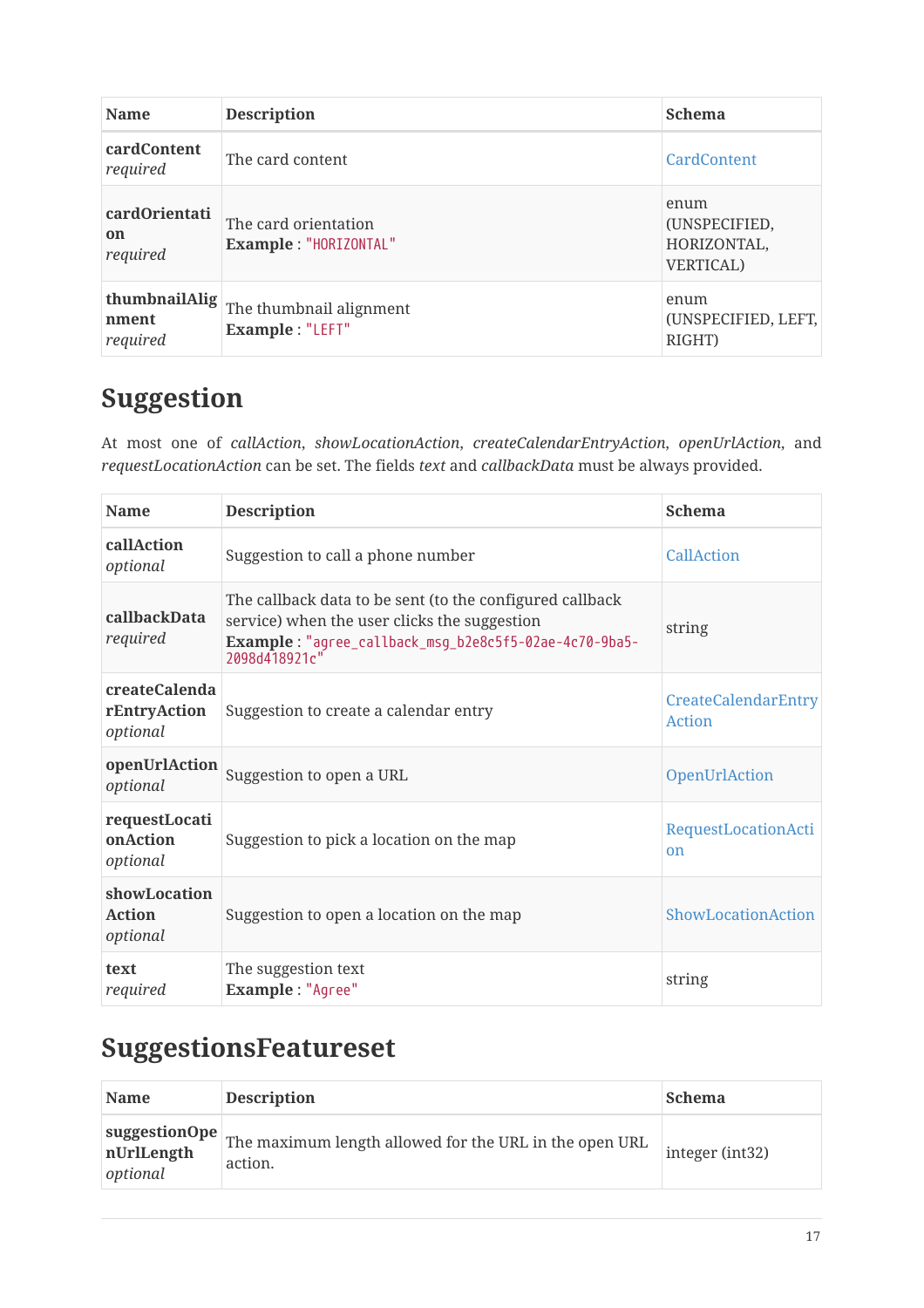| Name | Description | Schema |
| --- | --- | --- |
| **cardContent** *required* | The card content | CardContent |
| **cardOrientation** *required* | The card orientation **Example** : `"HORIZONTAL"` | enum (UNSPECIFIED, HORIZONTAL, VERTICAL) |
| **thumbnailAlignment** *required* | The thumbnail alignment **Example** : `"LEFT"` | enum (UNSPECIFIED, LEFT, RIGHT) |

## Suggestion

At most one of *callAction*, *showLocationAction*, *createCalendarEntryAction*, *openUrlAction*, and *requestLocationAction* can be set. The fields *text* and *callbackData* must be always provided.

| Name | Description | Schema |
| --- | --- | --- |
| **callAction** *optional* | Suggestion to call a phone number | CallAction |
| **callbackData** *required* | The callback data to be sent (to the configured callback service) when the user clicks the suggestion **Example** : `"agree_callback_msg_b2e8c5f5-02ae-4c70-9ba5-2098d418921c"` | string |
| **createCalendarEntryAction** *optional* | Suggestion to create a calendar entry | CreateCalendarEntryAction |
| **openUrlAction** *optional* | Suggestion to open a URL | OpenUrlAction |
| **requestLocationAction** *optional* | Suggestion to pick a location on the map | RequestLocationAction |
| **showLocationAction** *optional* | Suggestion to open a location on the map | ShowLocationAction |
| **text** *required* | The suggestion text **Example** : `"Agree"` | string |

## SuggestionsFeatureset

| Name | Description | Schema |
| --- | --- | --- |
| **suggestionOpenUrlLength** *optional* | The maximum length allowed for the URL in the open URL action. | integer (int32) |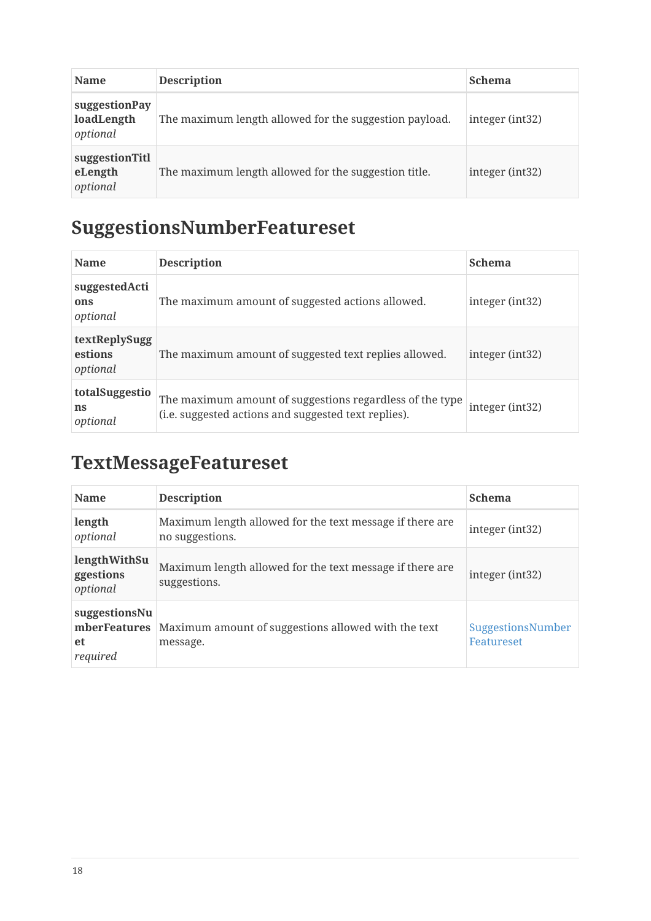| Name | Description | Schema |
|---|---|---|
| **suggestionPayloadLength** *optional* | The maximum length allowed for the suggestion payload. | integer (int32) |
| **suggestionTitleLength** *optional* | The maximum length allowed for the suggestion title. | integer (int32) |

## SuggestionsNumberFeatureset

| Name | Description | Schema |
|---|---|---|
| **suggestedActions** *optional* | The maximum amount of suggested actions allowed. | integer (int32) |
| **textReplySuggestions** *optional* | The maximum amount of suggested text replies allowed. | integer (int32) |
| **totalSuggestions** *optional* | The maximum amount of suggestions regardless of the type (i.e. suggested actions and suggested text replies). | integer (int32) |

## TextMessageFeatureset

| Name | Description | Schema |
|---|---|---|
| **length** *optional* | Maximum length allowed for the text message if there are no suggestions. | integer (int32) |
| **lengthWithSuggestions** *optional* | Maximum length allowed for the text message if there are suggestions. | integer (int32) |
| **suggestionsNumberFeatureset** *required* | Maximum amount of suggestions allowed with the text message. | SuggestionsNumberFeatureset |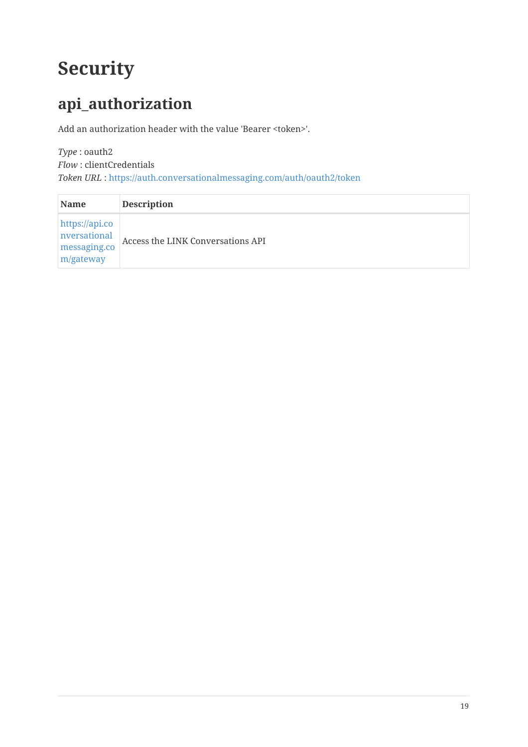# Security

## api_authorization

Add an authorization header with the value 'Bearer <token>'.

*Type* : oauth2
*Flow* : clientCredentials
*Token URL* : https://auth.conversationalmessaging.com/auth/oauth2/token

| Name | Description |
| --- | --- |
| https://api.conversationalmessaging.com/gateway | Access the LINK Conversations API |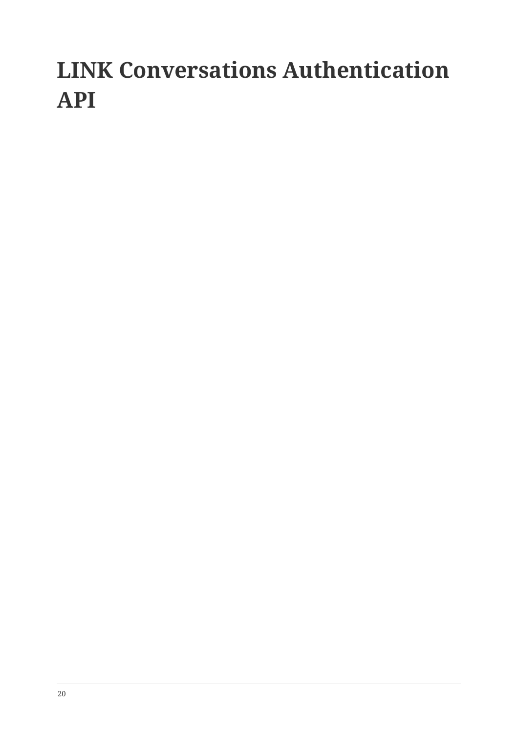# LINK Conversations Authentication API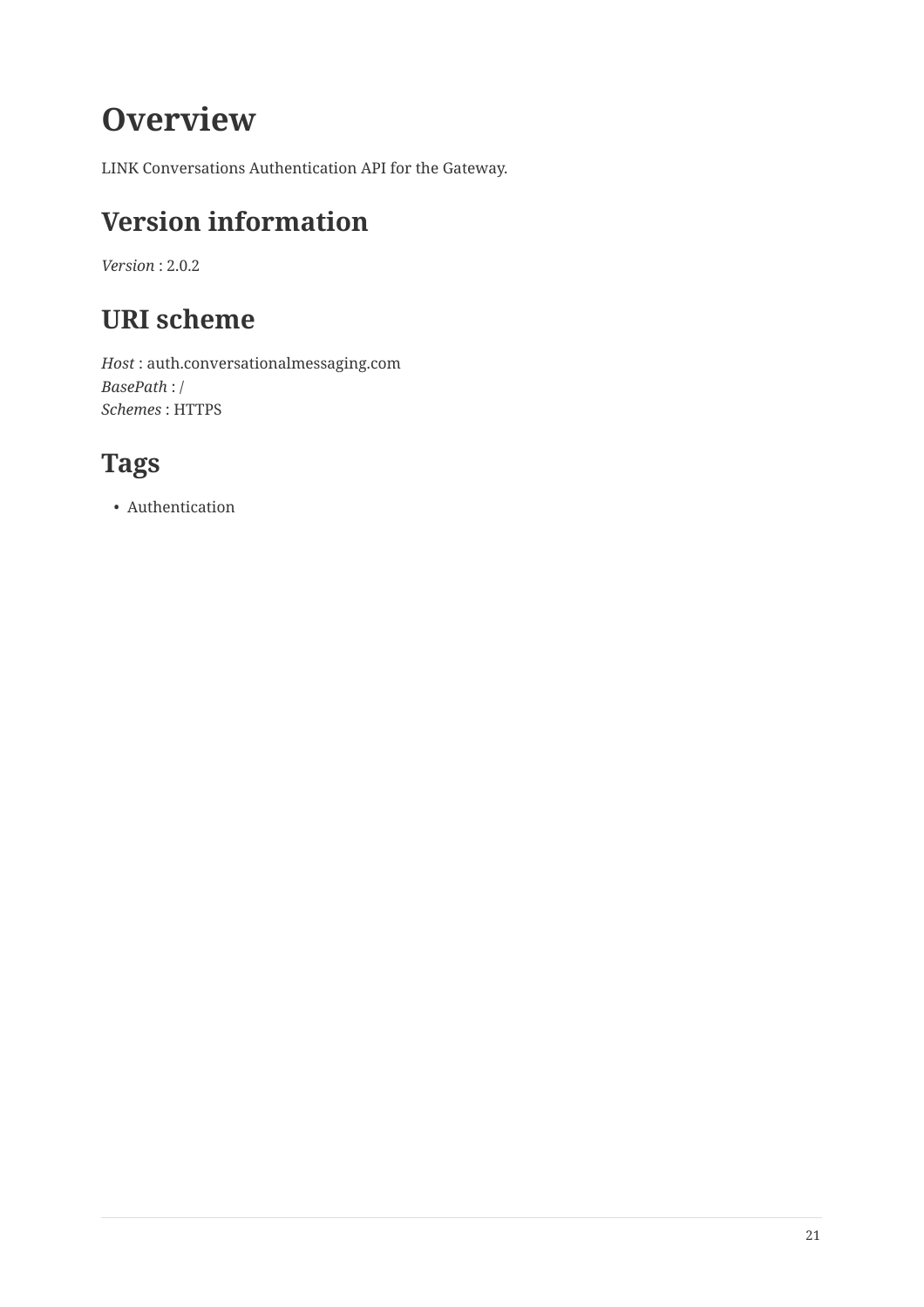# Overview

LINK Conversations Authentication API for the Gateway.

## Version information

*Version* : 2.0.2

## URI scheme

*Host* : auth.conversationalmessaging.com  
*BasePath* : /  
*Schemes* : HTTPS

## Tags

- Authentication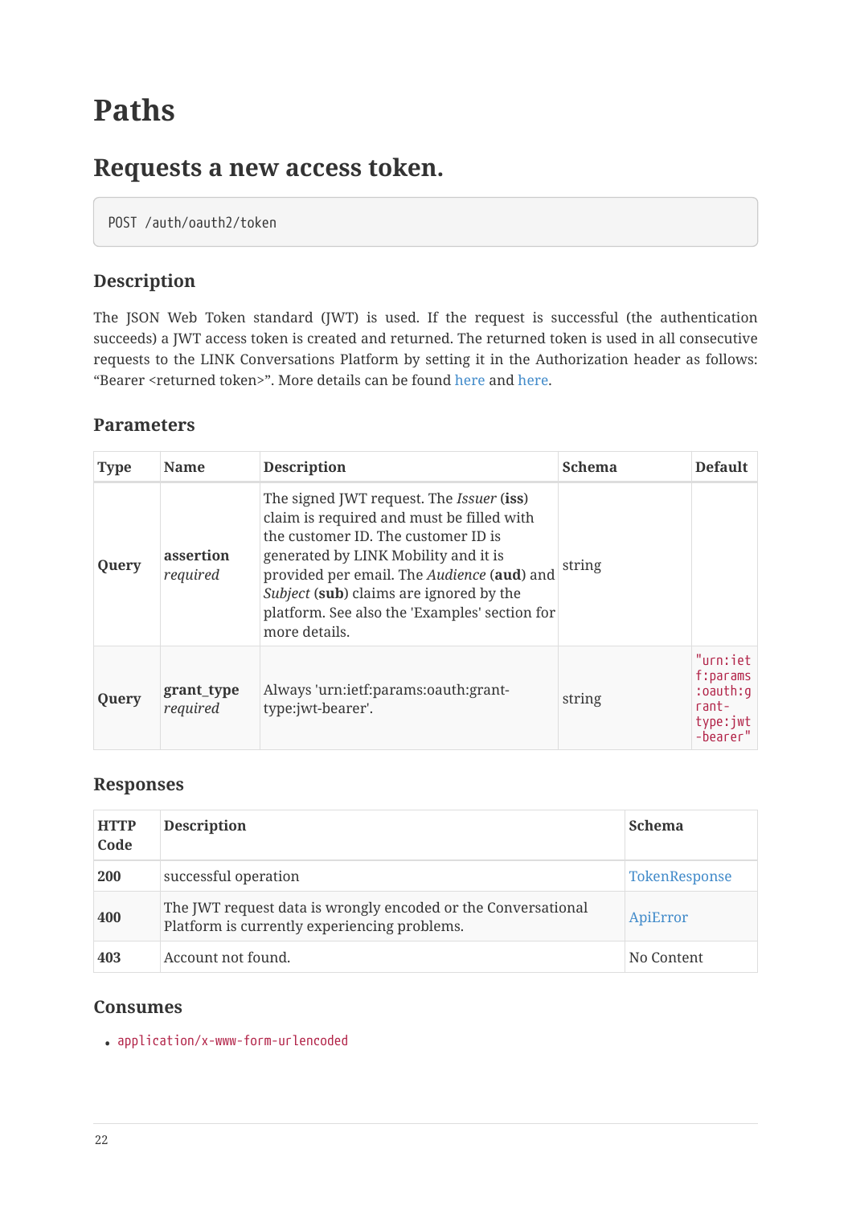# Paths

## Requests a new access token.

```
POST /auth/oauth2/token
```

### Description

The JSON Web Token standard (JWT) is used. If the request is successful (the authentication succeeds) a JWT access token is created and returned. The returned token is used in all consecutive requests to the LINK Conversations Platform by setting it in the Authorization header as follows: “Bearer <returned token>”. More details can be found here and here.

### Parameters

| Type | Name | Description | Schema | Default |
|---|---|---|---|---|
| **Query** | **assertion** *required* | The signed JWT request. The *Issuer* (**iss**) claim is required and must be filled with the customer ID. The customer ID is generated by LINK Mobility and it is provided per email. The *Audience* (**aud**) and *Subject* (**sub**) claims are ignored by the platform. See also the 'Examples' section for more details. | string | |
| **Query** | **grant_type** *required* | Always 'urn:ietf:params:oauth:grant-type:jwt-bearer'. | string | `"urn:ietf:params:oauth:grant-type:jwt-bearer"` |

### Responses

| HTTP Code | Description | Schema |
|---|---|---|
| **200** | successful operation | TokenResponse |
| **400** | The JWT request data is wrongly encoded or the Conversational Platform is currently experiencing problems. | ApiError |
| **403** | Account not found. | No Content |

### Consumes

- `application/x-www-form-urlencoded`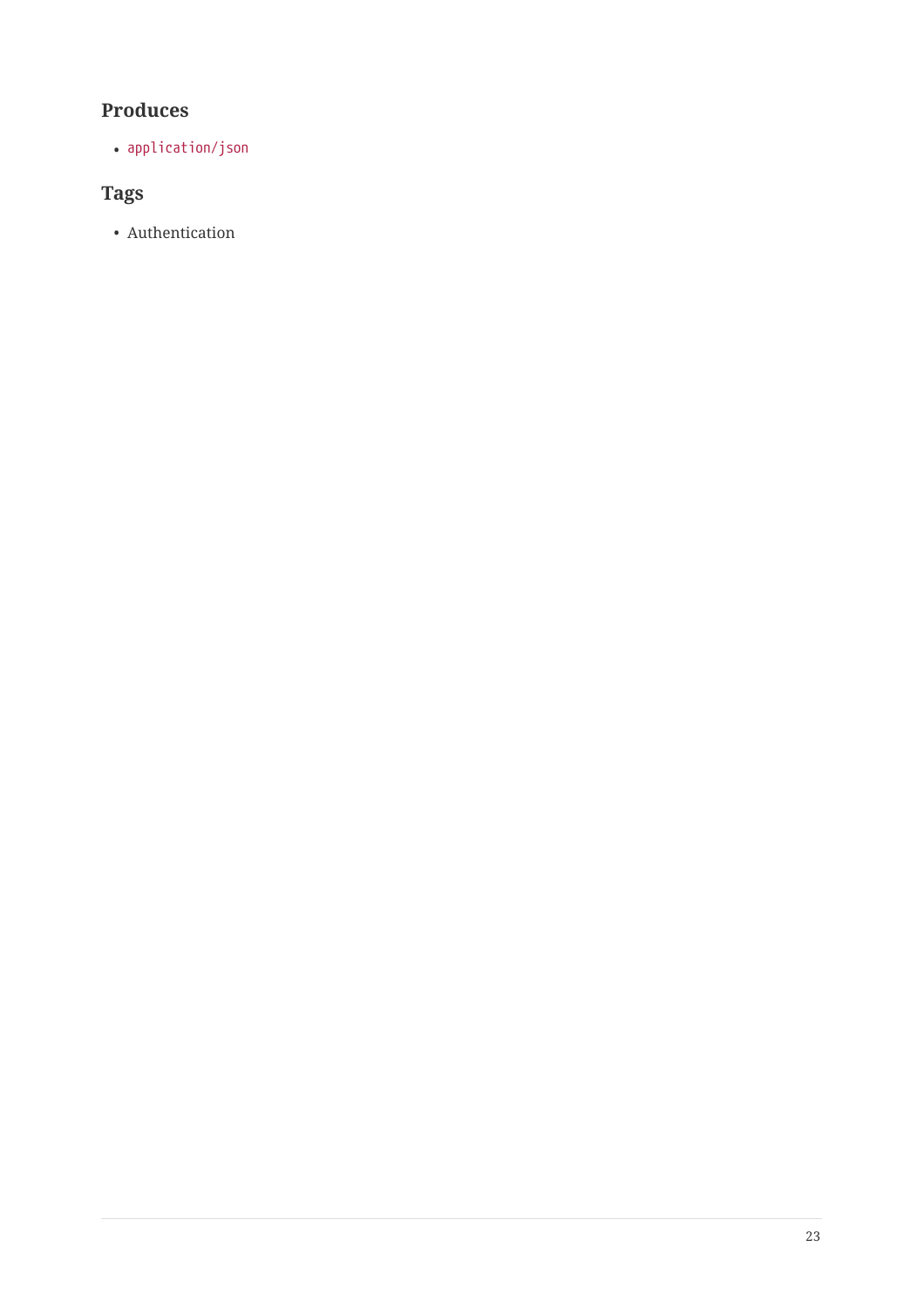#### Produces

- `application/json`

#### Tags

- Authentication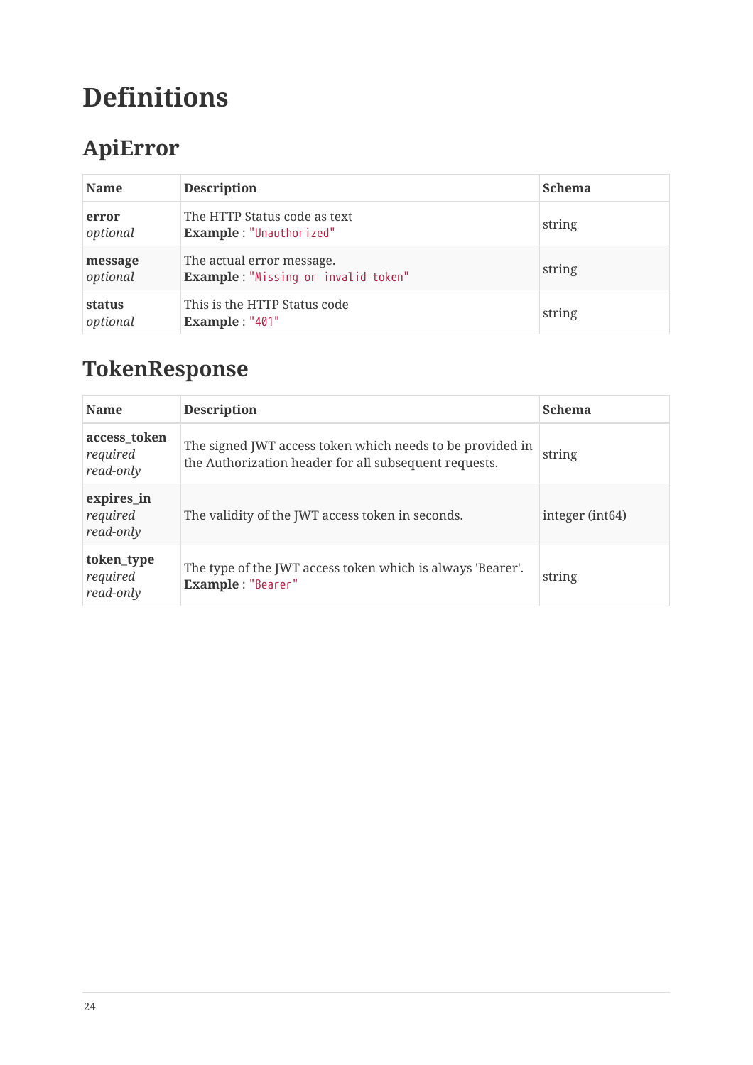# Definitions

## ApiError

| Name | Description | Schema |
| --- | --- | --- |
| **error** *optional* | The HTTP Status code as text **Example** : `"Unauthorized"` | string |
| **message** *optional* | The actual error message. **Example** : `"Missing or invalid token"` | string |
| **status** *optional* | This is the HTTP Status code **Example** : `"401"` | string |

## TokenResponse

| Name | Description | Schema |
| --- | --- | --- |
| **access_token** *required* *read-only* | The signed JWT access token which needs to be provided in the Authorization header for all subsequent requests. | string |
| **expires_in** *required* *read-only* | The validity of the JWT access token in seconds. | integer (int64) |
| **token_type** *required* *read-only* | The type of the JWT access token which is always 'Bearer'. **Example** : `"Bearer"` | string |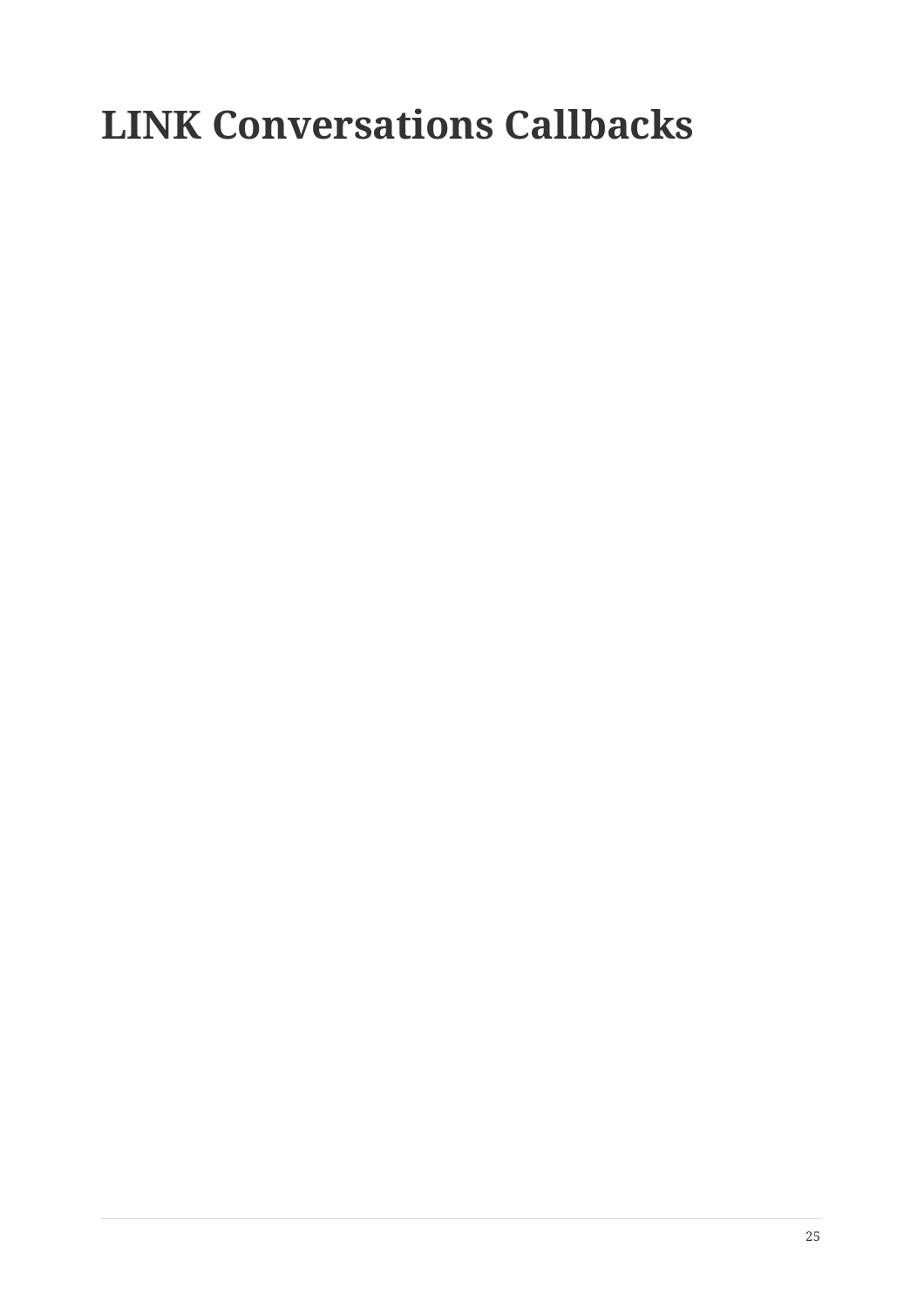# LINK Conversations Callbacks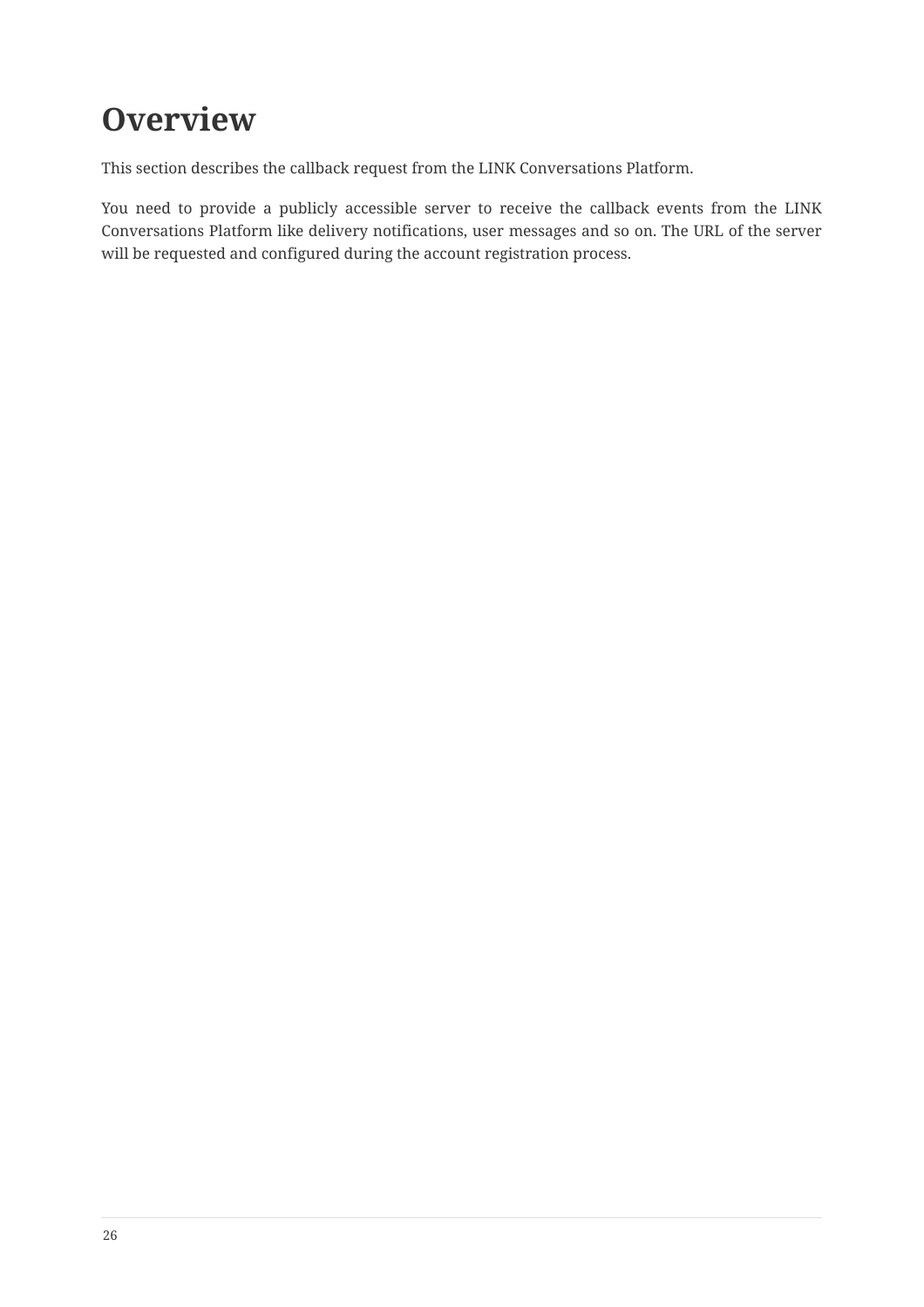# Overview

This section describes the callback request from the LINK Conversations Platform.

You need to provide a publicly accessible server to receive the callback events from the LINK Conversations Platform like delivery notifications, user messages and so on. The URL of the server will be requested and configured during the account registration process.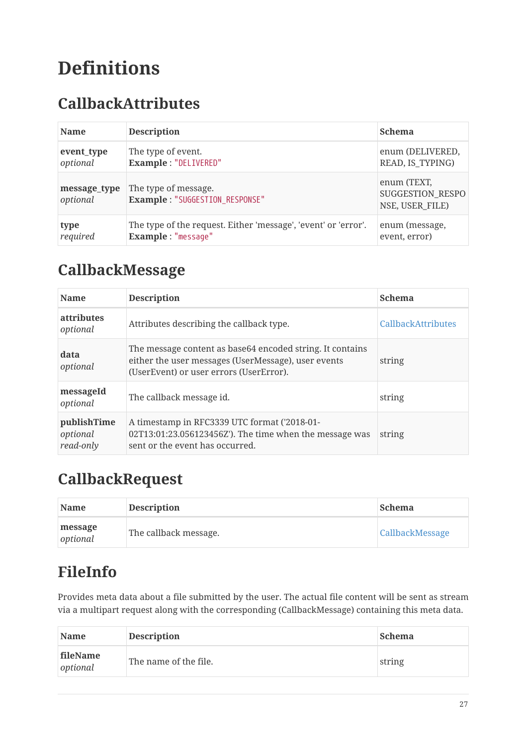# Definitions

## CallbackAttributes

| Name | Description | Schema |
| --- | --- | --- |
| **event_type** *optional* | The type of event. **Example** : `"DELIVERED"` | enum (DELIVERED, READ, IS_TYPING) |
| **message_type** *optional* | The type of message. **Example** : `"SUGGESTION_RESPONSE"` | enum (TEXT, SUGGESTION_RESPONSE, USER_FILE) |
| **type** *required* | The type of the request. Either 'message', 'event' or 'error'. **Example** : `"message"` | enum (message, event, error) |

## CallbackMessage

| Name | Description | Schema |
| --- | --- | --- |
| **attributes** *optional* | Attributes describing the callback type. | CallbackAttributes |
| **data** *optional* | The message content as base64 encoded string. It contains either the user messages (UserMessage), user events (UserEvent) or user errors (UserError). | string |
| **messageId** *optional* | The callback message id. | string |
| **publishTime** *optional* *read-only* | A timestamp in RFC3339 UTC format ('2018-01-02T13:01:23.056123456Z'). The time when the message was sent or the event has occurred. | string |

## CallbackRequest

| Name | Description | Schema |
| --- | --- | --- |
| **message** *optional* | The callback message. | CallbackMessage |

## FileInfo

Provides meta data about a file submitted by the user. The actual file content will be sent as stream via a multipart request along with the corresponding (CallbackMessage) containing this meta data.

| Name | Description | Schema |
| --- | --- | --- |
| **fileName** *optional* | The name of the file. | string |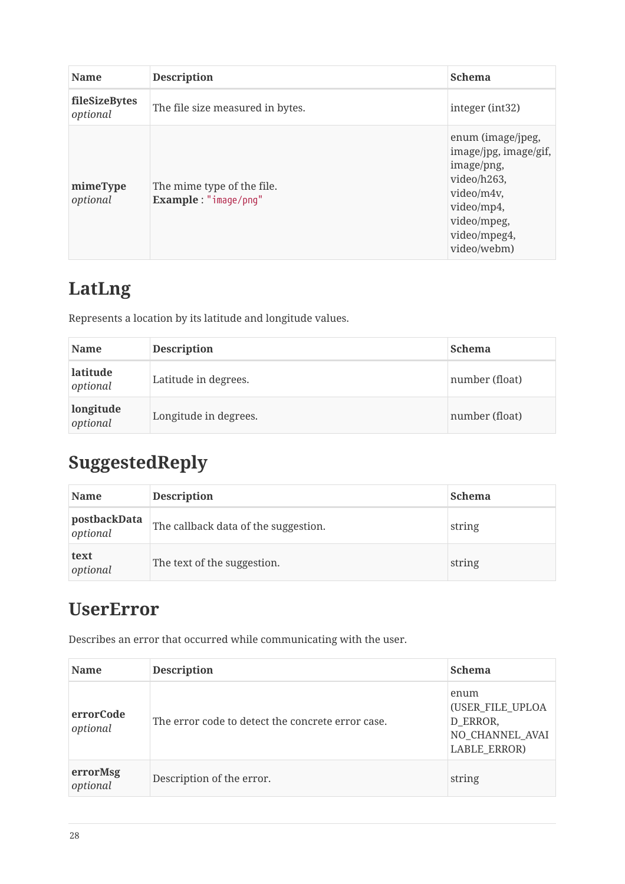| Name | Description | Schema |
| --- | --- | --- |
| **fileSizeBytes** *optional* | The file size measured in bytes. | integer (int32) |
| **mimeType** *optional* | The mime type of the file. **Example** : `"image/png"` | enum (image/jpeg, image/jpg, image/gif, image/png, video/h263, video/m4v, video/mp4, video/mpeg, video/mpeg4, video/webm) |

## LatLng

Represents a location by its latitude and longitude values.

| Name | Description | Schema |
| --- | --- | --- |
| **latitude** *optional* | Latitude in degrees. | number (float) |
| **longitude** *optional* | Longitude in degrees. | number (float) |

## SuggestedReply

| Name | Description | Schema |
| --- | --- | --- |
| **postbackData** *optional* | The callback data of the suggestion. | string |
| **text** *optional* | The text of the suggestion. | string |

## UserError

Describes an error that occurred while communicating with the user.

| Name | Description | Schema |
| --- | --- | --- |
| **errorCode** *optional* | The error code to detect the concrete error case. | enum (USER_FILE_UPLOAD_ERROR, NO_CHANNEL_AVAILABLE_ERROR) |
| **errorMsg** *optional* | Description of the error. | string |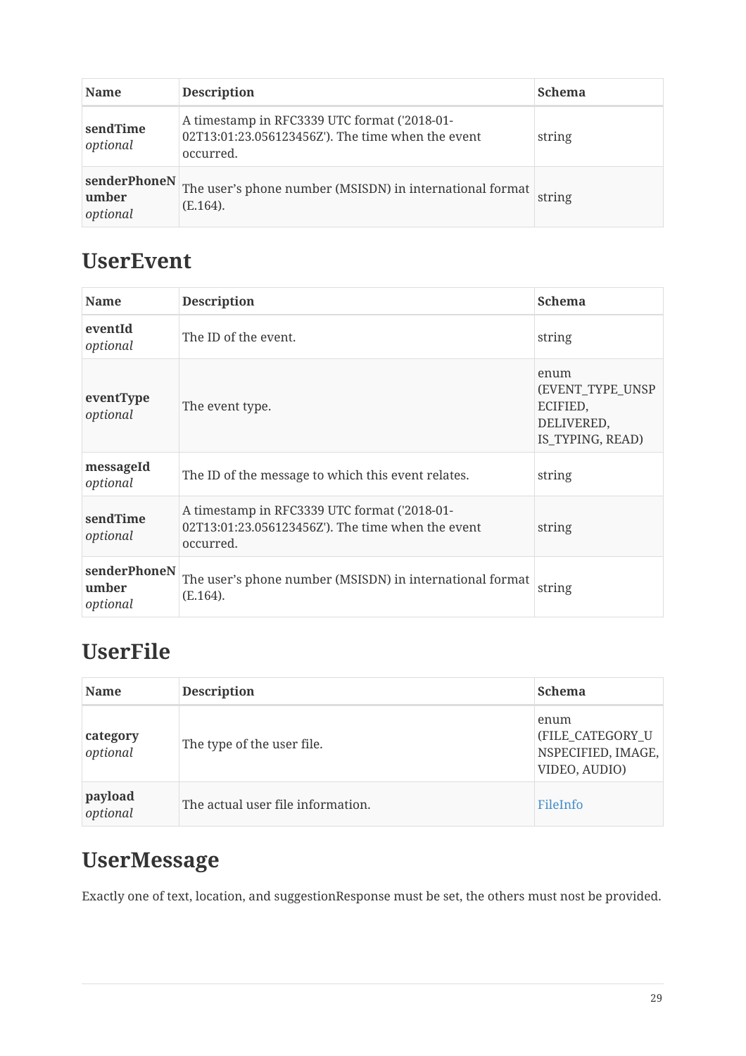| Name | Description | Schema |
| --- | --- | --- |
| **sendTime** *optional* | A timestamp in RFC3339 UTC format ('2018-01-02T13:01:23.056123456Z'). The time when the event occurred. | string |
| **senderPhoneNumber** *optional* | The user's phone number (MSISDN) in international format (E.164). | string |

## UserEvent

| Name | Description | Schema |
| --- | --- | --- |
| **eventId** *optional* | The ID of the event. | string |
| **eventType** *optional* | The event type. | enum (EVENT_TYPE_UNSPECIFIED, DELIVERED, IS_TYPING, READ) |
| **messageId** *optional* | The ID of the message to which this event relates. | string |
| **sendTime** *optional* | A timestamp in RFC3339 UTC format ('2018-01-02T13:01:23.056123456Z'). The time when the event occurred. | string |
| **senderPhoneNumber** *optional* | The user's phone number (MSISDN) in international format (E.164). | string |

## UserFile

| Name | Description | Schema |
| --- | --- | --- |
| **category** *optional* | The type of the user file. | enum (FILE_CATEGORY_UNSPECIFIED, IMAGE, VIDEO, AUDIO) |
| **payload** *optional* | The actual user file information. | FileInfo |

## UserMessage

Exactly one of text, location, and suggestionResponse must be set, the others must nost be provided.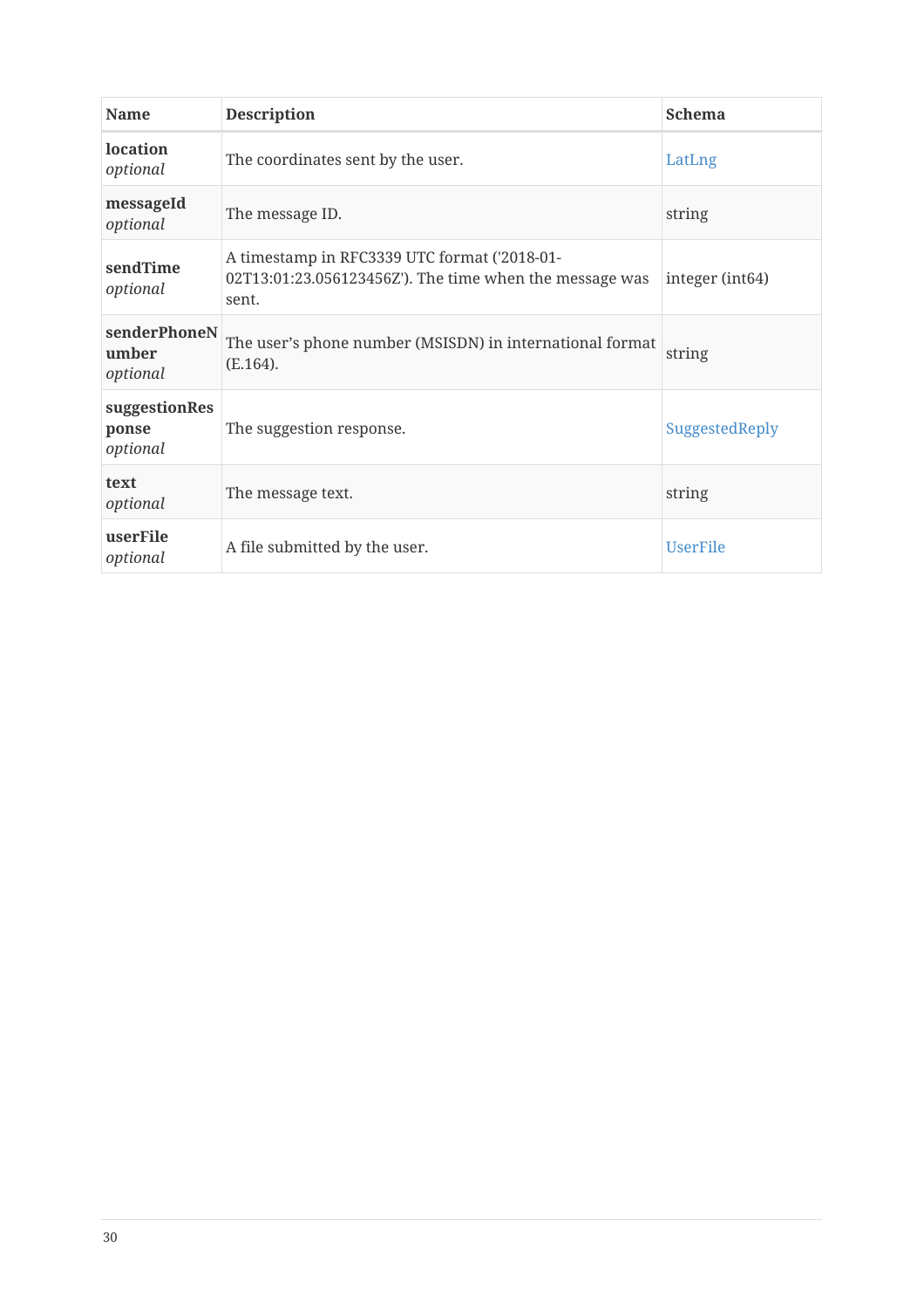| Name | Description | Schema |
| --- | --- | --- |
| **location** *optional* | The coordinates sent by the user. | LatLng |
| **messageId** *optional* | The message ID. | string |
| **sendTime** *optional* | A timestamp in RFC3339 UTC format ('2018-01-02T13:01:23.056123456Z'). The time when the message was sent. | integer (int64) |
| **senderPhoneNumber** *optional* | The user's phone number (MSISDN) in international format (E.164). | string |
| **suggestionResponse** *optional* | The suggestion response. | SuggestedReply |
| **text** *optional* | The message text. | string |
| **userFile** *optional* | A file submitted by the user. | UserFile |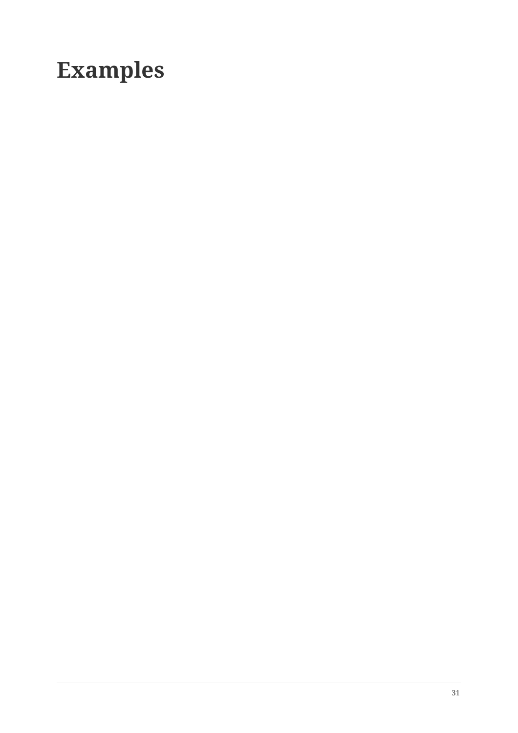# Examples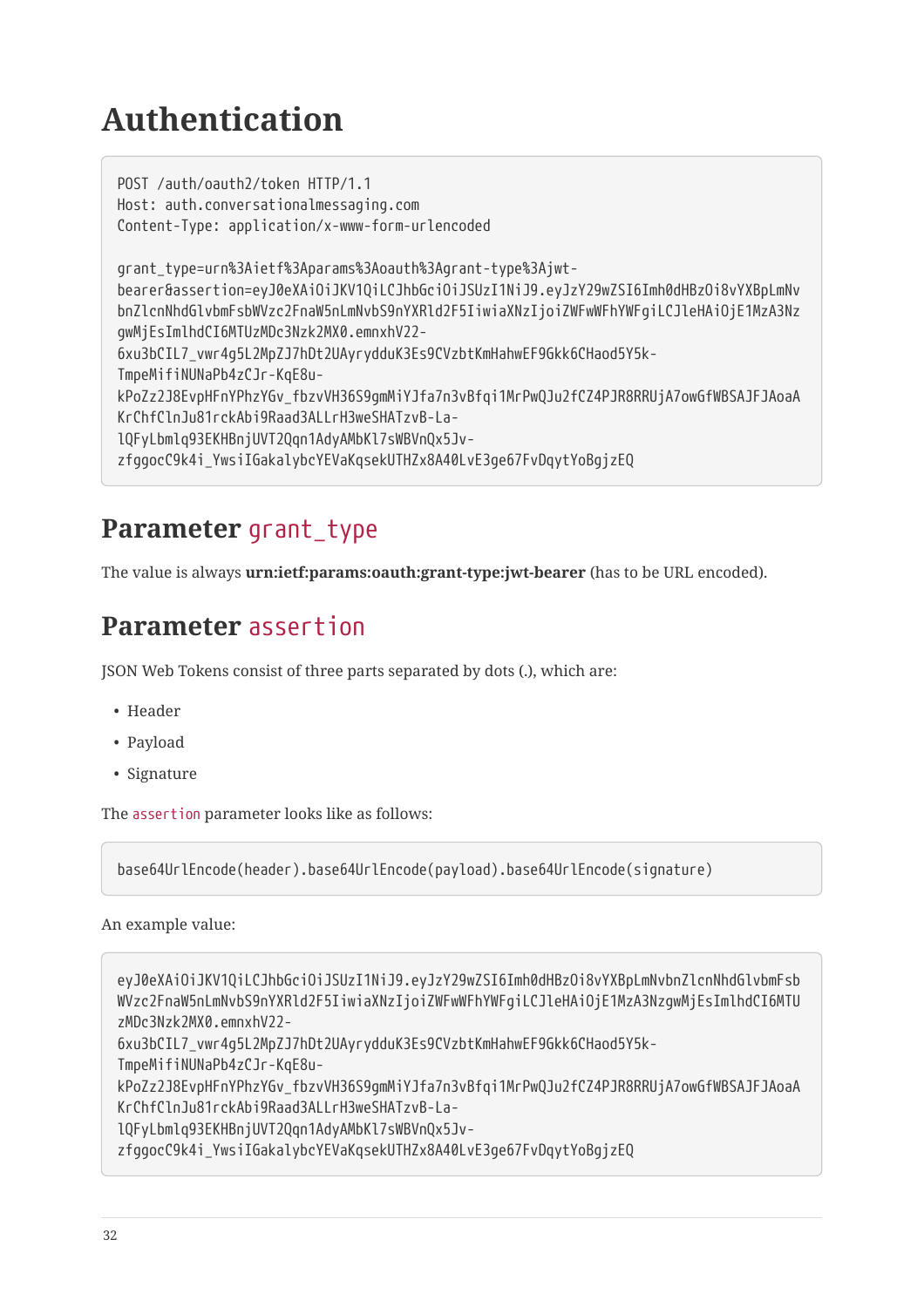# Authentication

```
POST /auth/oauth2/token HTTP/1.1
Host: auth.conversationalmessaging.com
Content-Type: application/x-www-form-urlencoded

grant_type=urn%3Aietf%3Aparams%3Aoauth%3Agrant-type%3Ajwt-
bearer&assertion=eyJ0eXAiOiJKV1QiLCJhbGciOiJSUzI1NiJ9.eyJzY29wZSI6Imh0dHBzOi8vYXBpLmNv
bnZlcnNhdGlvbmFsbWVzc2FnaW5nLmNvbS9nYXRld2F5IiwiaXNzIjoiZWFwWFhYWFgiLCJleHAiOjE1MzA3Nz
gwMjEsImlhdCI6MTUzMDc3Nzk2MX0.emnxhV22-
6xu3bCIL7_vwr4g5L2MpZJ7hDt2UAyrydduK3Es9CVzbtKmHahwEF9Gkk6CHaod5Y5k-
TmpeMifiNUNaPb4zCJr-KqE8u-
kPoZz2J8EvpHFnYPhzYGv_fbzvVH36S9gmMiYJfa7n3vBfqi1MrPwQJu2fCZ4PJR8RRUjA7owGfWBSAJFJAoaA
KrChfClnJu81rckAbi9Raad3ALLrH3weSHATzvB-La-
lQFyLbmlq93EKHBnjUVT2Qqn1AdyAMbKl7sWBVnQx5Jv-
zfggocC9k4i_YwsiIGakalybcYEVaKqsekUTHZx8A40LvE3ge67FvDqytYoBgjzEQ
```

## Parameter `grant_type`

The value is always **urn:ietf:params:oauth:grant-type:jwt-bearer** (has to be URL encoded).

## Parameter `assertion`

JSON Web Tokens consist of three parts separated by dots (.), which are:

- Header
- Payload
- Signature

The `assertion` parameter looks like as follows:

```
base64UrlEncode(header).base64UrlEncode(payload).base64UrlEncode(signature)
```

An example value:

```
eyJ0eXAiOiJKV1QiLCJhbGciOiJSUzI1NiJ9.eyJzY29wZSI6Imh0dHBzOi8vYXBpLmNvbnZlcnNhdGlvbmFsb
WVzc2FnaW5nLmNvbS9nYXRld2F5IiwiaXNzIjoiZWFwWFhYWFgiLCJleHAiOjE1MzA3NzgwMjEsImlhdCI6MTU
zMDc3Nzk2MX0.emnxhV22-
6xu3bCIL7_vwr4g5L2MpZJ7hDt2UAyrydduK3Es9CVzbtKmHahwEF9Gkk6CHaod5Y5k-
TmpeMifiNUNaPb4zCJr-KqE8u-
kPoZz2J8EvpHFnYPhzYGv_fbzvVH36S9gmMiYJfa7n3vBfqi1MrPwQJu2fCZ4PJR8RRUjA7owGfWBSAJFJAoaA
KrChfClnJu81rckAbi9Raad3ALLrH3weSHATzvB-La-
lQFyLbmlq93EKHBnjUVT2Qqn1AdyAMbKl7sWBVnQx5Jv-
zfggocC9k4i_YwsiIGakalybcYEVaKqsekUTHZx8A40LvE3ge67FvDqytYoBgjzEQ
```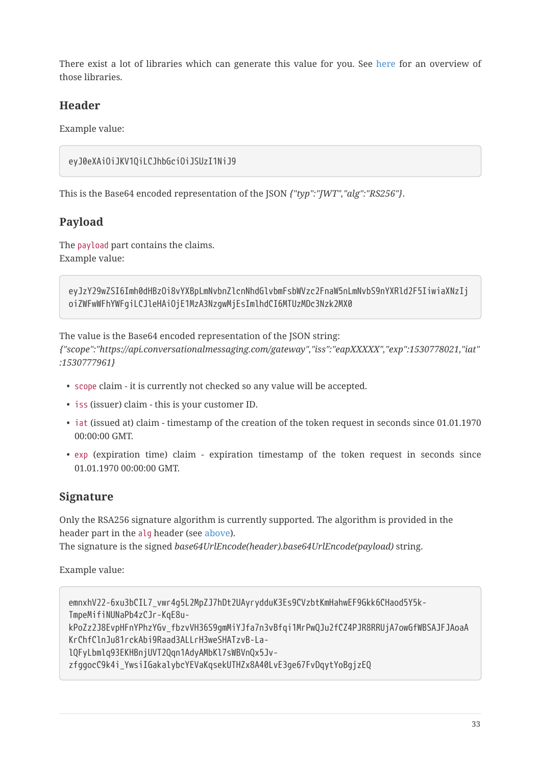There exist a lot of libraries which can generate this value for you. See here for an overview of those libraries.

### Header

Example value:

```
eyJ0eXAiOiJKV1QiLCJhbGciOiJSUzI1NiJ9
```

This is the Base64 encoded representation of the JSON *{"typ":"JWT","alg":"RS256"}*.

### Payload

The `payload` part contains the claims.
Example value:

```
eyJzY29wZSI6Imh0dHBzOi8vYXBpLmNvbnZlcnNhdGlvbmFsbWVzc2FnaW5nLmNvbS9nYXRld2F5IiwiaXNzIjoiZWFwWFhYWFgiLCJleHAiOjE1MzA3NzgwMjEsImlhdCI6MTUzMDc3Nzk2MX0
```

The value is the Base64 encoded representation of the JSON string:
*{"scope":"https://api.conversationalmessaging.com/gateway","iss":"eapXXXXX","exp":1530778021,"iat":1530777961}*

- `scope` claim - it is currently not checked so any value will be accepted.
- `iss` (issuer) claim - this is your customer ID.
- `iat` (issued at) claim - timestamp of the creation of the token request in seconds since 01.01.1970 00:00:00 GMT.
- `exp` (expiration time) claim - expiration timestamp of the token request in seconds since 01.01.1970 00:00:00 GMT.

### Signature

Only the RSA256 signature algorithm is currently supported. The algorithm is provided in the header part in the `alg` header (see above).
The signature is the signed *base64UrlEncode(header).base64UrlEncode(payload)* string.

Example value:

```
emnxhV22-6xu3bCIL7_vwr4g5L2MpZJ7hDt2UAyrydduK3Es9CVzbtKmHahwEF9Gkk6CHaod5Y5k-TmpeMifiNUNaPb4zCJr-KqE8u-kPoZz2J8EvpHFnYPhzYGv_fbzvVH36S9gmMiYJfa7n3vBfqi1MrPwQJu2fCZ4PJR8RRUjA7owGfWBSAJFJAoaAKrChfClnJu81rckAbi9Raad3ALLrH3weSHATzvB-La-lQFyLbmlq93EKHBnjUVT2Qqn1AdyAMbKl7sWBVnQx5Jv-zfggocC9k4i_YwsiIGakalybcYEVaKqsekUTHZx8A40LvE3ge67FvDqytYoBgjzEQ
```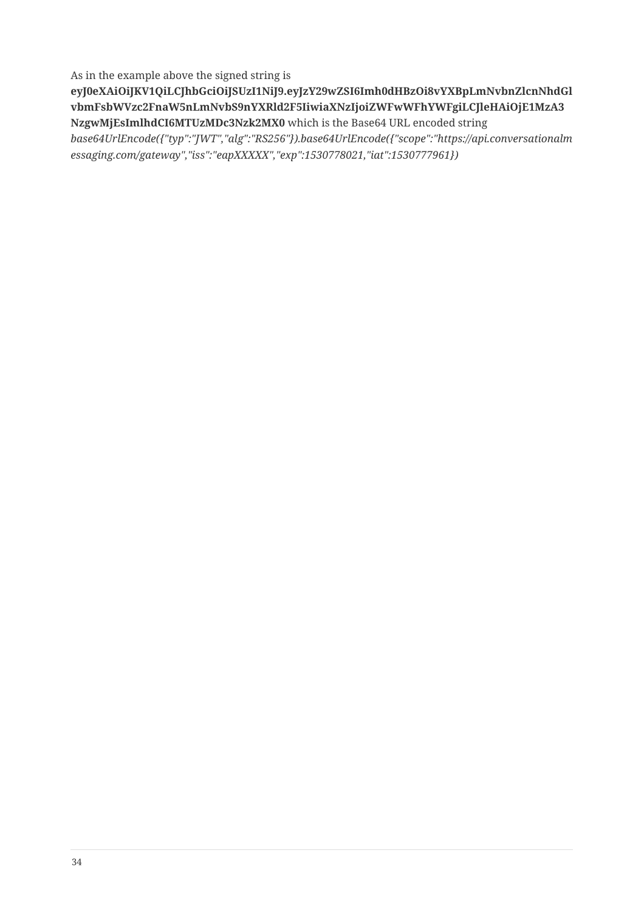As in the example above the signed string is **eyJ0eXAiOiJKV1QiLCJhbGciOiJSUzI1NiJ9.eyJzY29wZSI6Imh0dHBzOi8vYXBpLmNvbnZlcnNhdGlvbmFsbWVzc2FnaW5nLmNvbS9nYXRld2F5IiwiaXNzIjoiZWFwWFhYWFgiLCJleHAiOjE1MzA3NzgwMjEsImlhdCI6MTUzMDc3Nzk2MX0** which is the Base64 URL encoded string *base64UrlEncode({"typ":"JWT","alg":"RS256"}).base64UrlEncode({"scope":"https://api.conversationalmessaging.com/gateway","iss":"eapXXXXX","exp":1530778021,"iat":1530777961})*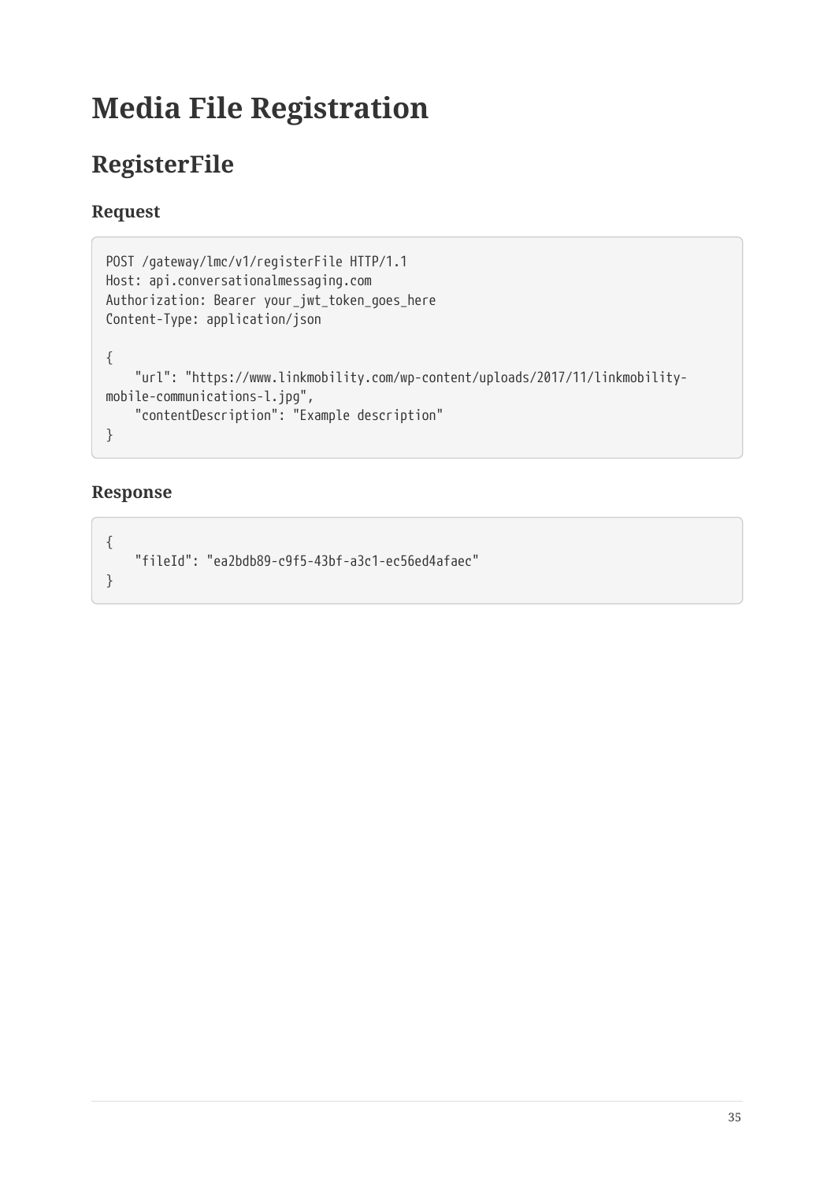# Media File Registration

## RegisterFile

### Request

```
POST /gateway/lmc/v1/registerFile HTTP/1.1
Host: api.conversationalmessaging.com
Authorization: Bearer your_jwt_token_goes_here
Content-Type: application/json

{
    "url": "https://www.linkmobility.com/wp-content/uploads/2017/11/linkmobility-mobile-communications-l.jpg",
    "contentDescription": "Example description"
}
```

### Response

```
{
    "fileId": "ea2bdb89-c9f5-43bf-a3c1-ec56ed4afaec"
}
```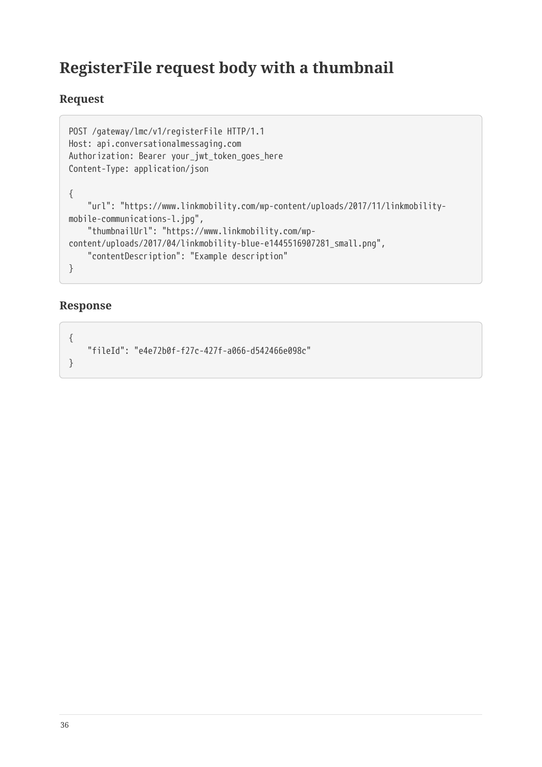## RegisterFile request body with a thumbnail

### Request

```
POST /gateway/lmc/v1/registerFile HTTP/1.1
Host: api.conversationalmessaging.com
Authorization: Bearer your_jwt_token_goes_here
Content-Type: application/json

{
    "url": "https://www.linkmobility.com/wp-content/uploads/2017/11/linkmobility-mobile-communications-l.jpg",
    "thumbnailUrl": "https://www.linkmobility.com/wp-content/uploads/2017/04/linkmobility-blue-e1445516907281_small.png",
    "contentDescription": "Example description"
}
```

### Response

```
{
    "fileId": "e4e72b0f-f27c-427f-a066-d542466e098c"
}
```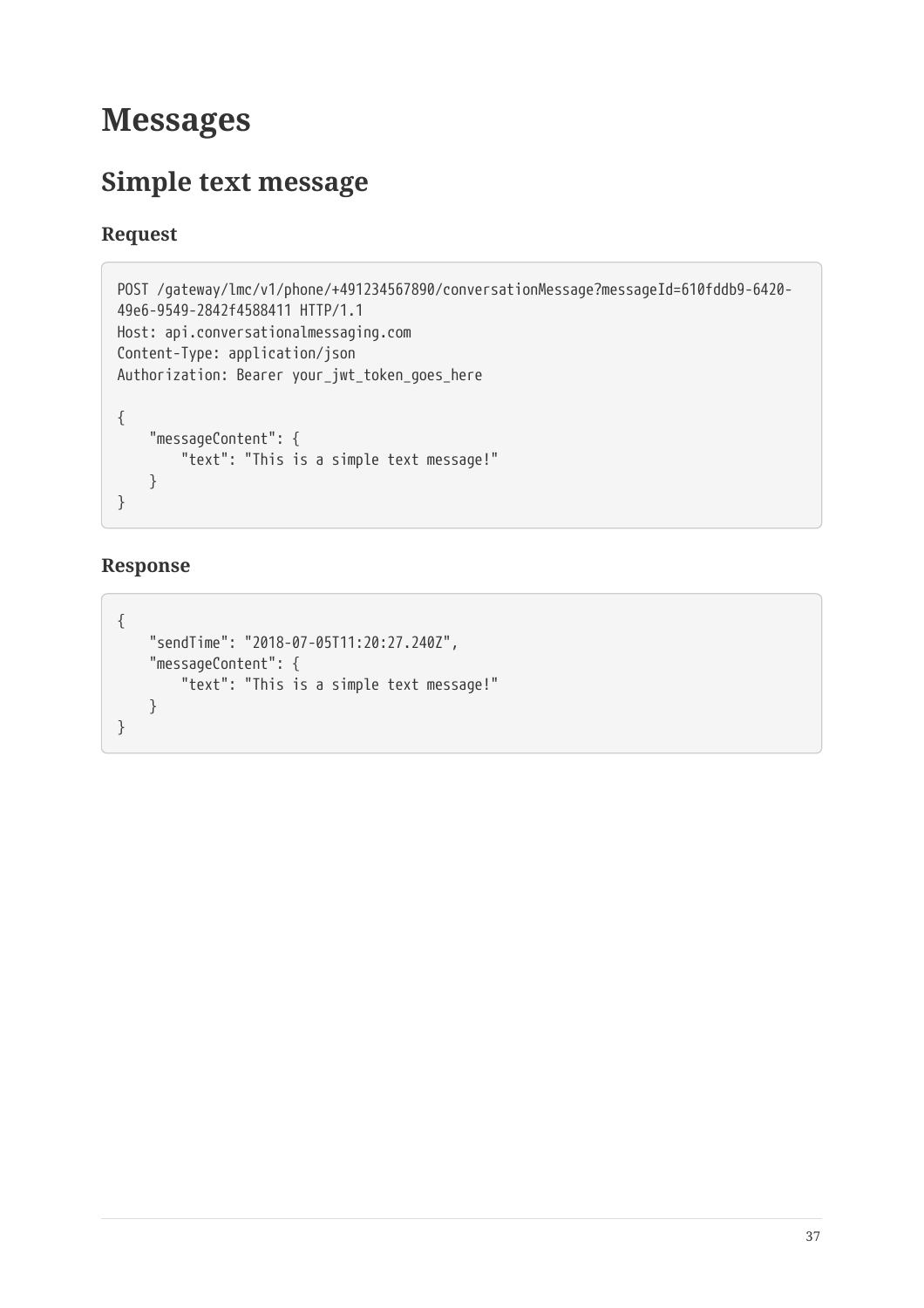# Messages

## Simple text message

### Request

```
POST /gateway/lmc/v1/phone/+491234567890/conversationMessage?messageId=610fddb9-6420-49e6-9549-2842f4588411 HTTP/1.1
Host: api.conversationalmessaging.com
Content-Type: application/json
Authorization: Bearer your_jwt_token_goes_here

{
    "messageContent": {
        "text": "This is a simple text message!"
    }
}
```

### Response

```
{
    "sendTime": "2018-07-05T11:20:27.240Z",
    "messageContent": {
        "text": "This is a simple text message!"
    }
}
```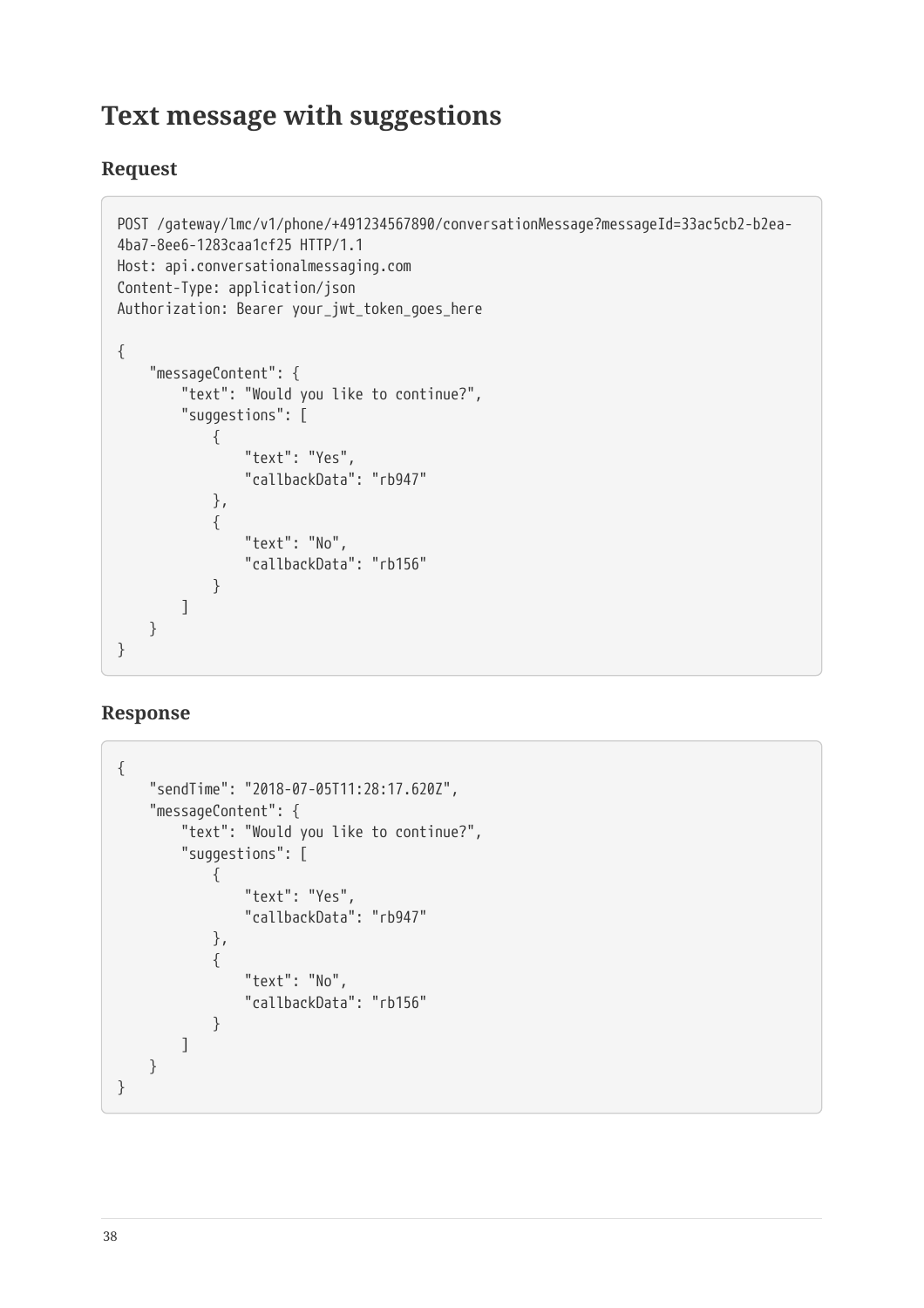## Text message with suggestions

### Request

```
POST /gateway/lmc/v1/phone/+491234567890/conversationMessage?messageId=33ac5cb2-b2ea-4ba7-8ee6-1283caa1cf25 HTTP/1.1
Host: api.conversationalmessaging.com
Content-Type: application/json
Authorization: Bearer your_jwt_token_goes_here

{
    "messageContent": {
        "text": "Would you like to continue?",
        "suggestions": [
            {
                "text": "Yes",
                "callbackData": "rb947"
            },
            {
                "text": "No",
                "callbackData": "rb156"
            }
        ]
    }
}
```

### Response

```
{
    "sendTime": "2018-07-05T11:28:17.620Z",
    "messageContent": {
        "text": "Would you like to continue?",
        "suggestions": [
            {
                "text": "Yes",
                "callbackData": "rb947"
            },
            {
                "text": "No",
                "callbackData": "rb156"
            }
        ]
    }
}
```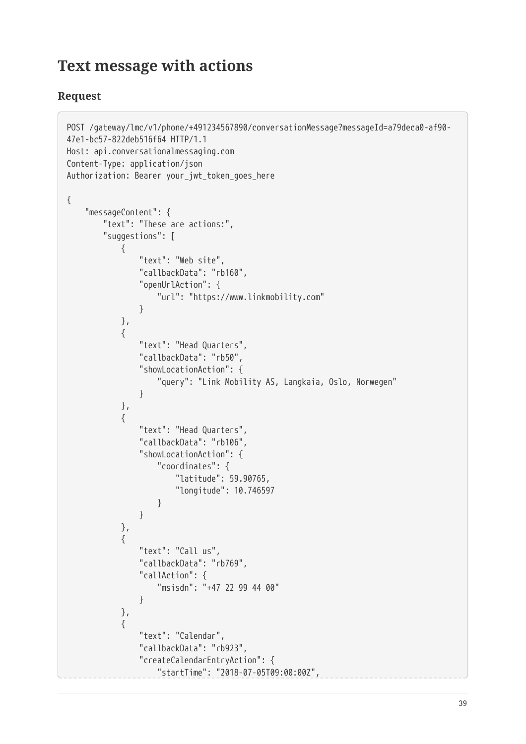## Text message with actions

### Request

```
POST /gateway/lmc/v1/phone/+491234567890/conversationMessage?messageId=a79deca0-af90-
47e1-bc57-822deb516f64 HTTP/1.1
Host: api.conversationalmessaging.com
Content-Type: application/json
Authorization: Bearer your_jwt_token_goes_here

{
    "messageContent": {
        "text": "These are actions:",
        "suggestions": [
            {
                "text": "Web site",
                "callbackData": "rb160",
                "openUrlAction": {
                    "url": "https://www.linkmobility.com"
                }
            },
            {
                "text": "Head Quarters",
                "callbackData": "rb50",
                "showLocationAction": {
                    "query": "Link Mobility AS, Langkaia, Oslo, Norwegen"
                }
            },
            {
                "text": "Head Quarters",
                "callbackData": "rb106",
                "showLocationAction": {
                    "coordinates": {
                        "latitude": 59.90765,
                        "longitude": 10.746597
                    }
                }
            },
            {
                "text": "Call us",
                "callbackData": "rb769",
                "callAction": {
                    "msisdn": "+47 22 99 44 00"
                }
            },
            {
                "text": "Calendar",
                "callbackData": "rb923",
                "createCalendarEntryAction": {
                    "startTime": "2018-07-05T09:00:00Z",
```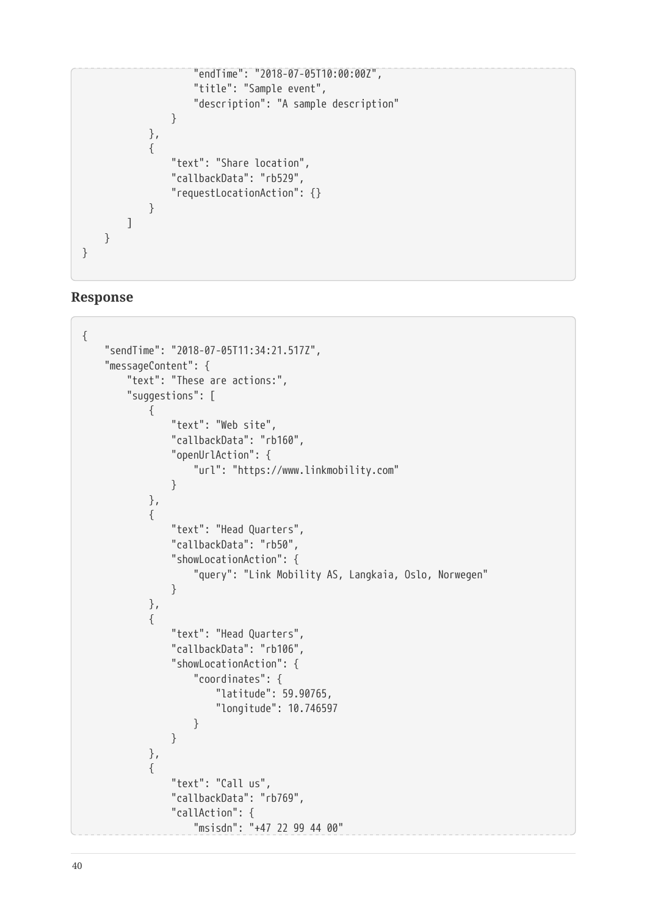```
                "endTime": "2018-07-05T10:00:00Z",
                "title": "Sample event",
                "description": "A sample description"
            }
        },
        {
            "text": "Share location",
            "callbackData": "rb529",
            "requestLocationAction": {}
        }
    ]
  }
}
```

### Response

```
{
    "sendTime": "2018-07-05T11:34:21.517Z",
    "messageContent": {
        "text": "These are actions:",
        "suggestions": [
            {
                "text": "Web site",
                "callbackData": "rb160",
                "openUrlAction": {
                    "url": "https://www.linkmobility.com"
                }
            },
            {
                "text": "Head Quarters",
                "callbackData": "rb50",
                "showLocationAction": {
                    "query": "Link Mobility AS, Langkaia, Oslo, Norwegen"
                }
            },
            {
                "text": "Head Quarters",
                "callbackData": "rb106",
                "showLocationAction": {
                    "coordinates": {
                        "latitude": 59.90765,
                        "longitude": 10.746597
                    }
                }
            },
            {
                "text": "Call us",
                "callbackData": "rb769",
                "callAction": {
                    "msisdn": "+47 22 99 44 00"
```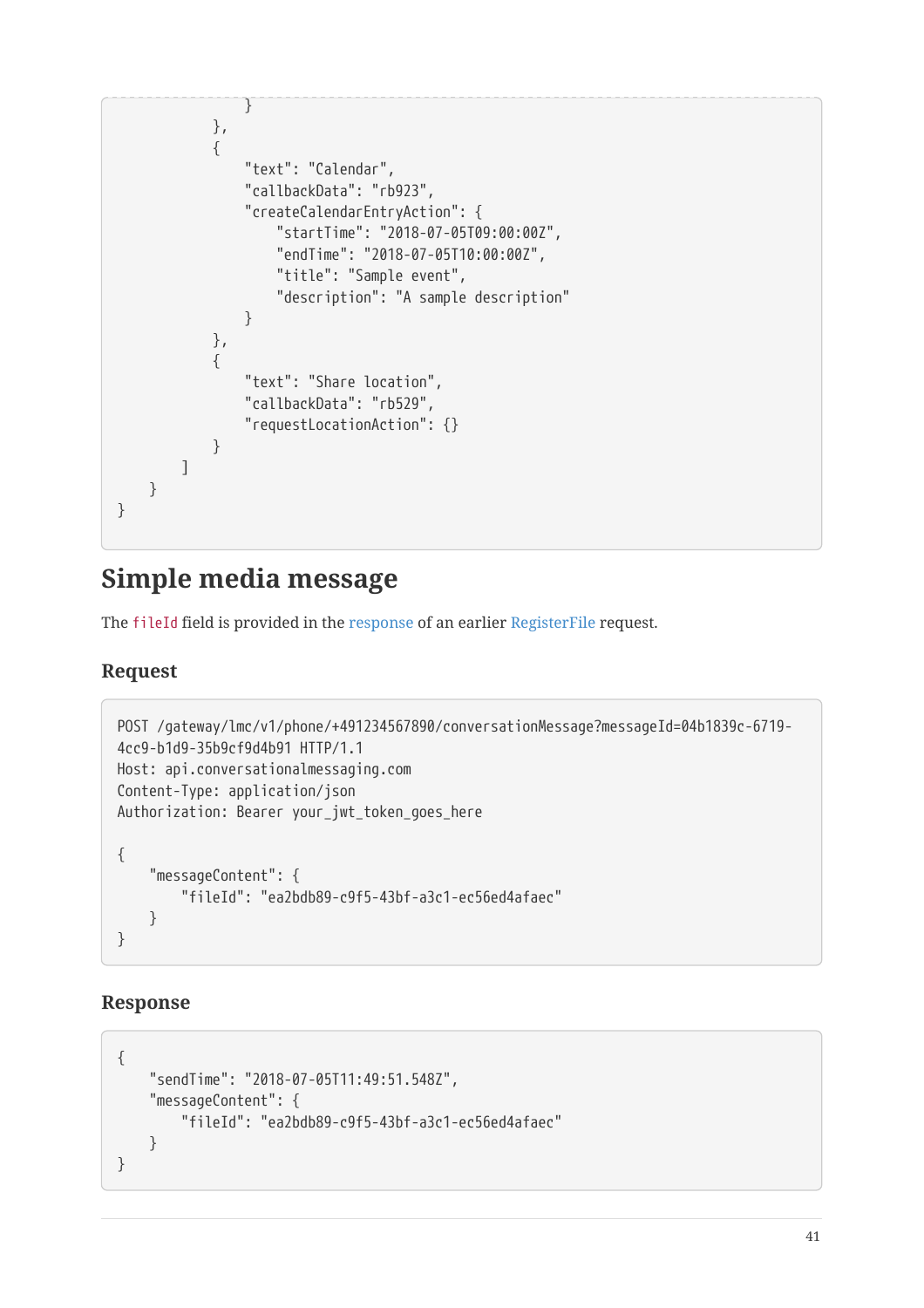```
            }
        },
        {
            "text": "Calendar",
            "callbackData": "rb923",
            "createCalendarEntryAction": {
                "startTime": "2018-07-05T09:00:00Z",
                "endTime": "2018-07-05T10:00:00Z",
                "title": "Sample event",
                "description": "A sample description"
            }
        },
        {
            "text": "Share location",
            "callbackData": "rb529",
            "requestLocationAction": {}
        }
    ]
  }
}
```

## Simple media message

The `fileId` field is provided in the response of an earlier RegisterFile request.

### Request

```
POST /gateway/lmc/v1/phone/+491234567890/conversationMessage?messageId=04b1839c-6719-4cc9-b1d9-35b9cf9d4b91 HTTP/1.1
Host: api.conversationalmessaging.com
Content-Type: application/json
Authorization: Bearer your_jwt_token_goes_here

{
    "messageContent": {
        "fileId": "ea2bdb89-c9f5-43bf-a3c1-ec56ed4afaec"
    }
}
```

### Response

```
{
    "sendTime": "2018-07-05T11:49:51.548Z",
    "messageContent": {
        "fileId": "ea2bdb89-c9f5-43bf-a3c1-ec56ed4afaec"
    }
}
```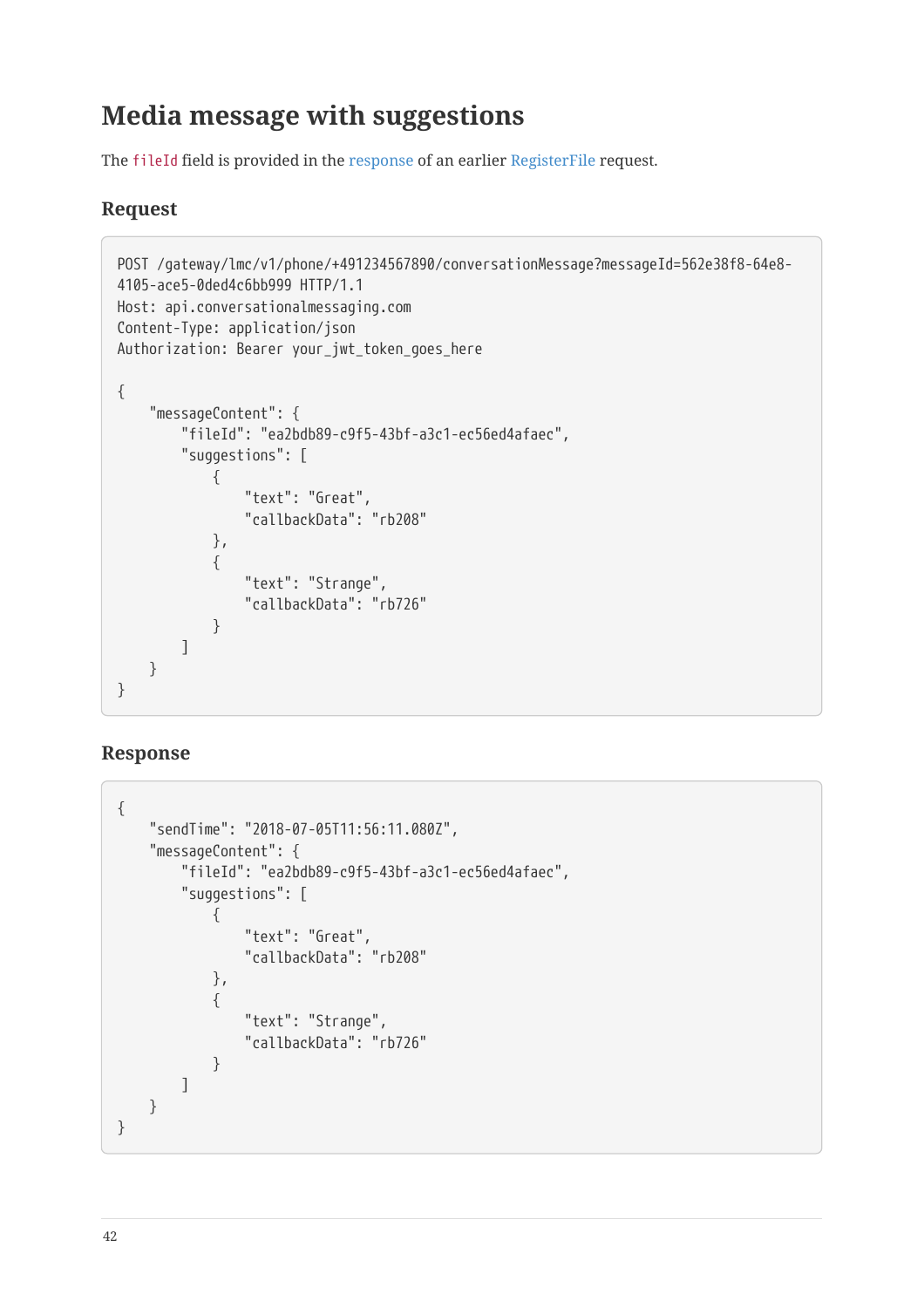## Media message with suggestions

The `fileId` field is provided in the response of an earlier RegisterFile request.

### Request

```
POST /gateway/lmc/v1/phone/+491234567890/conversationMessage?messageId=562e38f8-64e8-4105-ace5-0ded4c6bb999 HTTP/1.1
Host: api.conversationalmessaging.com
Content-Type: application/json
Authorization: Bearer your_jwt_token_goes_here

{
    "messageContent": {
        "fileId": "ea2bdb89-c9f5-43bf-a3c1-ec56ed4afaec",
        "suggestions": [
            {
                "text": "Great",
                "callbackData": "rb208"
            },
            {
                "text": "Strange",
                "callbackData": "rb726"
            }
        ]
    }
}
```

### Response

```
{
    "sendTime": "2018-07-05T11:56:11.080Z",
    "messageContent": {
        "fileId": "ea2bdb89-c9f5-43bf-a3c1-ec56ed4afaec",
        "suggestions": [
            {
                "text": "Great",
                "callbackData": "rb208"
            },
            {
                "text": "Strange",
                "callbackData": "rb726"
            }
        ]
    }
}
```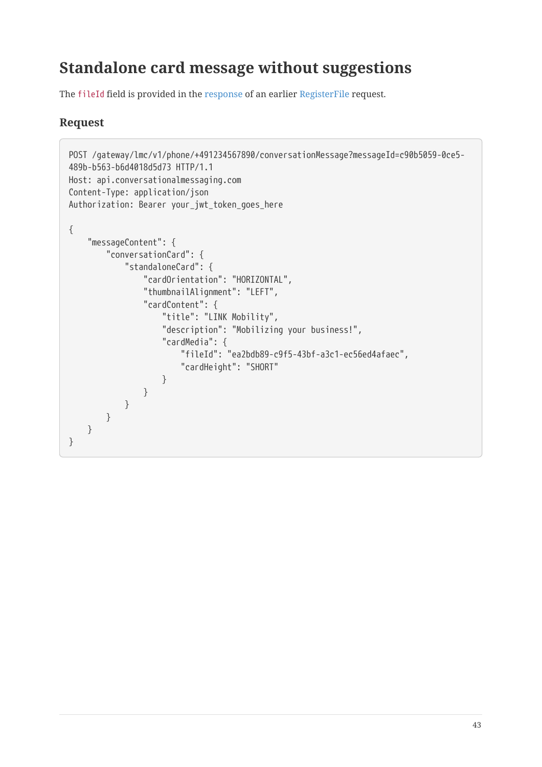## Standalone card message without suggestions

The `fileId` field is provided in the response of an earlier RegisterFile request.

### Request

```
POST /gateway/lmc/v1/phone/+491234567890/conversationMessage?messageId=c90b5059-0ce5-489b-b563-b6d4018d5d73 HTTP/1.1
Host: api.conversationalmessaging.com
Content-Type: application/json
Authorization: Bearer your_jwt_token_goes_here

{
    "messageContent": {
        "conversationCard": {
            "standaloneCard": {
                "cardOrientation": "HORIZONTAL",
                "thumbnailAlignment": "LEFT",
                "cardContent": {
                    "title": "LINK Mobility",
                    "description": "Mobilizing your business!",
                    "cardMedia": {
                        "fileId": "ea2bdb89-c9f5-43bf-a3c1-ec56ed4afaec",
                        "cardHeight": "SHORT"
                    }
                }
            }
        }
    }
}
```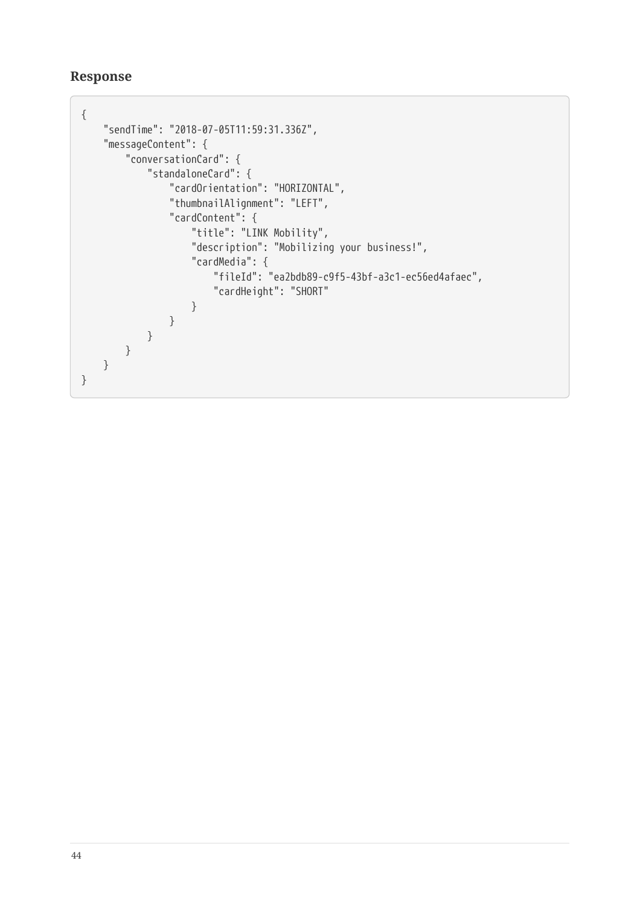### Response

```
{
    "sendTime": "2018-07-05T11:59:31.336Z",
    "messageContent": {
        "conversationCard": {
            "standaloneCard": {
                "cardOrientation": "HORIZONTAL",
                "thumbnailAlignment": "LEFT",
                "cardContent": {
                    "title": "LINK Mobility",
                    "description": "Mobilizing your business!",
                    "cardMedia": {
                        "fileId": "ea2bdb89-c9f5-43bf-a3c1-ec56ed4afaec",
                        "cardHeight": "SHORT"
                    }
                }
            }
        }
    }
}
```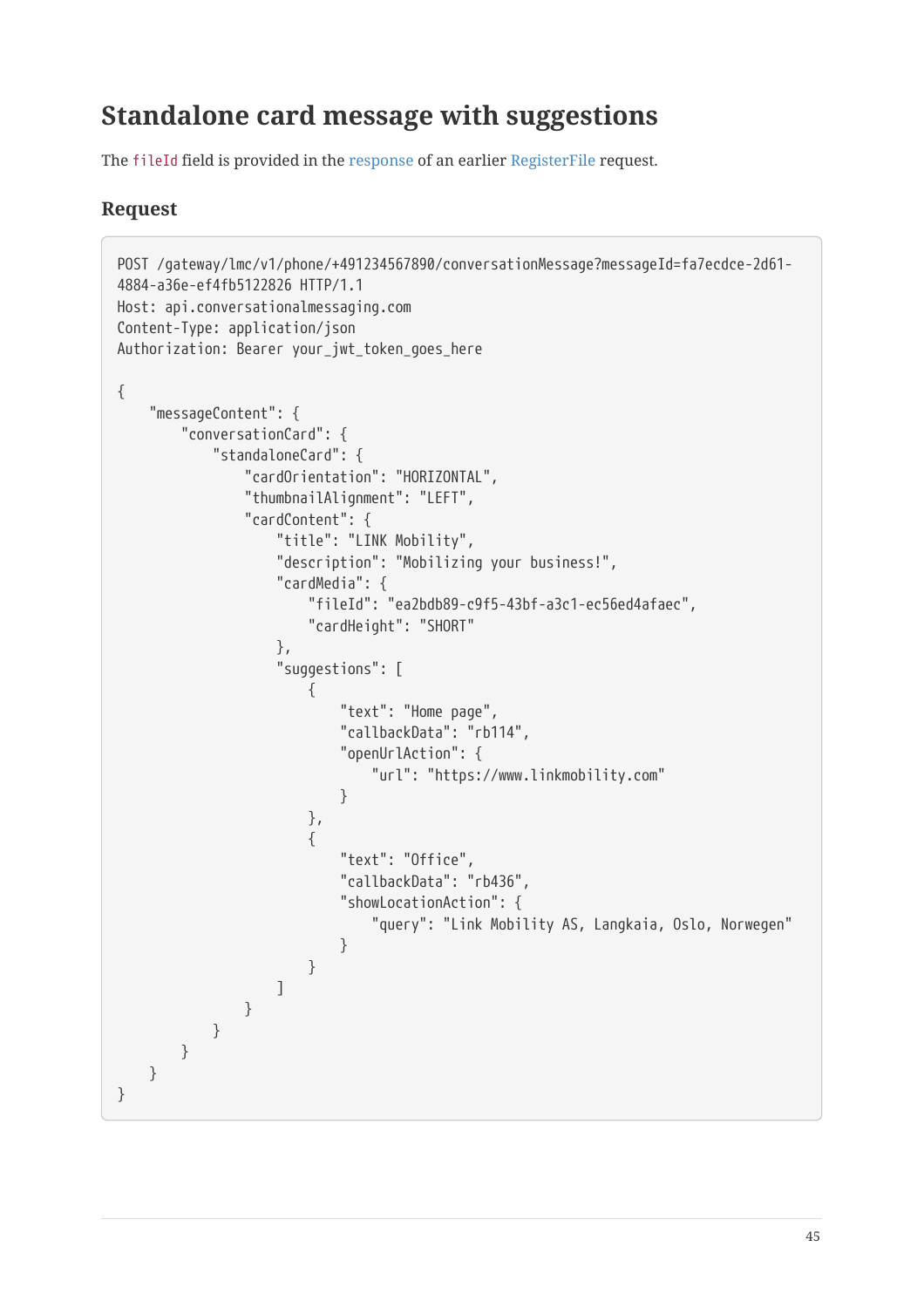## Standalone card message with suggestions

The `fileId` field is provided in the response of an earlier RegisterFile request.

### Request

```
POST /gateway/lmc/v1/phone/+491234567890/conversationMessage?messageId=fa7ecdce-2d61-4884-a36e-ef4fb5122826 HTTP/1.1
Host: api.conversationalmessaging.com
Content-Type: application/json
Authorization: Bearer your_jwt_token_goes_here

{
    "messageContent": {
        "conversationCard": {
            "standaloneCard": {
                "cardOrientation": "HORIZONTAL",
                "thumbnailAlignment": "LEFT",
                "cardContent": {
                    "title": "LINK Mobility",
                    "description": "Mobilizing your business!",
                    "cardMedia": {
                        "fileId": "ea2bdb89-c9f5-43bf-a3c1-ec56ed4afaec",
                        "cardHeight": "SHORT"
                    },
                    "suggestions": [
                        {
                            "text": "Home page",
                            "callbackData": "rb114",
                            "openUrlAction": {
                                "url": "https://www.linkmobility.com"
                            }
                        },
                        {
                            "text": "Office",
                            "callbackData": "rb436",
                            "showLocationAction": {
                                "query": "Link Mobility AS, Langkaia, Oslo, Norwegen"
                            }
                        }
                    ]
                }
            }
        }
    }
}
```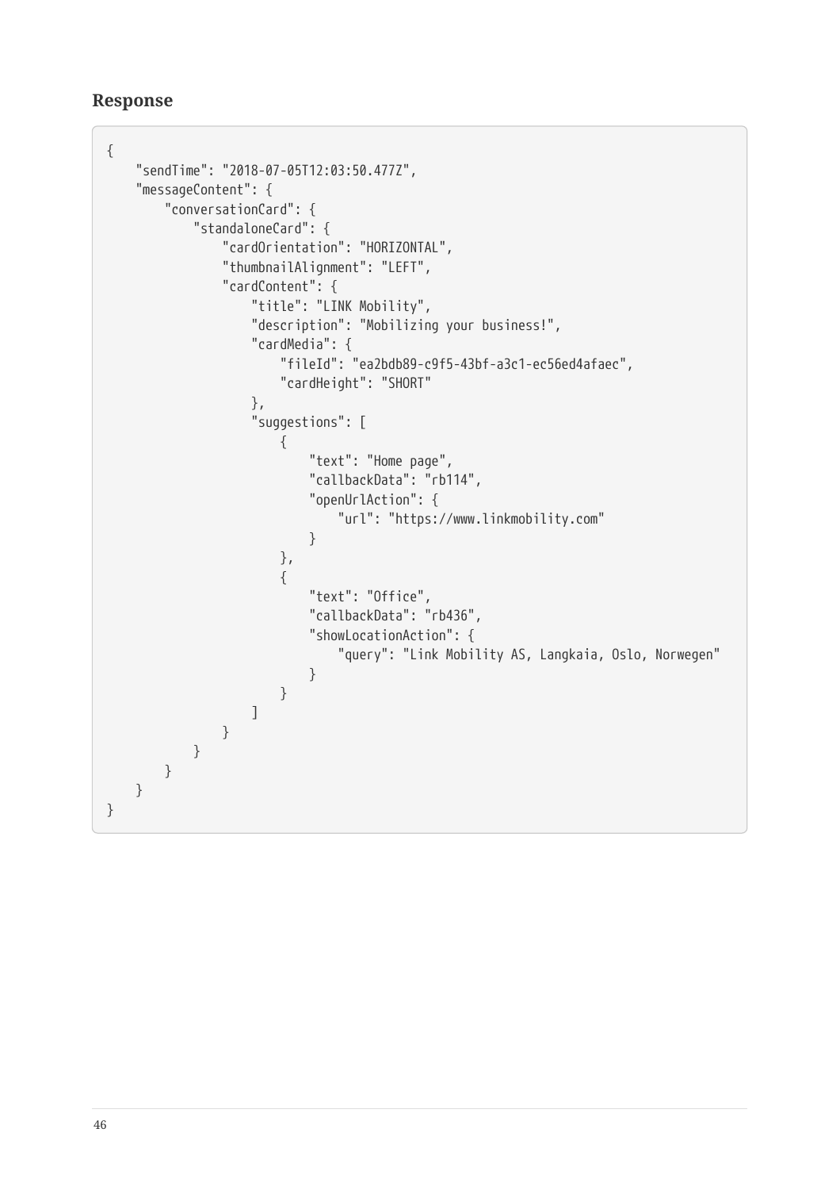### Response

```
{
    "sendTime": "2018-07-05T12:03:50.477Z",
    "messageContent": {
        "conversationCard": {
            "standaloneCard": {
                "cardOrientation": "HORIZONTAL",
                "thumbnailAlignment": "LEFT",
                "cardContent": {
                    "title": "LINK Mobility",
                    "description": "Mobilizing your business!",
                    "cardMedia": {
                        "fileId": "ea2bdb89-c9f5-43bf-a3c1-ec56ed4afaec",
                        "cardHeight": "SHORT"
                    },
                    "suggestions": [
                        {
                            "text": "Home page",
                            "callbackData": "rb114",
                            "openUrlAction": {
                                "url": "https://www.linkmobility.com"
                            }
                        },
                        {
                            "text": "Office",
                            "callbackData": "rb436",
                            "showLocationAction": {
                                "query": "Link Mobility AS, Langkaia, Oslo, Norwegen"
                            }
                        }
                    ]
                }
            }
        }
    }
}
```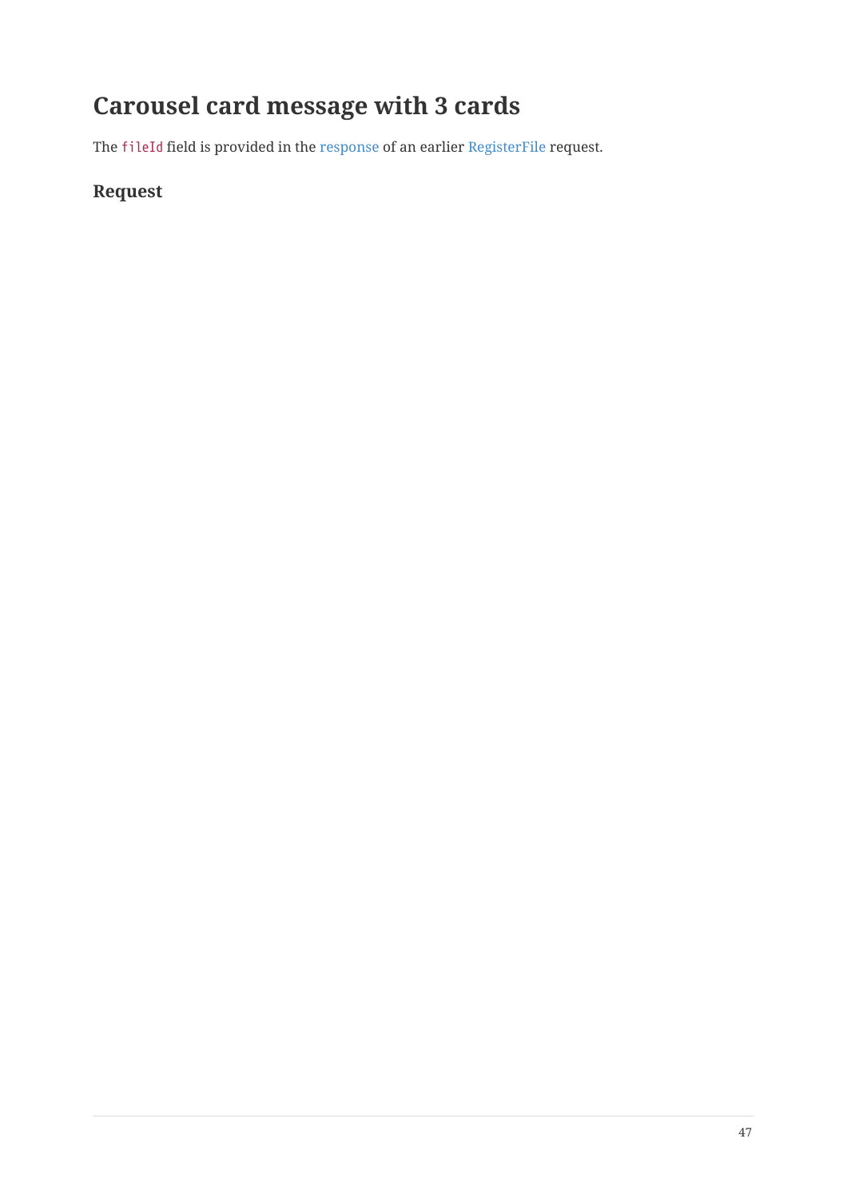## Carousel card message with 3 cards

The `fileId` field is provided in the response of an earlier RegisterFile request.

### Request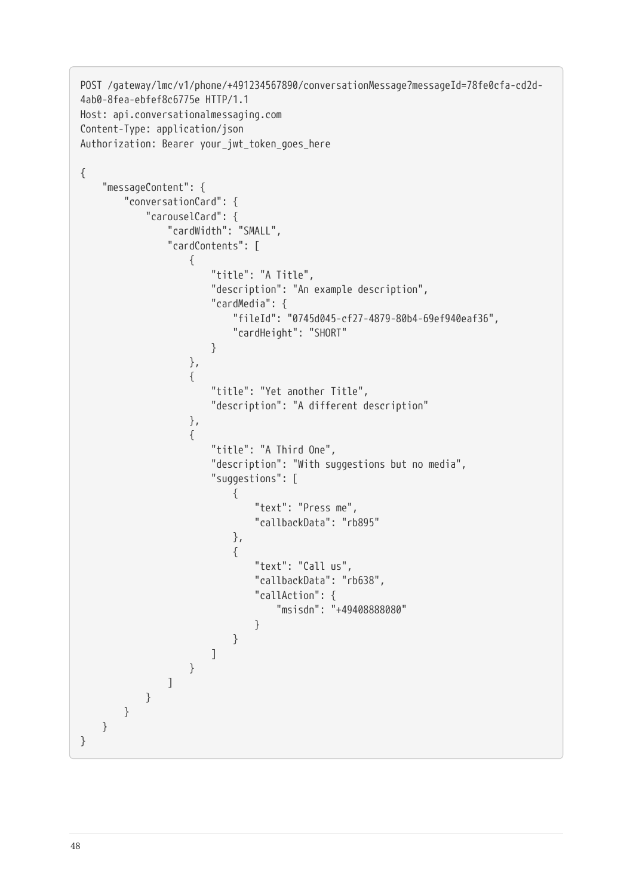```
POST /gateway/lmc/v1/phone/+491234567890/conversationMessage?messageId=78fe0cfa-cd2d-4ab0-8fea-ebfef8c6775e HTTP/1.1
Host: api.conversationalmessaging.com
Content-Type: application/json
Authorization: Bearer your_jwt_token_goes_here

{
    "messageContent": {
        "conversationCard": {
            "carouselCard": {
                "cardWidth": "SMALL",
                "cardContents": [
                    {
                        "title": "A Title",
                        "description": "An example description",
                        "cardMedia": {
                            "fileId": "0745d045-cf27-4879-80b4-69ef940eaf36",
                            "cardHeight": "SHORT"
                        }
                    },
                    {
                        "title": "Yet another Title",
                        "description": "A different description"
                    },
                    {
                        "title": "A Third One",
                        "description": "With suggestions but no media",
                        "suggestions": [
                            {
                                "text": "Press me",
                                "callbackData": "rb895"
                            },
                            {
                                "text": "Call us",
                                "callbackData": "rb638",
                                "callAction": {
                                    "msisdn": "+49408888080"
                                }
                            }
                        ]
                    }
                ]
            }
        }
    }
}
```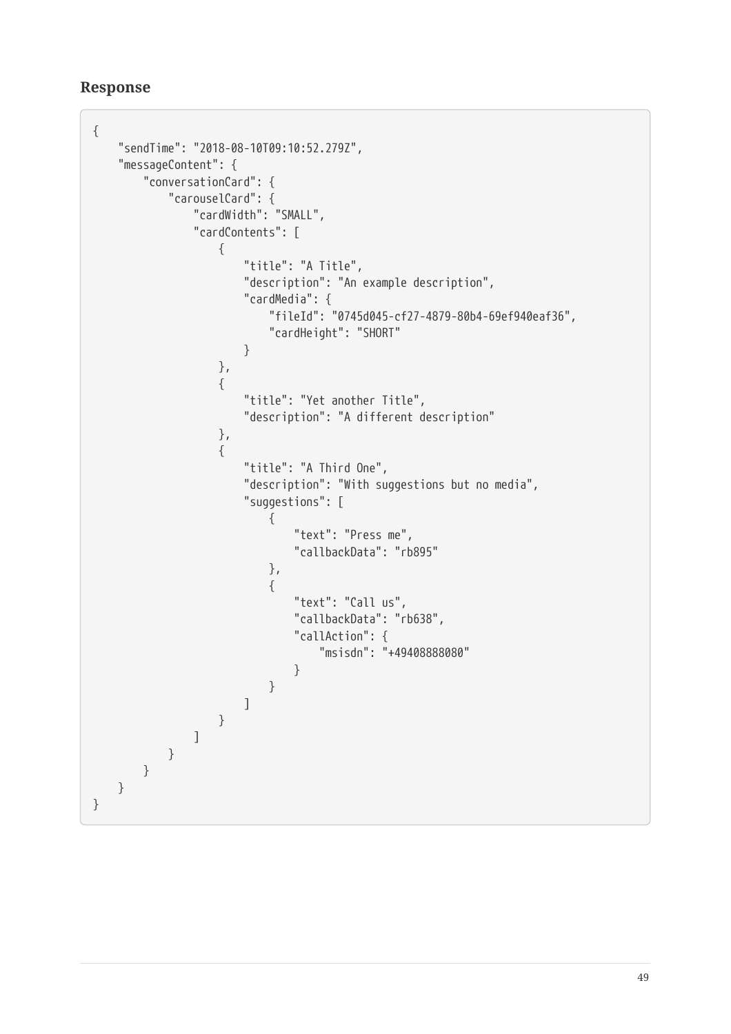### Response

```
{
    "sendTime": "2018-08-10T09:10:52.279Z",
    "messageContent": {
        "conversationCard": {
            "carouselCard": {
                "cardWidth": "SMALL",
                "cardContents": [
                    {
                        "title": "A Title",
                        "description": "An example description",
                        "cardMedia": {
                            "fileId": "0745d045-cf27-4879-80b4-69ef940eaf36",
                            "cardHeight": "SHORT"
                        }
                    },
                    {
                        "title": "Yet another Title",
                        "description": "A different description"
                    },
                    {
                        "title": "A Third One",
                        "description": "With suggestions but no media",
                        "suggestions": [
                            {
                                "text": "Press me",
                                "callbackData": "rb895"
                            },
                            {
                                "text": "Call us",
                                "callbackData": "rb638",
                                "callAction": {
                                    "msisdn": "+49408888080"
                                }
                            }
                        ]
                    }
                ]
            }
        }
    }
}
```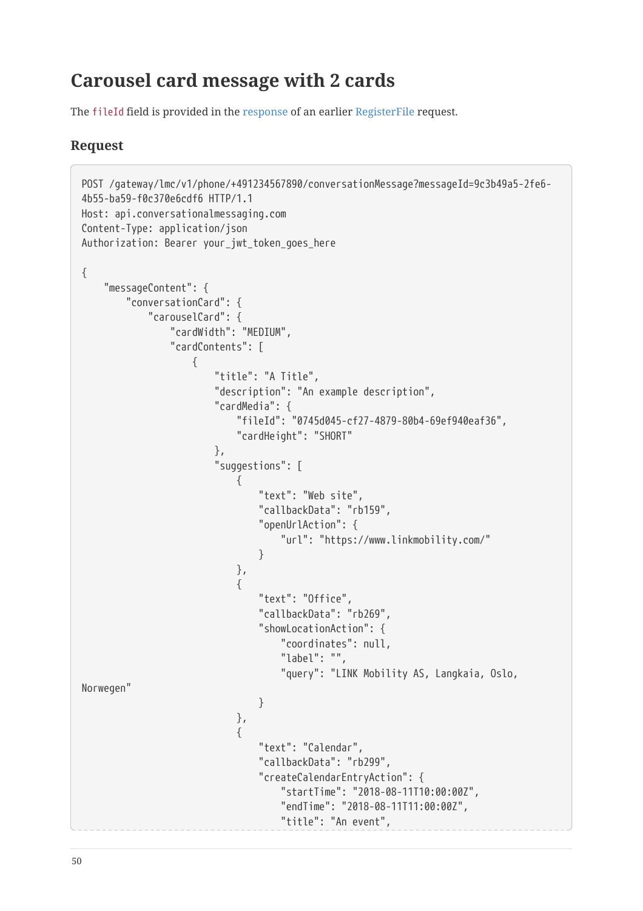## Carousel card message with 2 cards

The `fileId` field is provided in the response of an earlier RegisterFile request.

### Request

```
POST /gateway/lmc/v1/phone/+491234567890/conversationMessage?messageId=9c3b49a5-2fe6-
4b55-ba59-f0c370e6cdf6 HTTP/1.1
Host: api.conversationalmessaging.com
Content-Type: application/json
Authorization: Bearer your_jwt_token_goes_here

{
    "messageContent": {
        "conversationCard": {
            "carouselCard": {
                "cardWidth": "MEDIUM",
                "cardContents": [
                    {
                        "title": "A Title",
                        "description": "An example description",
                        "cardMedia": {
                            "fileId": "0745d045-cf27-4879-80b4-69ef940eaf36",
                            "cardHeight": "SHORT"
                        },
                        "suggestions": [
                            {
                                "text": "Web site",
                                "callbackData": "rb159",
                                "openUrlAction": {
                                    "url": "https://www.linkmobility.com/"
                                }
                            },
                            {
                                "text": "Office",
                                "callbackData": "rb269",
                                "showLocationAction": {
                                    "coordinates": null,
                                    "label": "",
                                    "query": "LINK Mobility AS, Langkaia, Oslo,
Norwegen"
                                }
                            },
                            {
                                "text": "Calendar",
                                "callbackData": "rb299",
                                "createCalendarEntryAction": {
                                    "startTime": "2018-08-11T10:00:00Z",
                                    "endTime": "2018-08-11T11:00:00Z",
                                    "title": "An event",
```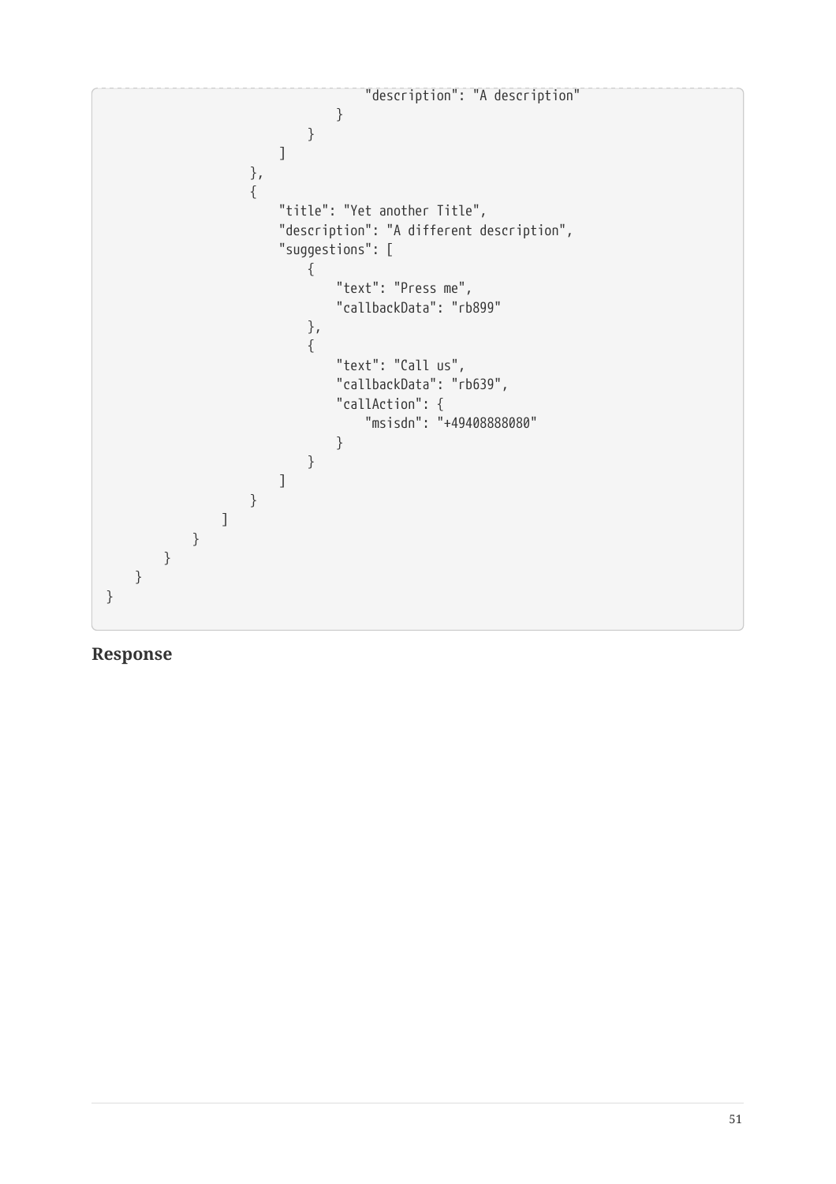```
                                    "description": "A description"
                                }
                            }
                        ]
                    },
                    {
                        "title": "Yet another Title",
                        "description": "A different description",
                        "suggestions": [
                            {
                                "text": "Press me",
                                "callbackData": "rb899"
                            },
                            {
                                "text": "Call us",
                                "callbackData": "rb639",
                                "callAction": {
                                    "msisdn": "+49408888080"
                                }
                            }
                        ]
                    }
                ]
            }
        }
    }
}
```

### Response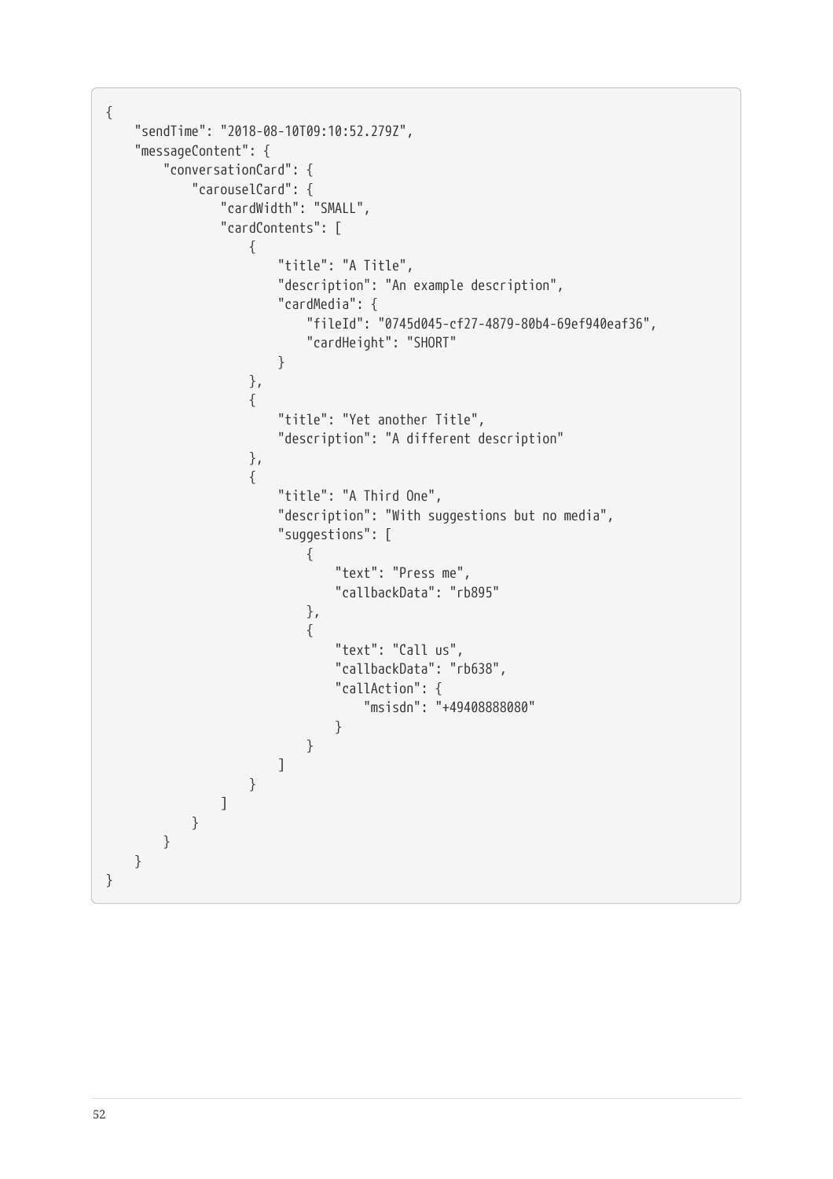```
{
    "sendTime": "2018-08-10T09:10:52.279Z",
    "messageContent": {
        "conversationCard": {
            "carouselCard": {
                "cardWidth": "SMALL",
                "cardContents": [
                    {
                        "title": "A Title",
                        "description": "An example description",
                        "cardMedia": {
                            "fileId": "0745d045-cf27-4879-80b4-69ef940eaf36",
                            "cardHeight": "SHORT"
                        }
                    },
                    {
                        "title": "Yet another Title",
                        "description": "A different description"
                    },
                    {
                        "title": "A Third One",
                        "description": "With suggestions but no media",
                        "suggestions": [
                            {
                                "text": "Press me",
                                "callbackData": "rb895"
                            },
                            {
                                "text": "Call us",
                                "callbackData": "rb638",
                                "callAction": {
                                    "msisdn": "+49408888080"
                                }
                            }
                        ]
                    }
                ]
            }
        }
    }
}
```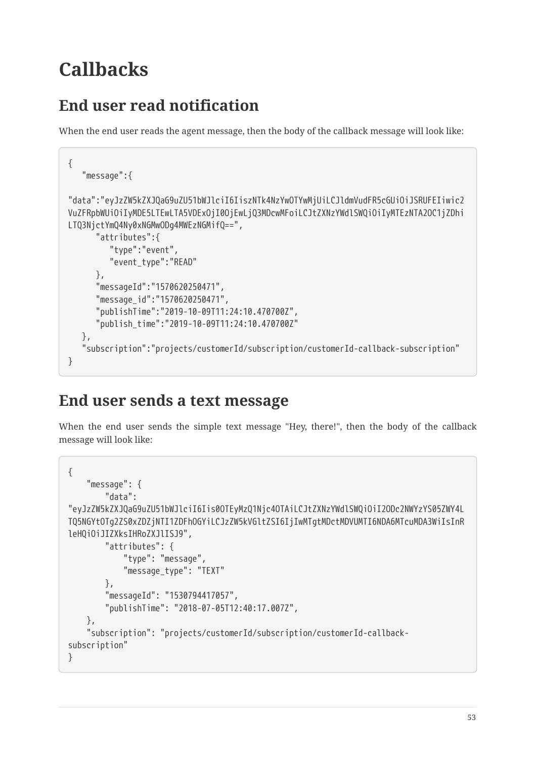# Callbacks

## End user read notification

When the end user reads the agent message, then the body of the callback message will look like:

```
{
   "message":{

"data":"eyJzZW5kZXJQaG9uZU51bWJlciI6IiszNTk4NzYwOTYwMjUiLCJldmVudFR5cGUiOiJSRUFEIiwic2VuZFRpbWUiOiIyMDE5LTEwLTA5VDExOjI0OjEwLjQ3MDcwMFoiLCJtZXNzYWdlSWQiOiIyMTEzNTA2OC1jZDhiLTQ3NjctYmQ4Ny0xNGMwODg4MWEzNGMifQ==",
      "attributes":{
         "type":"event",
         "event_type":"READ"
      },
      "messageId":"1570620250471",
      "message_id":"1570620250471",
      "publishTime":"2019-10-09T11:24:10.470700Z",
      "publish_time":"2019-10-09T11:24:10.470700Z"
   },
   "subscription":"projects/customerId/subscription/customerId-callback-subscription"
}
```

## End user sends a text message

When the end user sends the simple text message "Hey, there!", then the body of the callback message will look like:

```
{
    "message": {
        "data":
"eyJzZW5kZXJQaG9uZU51bWJlciI6Iis0OTEyMzQ1Njc4OTAiLCJtZXNzYWdlSWQiOiI2ODc2NWYzYS05ZWY4LTQ5NGYtOTg2ZS0xZDZjNTI1ZDFhOGYiLCJzZW5kVGltZSI6IjIwMTgtMDctMDVUMTI6NDA6MTcuMDA3WiIsInRleHQiOiJIZXksIHRoZXJlISJ9",
        "attributes": {
            "type": "message",
            "message_type": "TEXT"
        },
        "messageId": "1530794417057",
        "publishTime": "2018-07-05T12:40:17.007Z",
    },
    "subscription": "projects/customerId/subscription/customerId-callback-
subscription"
}
```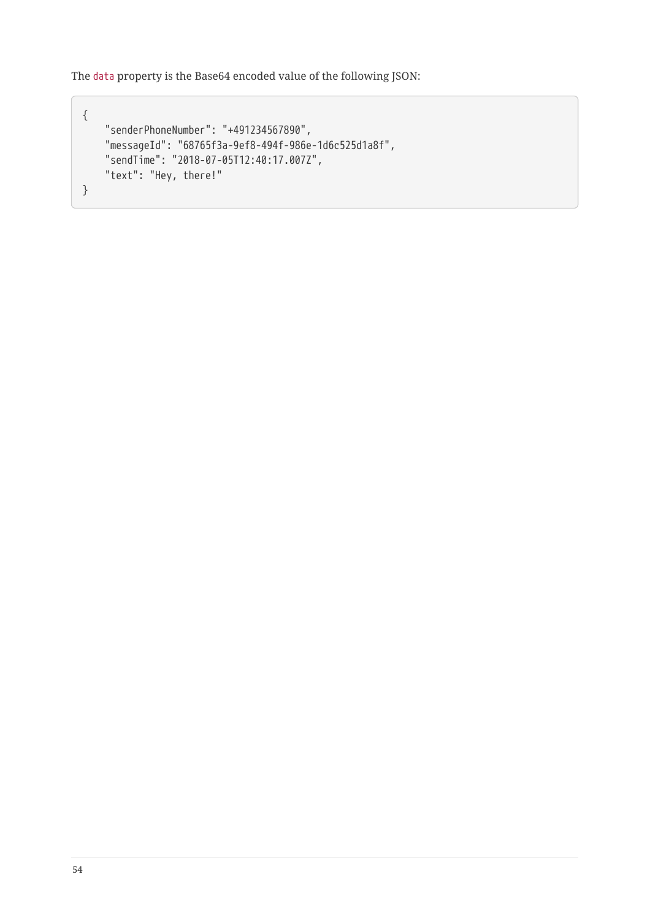The `data` property is the Base64 encoded value of the following JSON:

```
{
    "senderPhoneNumber": "+491234567890",
    "messageId": "68765f3a-9ef8-494f-986e-1d6c525d1a8f",
    "sendTime": "2018-07-05T12:40:17.007Z",
    "text": "Hey, there!"
}
```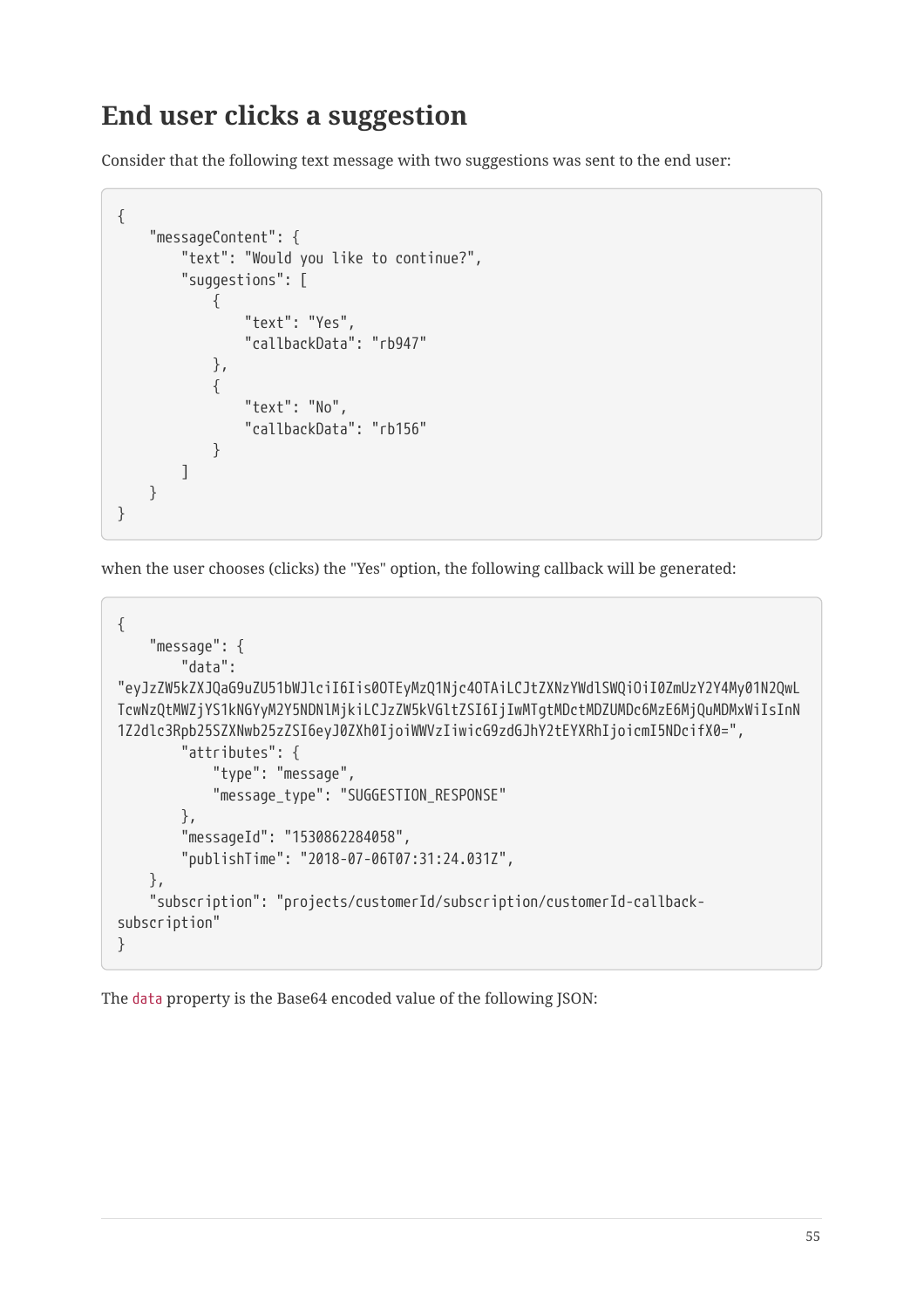## End user clicks a suggestion

Consider that the following text message with two suggestions was sent to the end user:

```
{
    "messageContent": {
        "text": "Would you like to continue?",
        "suggestions": [
            {
                "text": "Yes",
                "callbackData": "rb947"
            },
            {
                "text": "No",
                "callbackData": "rb156"
            }
        ]
    }
}
```

when the user chooses (clicks) the "Yes" option, the following callback will be generated:

```
{
    "message": {
        "data":
"eyJzZW5kZXJQaG9uZU51bWJlciI6Iis0OTEyMzQ1Njc4OTAiLCJtZXNzYWdlSWQiOiI0ZmUzY2Y4My01N2QwL
TcwNzQtMWZjYS1kNGYyM2Y5NDNlMjkiLCJzZW5kVGltZSI6IjIwMTgtMDctMDZUMDc6MzE6MjQuMDMxWiIsInN
1Z2dlc3Rpb25SZXNwb25zZSI6eyJ0ZXh0IjoiWWVzIiwicG9zdGJhY2tEYXRhIjoicmI5NDcifX0=",
        "attributes": {
            "type": "message",
            "message_type": "SUGGESTION_RESPONSE"
        },
        "messageId": "1530862284058",
        "publishTime": "2018-07-06T07:31:24.031Z",
    },
    "subscription": "projects/customerId/subscription/customerId-callback-
subscription"
}
```

The `data` property is the Base64 encoded value of the following JSON: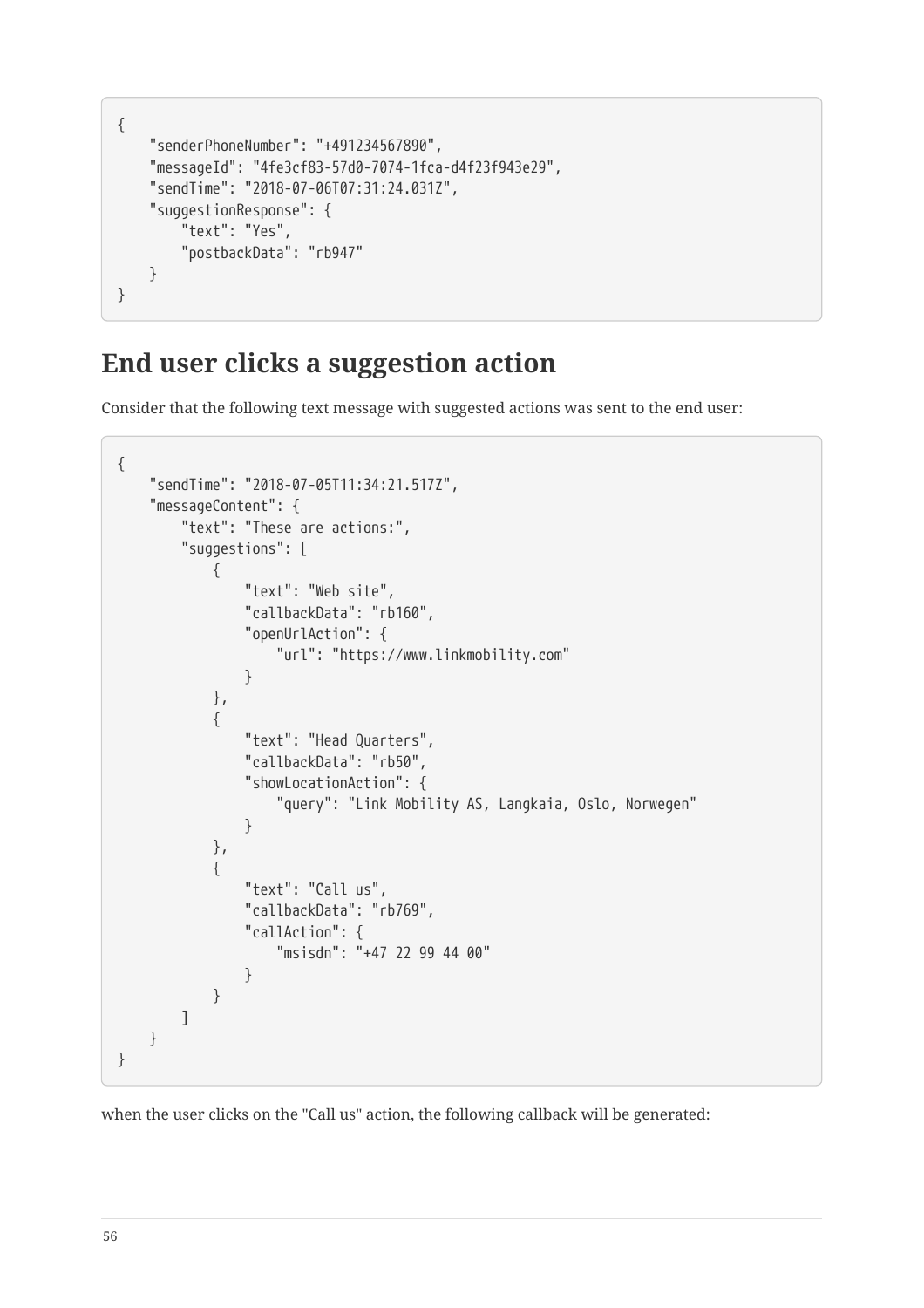```
{
    "senderPhoneNumber": "+491234567890",
    "messageId": "4fe3cf83-57d0-7074-1fca-d4f23f943e29",
    "sendTime": "2018-07-06T07:31:24.031Z",
    "suggestionResponse": {
        "text": "Yes",
        "postbackData": "rb947"
    }
}
```

## End user clicks a suggestion action

Consider that the following text message with suggested actions was sent to the end user:

```
{
    "sendTime": "2018-07-05T11:34:21.517Z",
    "messageContent": {
        "text": "These are actions:",
        "suggestions": [
            {
                "text": "Web site",
                "callbackData": "rb160",
                "openUrlAction": {
                    "url": "https://www.linkmobility.com"
                }
            },
            {
                "text": "Head Quarters",
                "callbackData": "rb50",
                "showLocationAction": {
                    "query": "Link Mobility AS, Langkaia, Oslo, Norwegen"
                }
            },
            {
                "text": "Call us",
                "callbackData": "rb769",
                "callAction": {
                    "msisdn": "+47 22 99 44 00"
                }
            }
        ]
    }
}
```

when the user clicks on the "Call us" action, the following callback will be generated: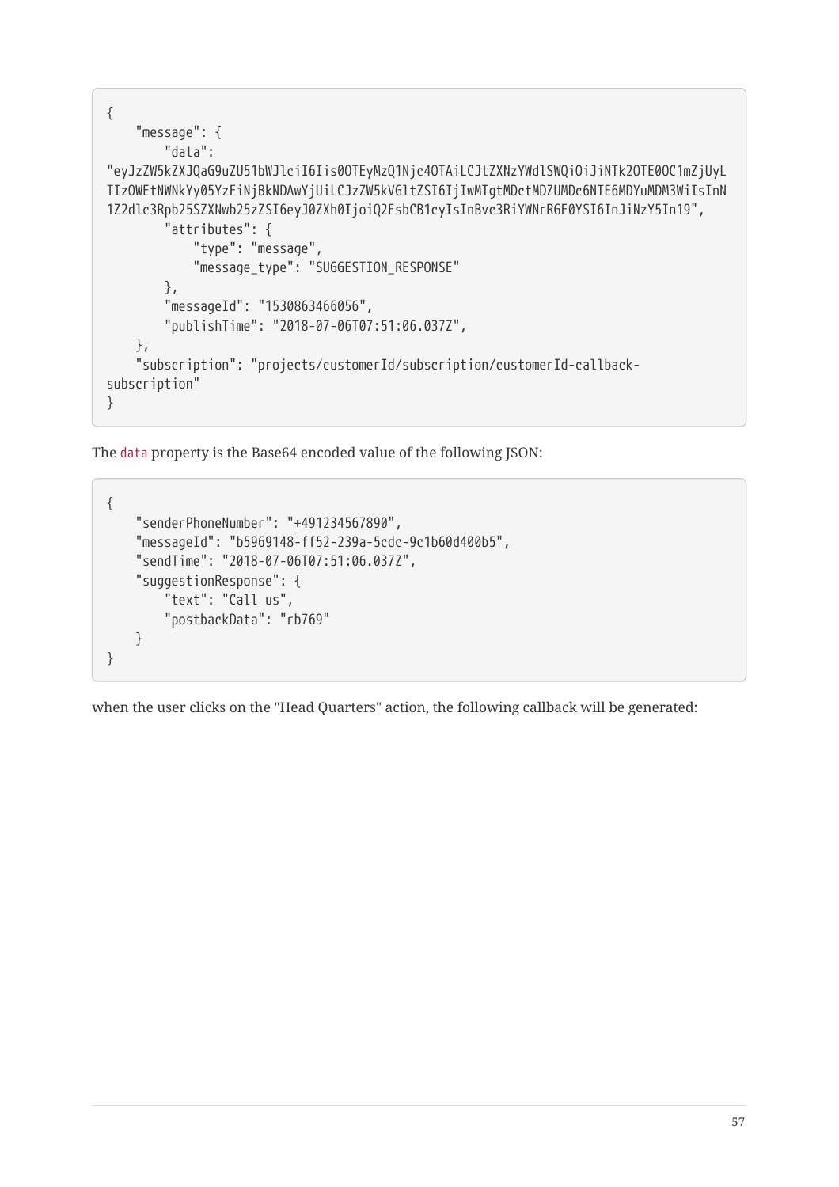```
{
    "message": {
        "data":
"eyJzZW5kZXJQaG9uZU51bWJlciI6Iis0OTEyMzQ1Njc4OTAiLCJtZXNzYWdlSWQiOiJiNTk2OTE0OC1mZjUyLTIzOWEtNWNkYy05YzFiNjBkNDAwYjUiLCJzZW5kVGltZSI6IjIwMTgtMDctMDZUMDc6NTE6MDYuMDM3WiIsInN1Z2dlc3Rpb25SZXNwb25zZSI6eyJ0ZXh0IjoiQ2FsbCB1cyIsInBvc3RiYWNrRGF0YSI6InJiNzY5In19",
        "attributes": {
            "type": "message",
            "message_type": "SUGGESTION_RESPONSE"
        },
        "messageId": "1530863466056",
        "publishTime": "2018-07-06T07:51:06.037Z",
    },
    "subscription": "projects/customerId/subscription/customerId-callback-subscription"
}
```

The `data` property is the Base64 encoded value of the following JSON:

```
{
    "senderPhoneNumber": "+491234567890",
    "messageId": "b5969148-ff52-239a-5cdc-9c1b60d400b5",
    "sendTime": "2018-07-06T07:51:06.037Z",
    "suggestionResponse": {
        "text": "Call us",
        "postbackData": "rb769"
    }
}
```

when the user clicks on the "Head Quarters" action, the following callback will be generated: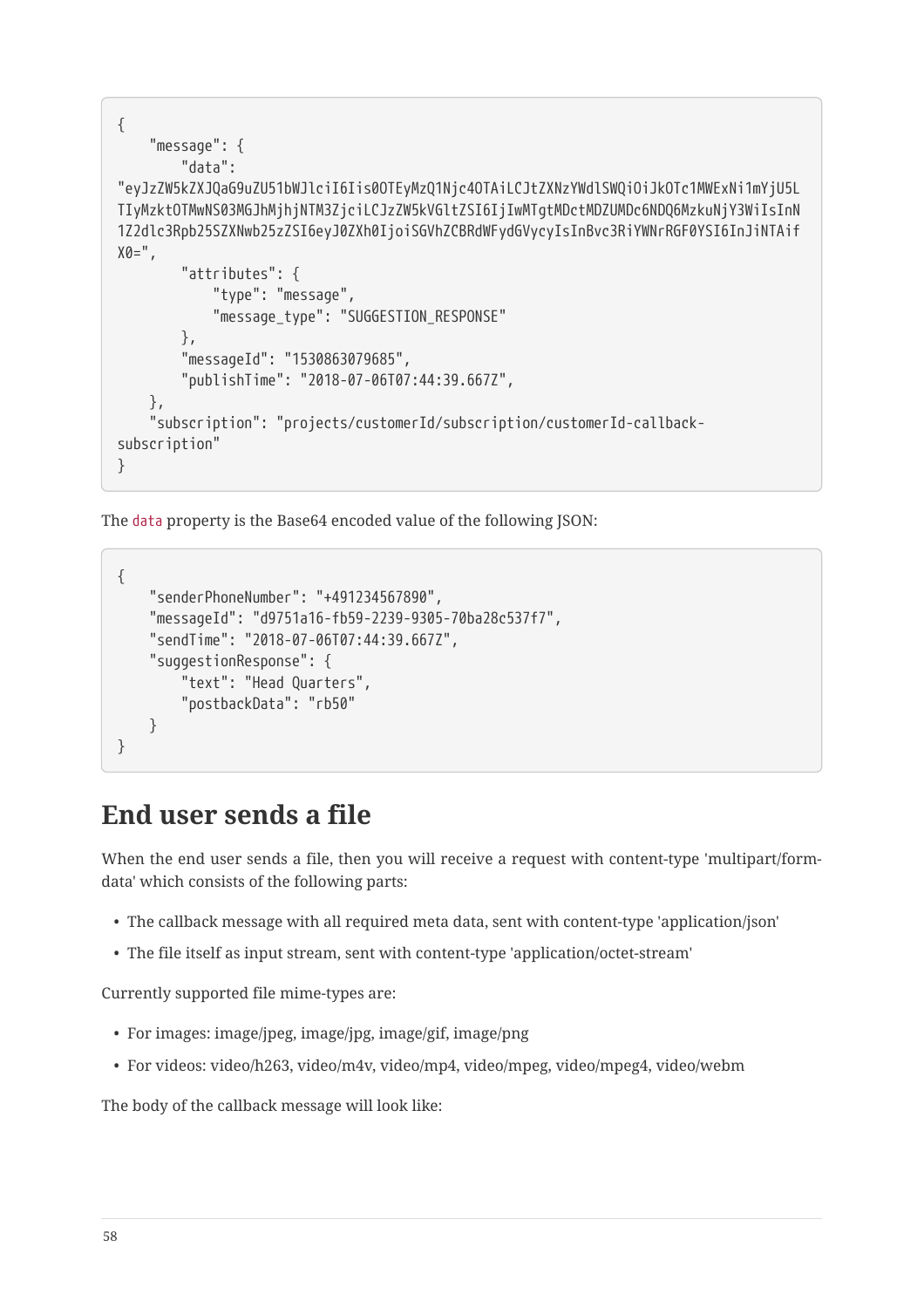```
{
    "message": {
        "data":
"eyJzZW5kZXJQaG9uZU51bWJlciI6Iis0OTEyMzQ1Njc4OTAiLCJtZXNzYWdlSWQiOiJkOTc1MWExNi1mYjU5LTIyMzktOTMwNS03MGJhMjhjNTM3ZjciLCJzZW5kVGltZSI6IjIwMTgtMDctMDZUMDc6NDQ6MzkuNjY3WiIsInN1Z2dlc3Rpb25SZXNwb25zZSI6eyJ0ZXh0IjoiSGVhZCBRdWFydGVycyIsInBvc3RiYWNrRGF0YSI6InJiNTAifX0=",
        "attributes": {
            "type": "message",
            "message_type": "SUGGESTION_RESPONSE"
        },
        "messageId": "1530863079685",
        "publishTime": "2018-07-06T07:44:39.667Z",
    },
    "subscription": "projects/customerId/subscription/customerId-callback-subscription"
}
```

The `data` property is the Base64 encoded value of the following JSON:

```
{
    "senderPhoneNumber": "+491234567890",
    "messageId": "d9751a16-fb59-2239-9305-70ba28c537f7",
    "sendTime": "2018-07-06T07:44:39.667Z",
    "suggestionResponse": {
        "text": "Head Quarters",
        "postbackData": "rb50"
    }
}
```

## End user sends a file

When the end user sends a file, then you will receive a request with content-type 'multipart/form-data' which consists of the following parts:

- The callback message with all required meta data, sent with content-type 'application/json'
- The file itself as input stream, sent with content-type 'application/octet-stream'

Currently supported file mime-types are:

- For images: image/jpeg, image/jpg, image/gif, image/png
- For videos: video/h263, video/m4v, video/mp4, video/mpeg, video/mpeg4, video/webm

The body of the callback message will look like: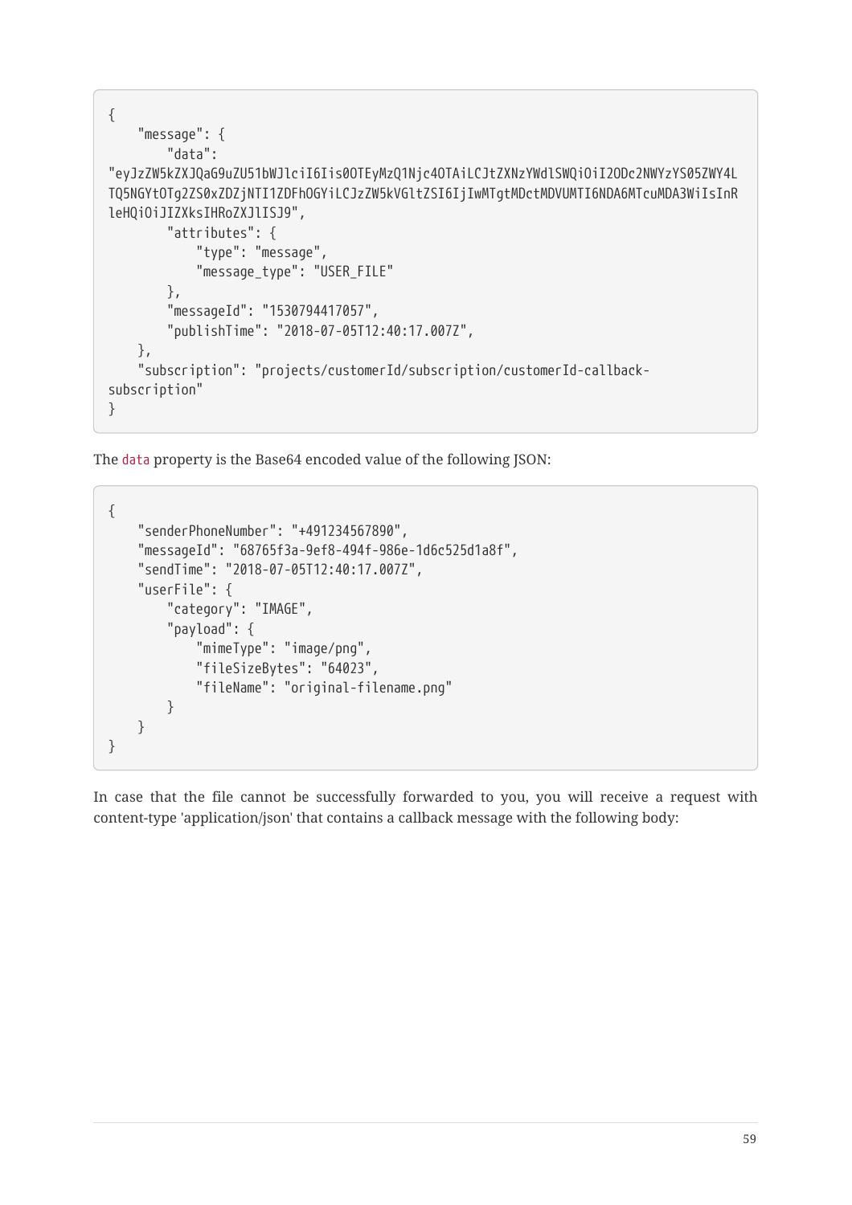```
{
    "message": {
        "data":
"eyJzZW5kZXJQaG9uZU51bWJlciI6Iis0OTEyMzQ1Njc4OTAiLCJtZXNzYWdlSWQiOiI2ODc2NWYzYS05ZWY4L
TQ5NGYtOTg2ZS0xZDZjNTI1ZDFhOGYiLCJzZW5kVGltZSI6IjIwMTgtMDctMDVUMTI6NDA6MTcuMDA3WiIsInR
leHQiOiJIZXksIHRoZXJlISJ9",
        "attributes": {
            "type": "message",
            "message_type": "USER_FILE"
        },
        "messageId": "1530794417057",
        "publishTime": "2018-07-05T12:40:17.007Z",
    },
    "subscription": "projects/customerId/subscription/customerId-callback-
subscription"
}
```

The `data` property is the Base64 encoded value of the following JSON:

```
{
    "senderPhoneNumber": "+491234567890",
    "messageId": "68765f3a-9ef8-494f-986e-1d6c525d1a8f",
    "sendTime": "2018-07-05T12:40:17.007Z",
    "userFile": {
        "category": "IMAGE",
        "payload": {
            "mimeType": "image/png",
            "fileSizeBytes": "64023",
            "fileName": "original-filename.png"
        }
    }
}
```

In case that the file cannot be successfully forwarded to you, you will receive a request with content-type 'application/json' that contains a callback message with the following body: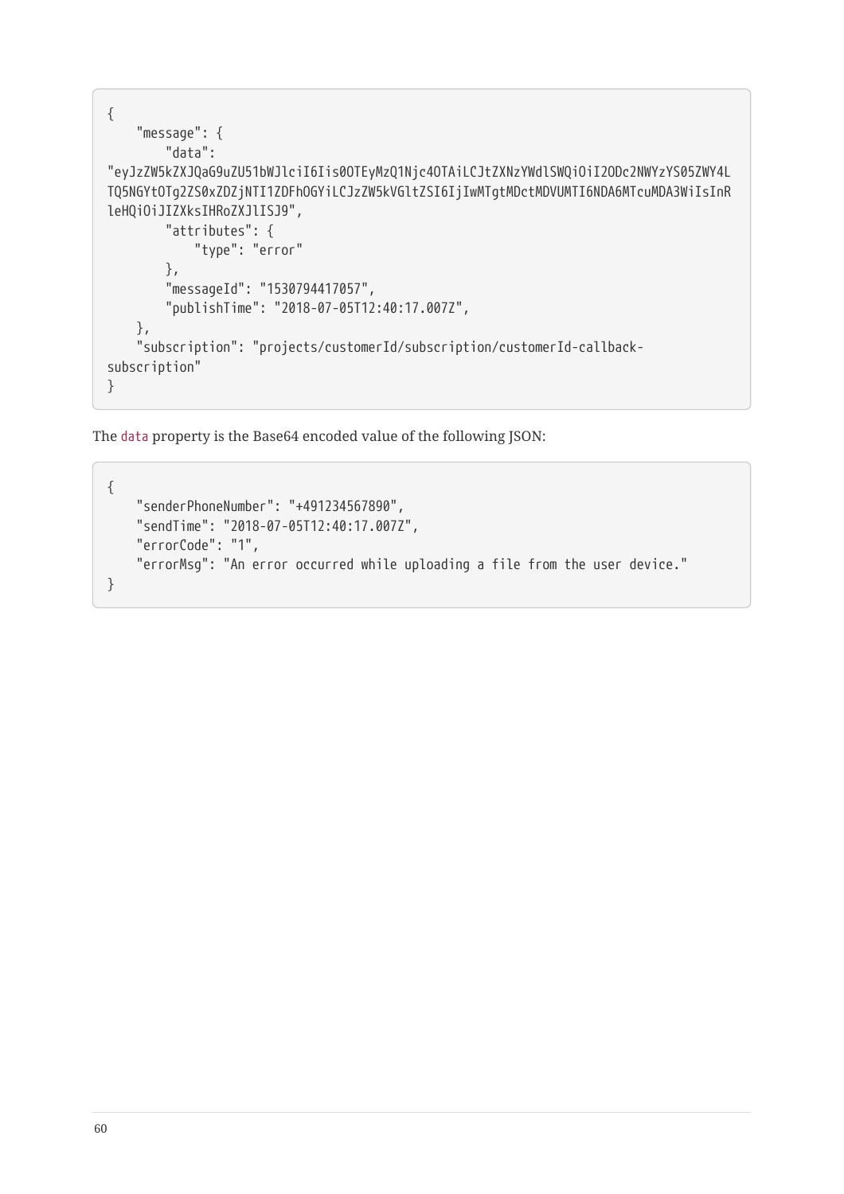```
{
    "message": {
        "data":
"eyJzZW5kZXJQaG9uZU51bWJlciI6Iis0OTEyMzQ1Njc4OTAiLCJtZXNzYWdlSWQiOiI2ODc2NWYzYS05ZWY4L
TQ5NGYtOTg2ZS0xZDZjNTI1ZDFhOGYiLCJzZW5kVGltZSI6IjIwMTgtMDctMDVUMTI6NDA6MTcuMDA3WiIsInR
leHQiOiJIZXksIHRoZXJlISJ9",
        "attributes": {
            "type": "error"
        },
        "messageId": "1530794417057",
        "publishTime": "2018-07-05T12:40:17.007Z",
    },
    "subscription": "projects/customerId/subscription/customerId-callback-
subscription"
}
```

The data property is the Base64 encoded value of the following JSON:

```
{
    "senderPhoneNumber": "+491234567890",
    "sendTime": "2018-07-05T12:40:17.007Z",
    "errorCode": "1",
    "errorMsg": "An error occurred while uploading a file from the user device."
}
```